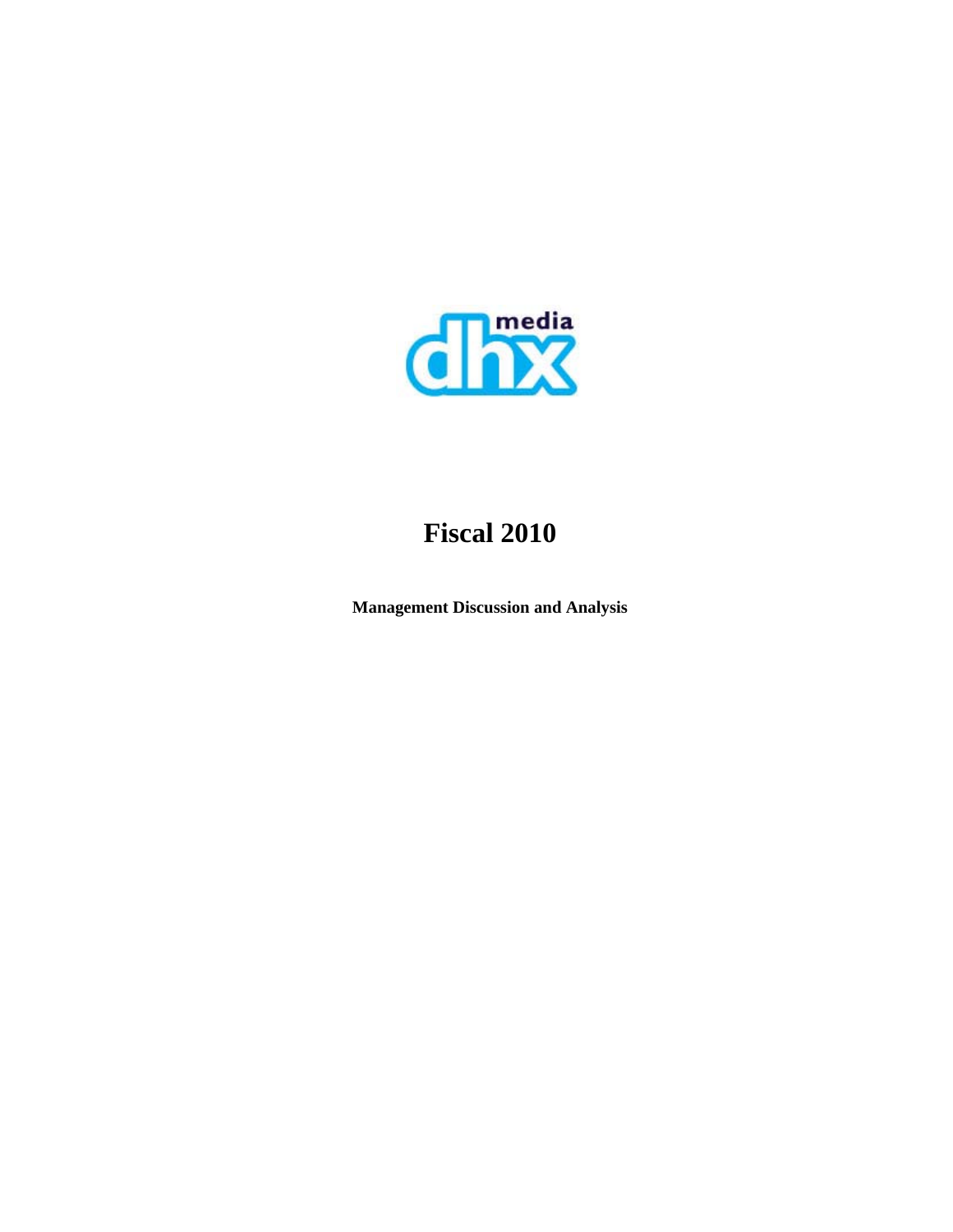dhx media

# Fiscal 2010

**Management Discussion and Analysis**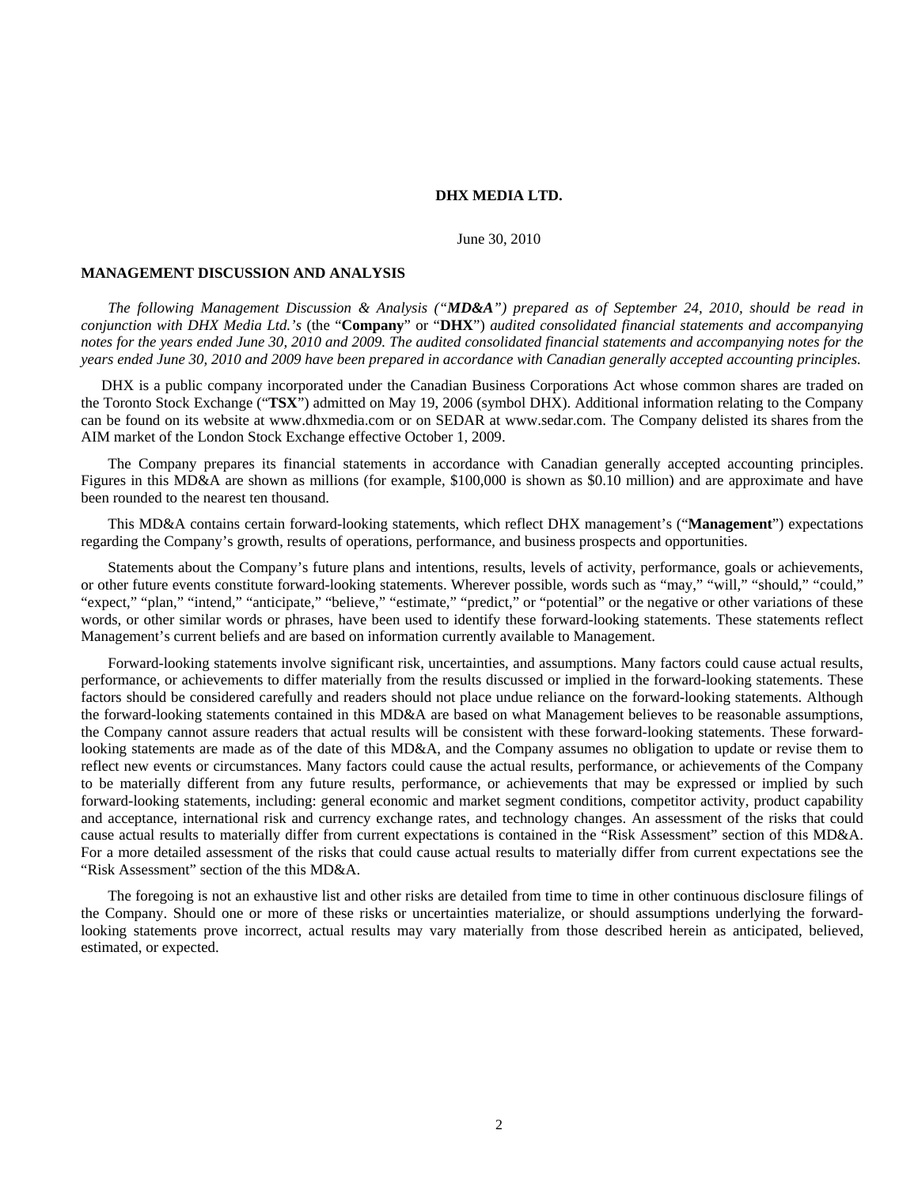**DHX MEDIA LTD.**

June 30, 2010

**MANAGEMENT DISCUSSION AND ANALYSIS**

*The following Management Discussion & Analysis ("**MD&A**") prepared as of September 24, 2010, should be read in conjunction with DHX Media Ltd.'s* (the "**Company**" or "**DHX**") *audited consolidated financial statements and accompanying notes for the years ended June 30, 2010 and 2009. The audited consolidated financial statements and accompanying notes for the years ended June 30, 2010 and 2009 have been prepared in accordance with Canadian generally accepted accounting principles.*

DHX is a public company incorporated under the Canadian Business Corporations Act whose common shares are traded on the Toronto Stock Exchange ("**TSX**") admitted on May 19, 2006 (symbol DHX). Additional information relating to the Company can be found on its website at www.dhxmedia.com or on SEDAR at www.sedar.com. The Company delisted its shares from the AIM market of the London Stock Exchange effective October 1, 2009.

The Company prepares its financial statements in accordance with Canadian generally accepted accounting principles. Figures in this MD&A are shown as millions (for example, $100,000 is shown as $0.10 million) and are approximate and have been rounded to the nearest ten thousand.

This MD&A contains certain forward-looking statements, which reflect DHX management's ("**Management**") expectations regarding the Company's growth, results of operations, performance, and business prospects and opportunities.

Statements about the Company's future plans and intentions, results, levels of activity, performance, goals or achievements, or other future events constitute forward-looking statements. Wherever possible, words such as "may," "will," "should," "could," "expect," "plan," "intend," "anticipate," "believe," "estimate," "predict," or "potential" or the negative or other variations of these words, or other similar words or phrases, have been used to identify these forward-looking statements. These statements reflect Management's current beliefs and are based on information currently available to Management.

Forward-looking statements involve significant risk, uncertainties, and assumptions. Many factors could cause actual results, performance, or achievements to differ materially from the results discussed or implied in the forward-looking statements. These factors should be considered carefully and readers should not place undue reliance on the forward-looking statements. Although the forward-looking statements contained in this MD&A are based on what Management believes to be reasonable assumptions, the Company cannot assure readers that actual results will be consistent with these forward-looking statements. These forward-looking statements are made as of the date of this MD&A, and the Company assumes no obligation to update or revise them to reflect new events or circumstances. Many factors could cause the actual results, performance, or achievements of the Company to be materially different from any future results, performance, or achievements that may be expressed or implied by such forward-looking statements, including: general economic and market segment conditions, competitor activity, product capability and acceptance, international risk and currency exchange rates, and technology changes. An assessment of the risks that could cause actual results to materially differ from current expectations is contained in the "Risk Assessment" section of this MD&A. For a more detailed assessment of the risks that could cause actual results to materially differ from current expectations see the "Risk Assessment" section of the this MD&A.

The foregoing is not an exhaustive list and other risks are detailed from time to time in other continuous disclosure filings of the Company. Should one or more of these risks or uncertainties materialize, or should assumptions underlying the forward-looking statements prove incorrect, actual results may vary materially from those described herein as anticipated, believed, estimated, or expected.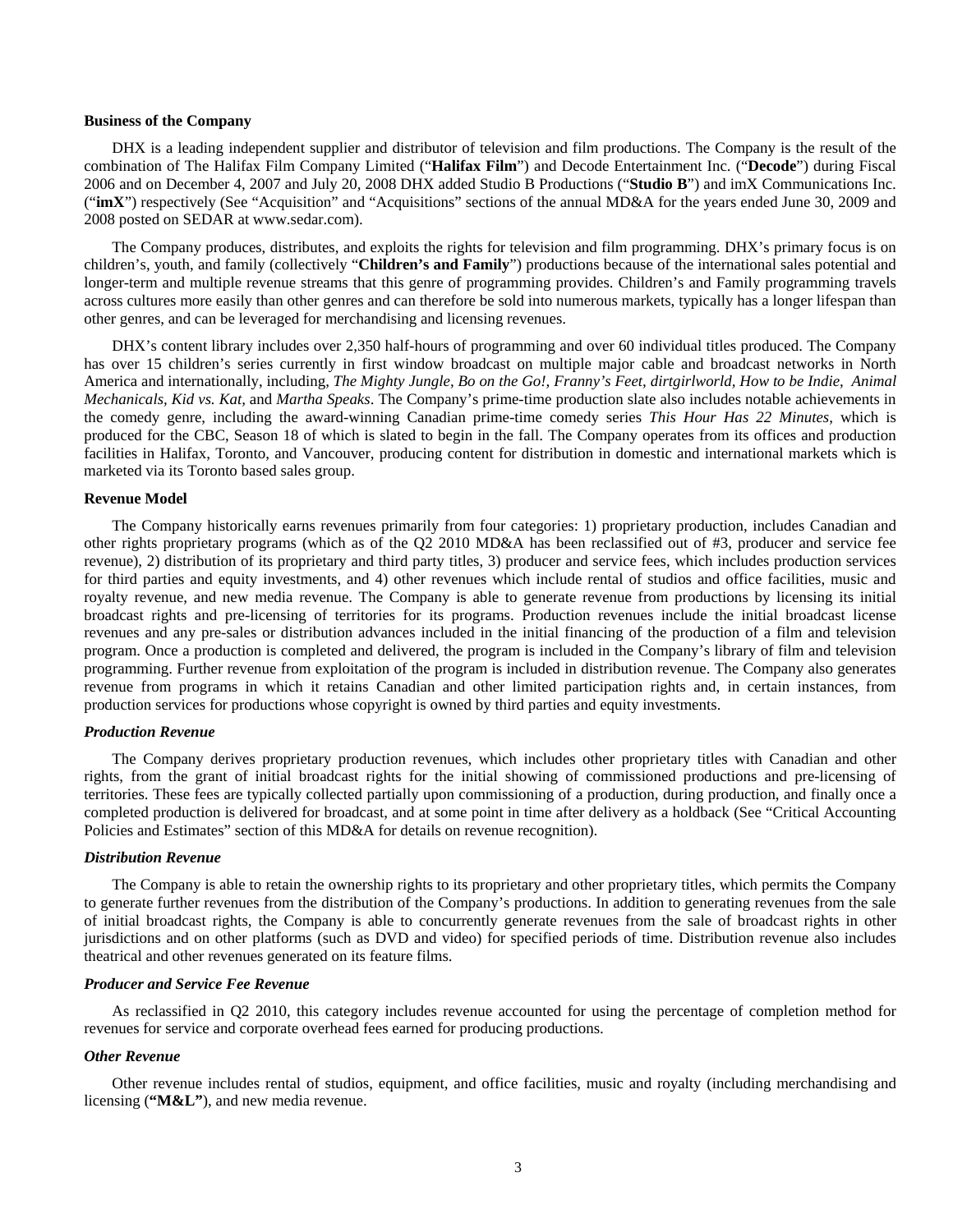**Business of the Company**

DHX is a leading independent supplier and distributor of television and film productions. The Company is the result of the combination of The Halifax Film Company Limited ("**Halifax Film**") and Decode Entertainment Inc. ("**Decode**") during Fiscal 2006 and on December 4, 2007 and July 20, 2008 DHX added Studio B Productions ("**Studio B**") and imX Communications Inc. ("**imX**") respectively (See "Acquisition" and "Acquisitions" sections of the annual MD&A for the years ended June 30, 2009 and 2008 posted on SEDAR at www.sedar.com).

The Company produces, distributes, and exploits the rights for television and film programming. DHX's primary focus is on children's, youth, and family (collectively "**Children's and Family**") productions because of the international sales potential and longer-term and multiple revenue streams that this genre of programming provides. Children's and Family programming travels across cultures more easily than other genres and can therefore be sold into numerous markets, typically has a longer lifespan than other genres, and can be leveraged for merchandising and licensing revenues.

DHX's content library includes over 2,350 half-hours of programming and over 60 individual titles produced. The Company has over 15 children's series currently in first window broadcast on multiple major cable and broadcast networks in North America and internationally, including, *The Mighty Jungle, Bo on the Go!, Franny's Feet, dirtgirlworld, How to be Indie, Animal Mechanicals, Kid vs. Kat,* and *Martha Speaks*. The Company's prime-time production slate also includes notable achievements in the comedy genre, including the award-winning Canadian prime-time comedy series *This Hour Has 22 Minutes*, which is produced for the CBC, Season 18 of which is slated to begin in the fall. The Company operates from its offices and production facilities in Halifax, Toronto, and Vancouver, producing content for distribution in domestic and international markets which is marketed via its Toronto based sales group.

**Revenue Model**

The Company historically earns revenues primarily from four categories: 1) proprietary production, includes Canadian and other rights proprietary programs (which as of the Q2 2010 MD&A has been reclassified out of #3, producer and service fee revenue), 2) distribution of its proprietary and third party titles, 3) producer and service fees, which includes production services for third parties and equity investments, and 4) other revenues which include rental of studios and office facilities, music and royalty revenue, and new media revenue. The Company is able to generate revenue from productions by licensing its initial broadcast rights and pre-licensing of territories for its programs. Production revenues include the initial broadcast license revenues and any pre-sales or distribution advances included in the initial financing of the production of a film and television program. Once a production is completed and delivered, the program is included in the Company's library of film and television programming. Further revenue from exploitation of the program is included in distribution revenue. The Company also generates revenue from programs in which it retains Canadian and other limited participation rights and, in certain instances, from production services for productions whose copyright is owned by third parties and equity investments.

***Production Revenue***

The Company derives proprietary production revenues, which includes other proprietary titles with Canadian and other rights, from the grant of initial broadcast rights for the initial showing of commissioned productions and pre-licensing of territories. These fees are typically collected partially upon commissioning of a production, during production, and finally once a completed production is delivered for broadcast, and at some point in time after delivery as a holdback (See "Critical Accounting Policies and Estimates" section of this MD&A for details on revenue recognition).

***Distribution Revenue***

The Company is able to retain the ownership rights to its proprietary and other proprietary titles, which permits the Company to generate further revenues from the distribution of the Company's productions. In addition to generating revenues from the sale of initial broadcast rights, the Company is able to concurrently generate revenues from the sale of broadcast rights in other jurisdictions and on other platforms (such as DVD and video) for specified periods of time. Distribution revenue also includes theatrical and other revenues generated on its feature films.

***Producer and Service Fee Revenue***

As reclassified in Q2 2010, this category includes revenue accounted for using the percentage of completion method for revenues for service and corporate overhead fees earned for producing productions.

***Other Revenue***

Other revenue includes rental of studios, equipment, and office facilities, music and royalty (including merchandising and licensing (**"M&L"**), and new media revenue.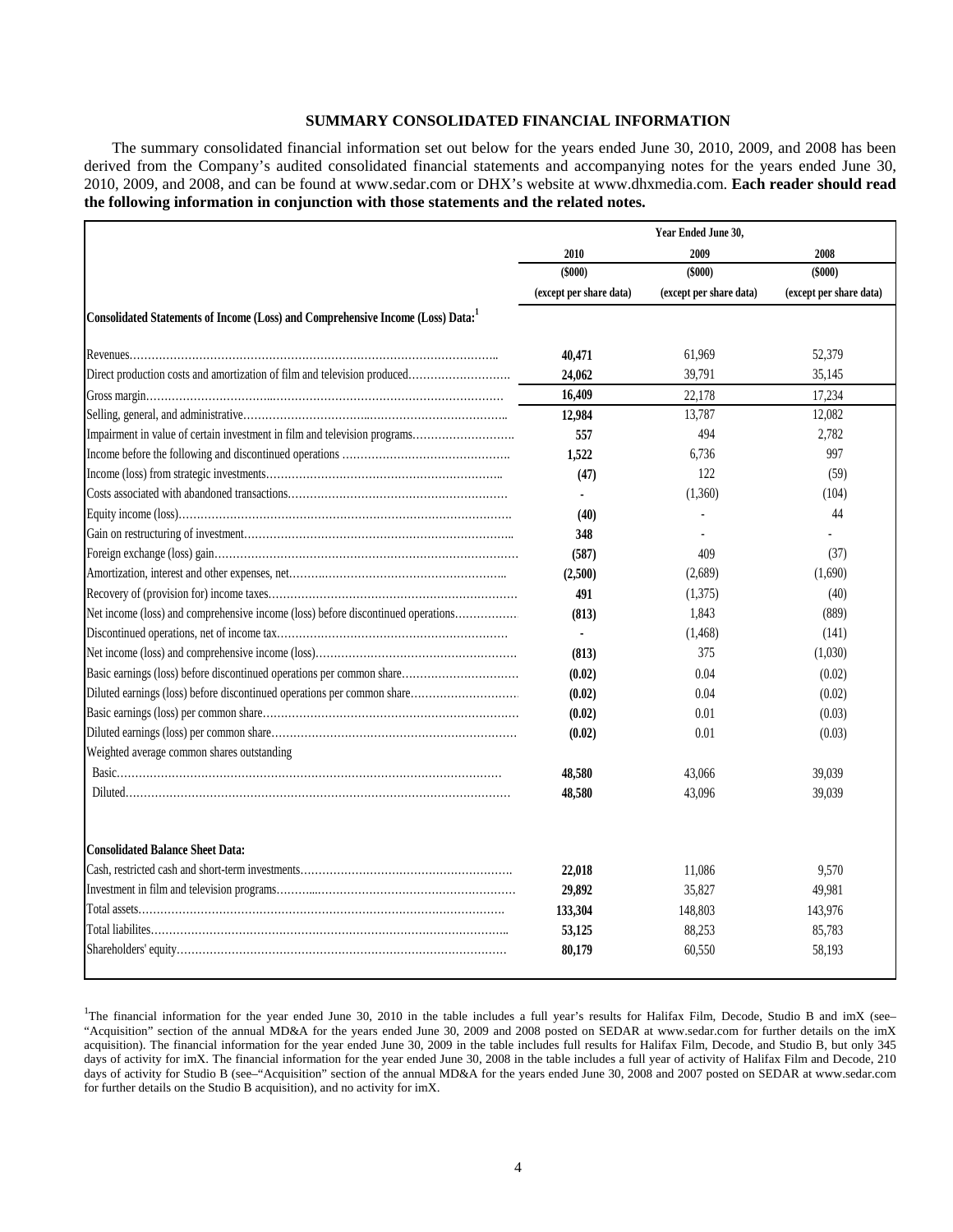## SUMMARY CONSOLIDATED FINANCIAL INFORMATION

The summary consolidated financial information set out below for the years ended June 30, 2010, 2009, and 2008 has been derived from the Company's audited consolidated financial statements and accompanying notes for the years ended June 30, 2010, 2009, and 2008, and can be found at www.sedar.com or DHX's website at www.dhxmedia.com. **Each reader should read the following information in conjunction with those statements and the related notes.**

| | Year Ended June 30, | | |
|---|---|---|---|
| | 2010 | 2009 | 2008 |
| | ($000) | ($000) | ($000) |
| | (except per share data) | (except per share data) | (except per share data) |
| **Consolidated Statements of Income (Loss) and Comprehensive Income (Loss) Data:**[1] | | | |
| Revenues | **40,471** | 61,969 | 52,379 |
| Direct production costs and amortization of film and television produced | **24,062** | 39,791 | 35,145 |
| Gross margin | **16,409** | 22,178 | 17,234 |
| Selling, general, and administrative | **12,984** | 13,787 | 12,082 |
| Impairment in value of certain investment in film and television programs | **557** | 494 | 2,782 |
| Income before the following and discontinued operations | **1,522** | 6,736 | 997 |
| Income (loss) from strategic investments | **(47)** | 122 | (59) |
| Costs associated with abandoned transactions | **-** | (1,360) | (104) |
| Equity income (loss) | **(40)** | - | 44 |
| Gain on restructuring of investment | **348** | - | - |
| Foreign exchange (loss) gain | **(587)** | 409 | (37) |
| Amortization, interest and other expenses, net | **(2,500)** | (2,689) | (1,690) |
| Recovery of (provision for) income taxes | **491** | (1,375) | (40) |
| Net income (loss) and comprehensive income (loss) before discontinued operations | **(813)** | 1,843 | (889) |
| Discontinued operations, net of income tax | **-** | (1,468) | (141) |
| Net income (loss) and comprehensive income (loss) | **(813)** | 375 | (1,030) |
| Basic earnings (loss) before discontinued operations per common share | **(0.02)** | 0.04 | (0.02) |
| Diluted earnings (loss) before discontinued operations per common share | **(0.02)** | 0.04 | (0.02) |
| Basic earnings (loss) per common share | **(0.02)** | 0.01 | (0.03) |
| Diluted earnings (loss) per common share | **(0.02)** | 0.01 | (0.03) |
| Weighted average common shares outstanding | | | |
| Basic | **48,580** | 43,066 | 39,039 |
| Diluted | **48,580** | 43,096 | 39,039 |
| **Consolidated Balance Sheet Data:** | | | |
| Cash, restricted cash and short-term investments | **22,018** | 11,086 | 9,570 |
| Investment in film and television programs | **29,892** | 35,827 | 49,981 |
| Total assets | **133,304** | 148,803 | 143,976 |
| Total liabilites | **53,125** | 88,253 | 85,783 |
| Shareholders' equity | **80,179** | 60,550 | 58,193 |

[1]The financial information for the year ended June 30, 2010 in the table includes a full year's results for Halifax Film, Decode, Studio B and imX (see–"Acquisition" section of the annual MD&A for the years ended June 30, 2009 and 2008 posted on SEDAR at www.sedar.com for further details on the imX acquisition). The financial information for the year ended June 30, 2009 in the table includes full results for Halifax Film, Decode, and Studio B, but only 345 days of activity for imX. The financial information for the year ended June 30, 2008 in the table includes a full year of activity of Halifax Film and Decode, 210 days of activity for Studio B (see–"Acquisition" section of the annual MD&A for the years ended June 30, 2008 and 2007 posted on SEDAR at www.sedar.com for further details on the Studio B acquisition), and no activity for imX.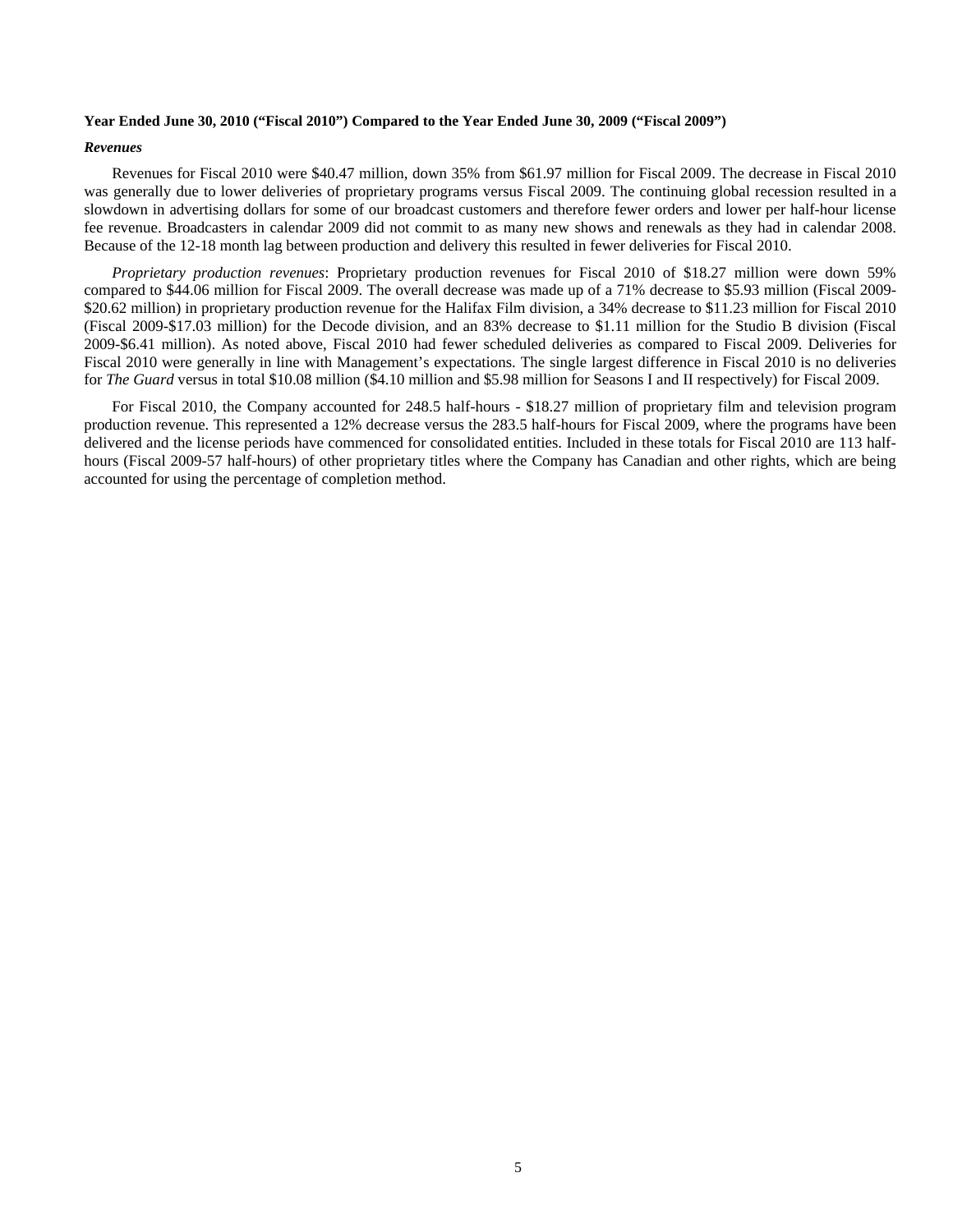**Year Ended June 30, 2010 ("Fiscal 2010") Compared to the Year Ended June 30, 2009 ("Fiscal 2009")**

***Revenues***

Revenues for Fiscal 2010 were $40.47 million, down 35% from $61.97 million for Fiscal 2009. The decrease in Fiscal 2010 was generally due to lower deliveries of proprietary programs versus Fiscal 2009. The continuing global recession resulted in a slowdown in advertising dollars for some of our broadcast customers and therefore fewer orders and lower per half-hour license fee revenue. Broadcasters in calendar 2009 did not commit to as many new shows and renewals as they had in calendar 2008. Because of the 12-18 month lag between production and delivery this resulted in fewer deliveries for Fiscal 2010.

*Proprietary production revenues*: Proprietary production revenues for Fiscal 2010 of $18.27 million were down 59% compared to $44.06 million for Fiscal 2009. The overall decrease was made up of a 71% decrease to $5.93 million (Fiscal 2009-$20.62 million) in proprietary production revenue for the Halifax Film division, a 34% decrease to $11.23 million for Fiscal 2010 (Fiscal 2009-$17.03 million) for the Decode division, and an 83% decrease to $1.11 million for the Studio B division (Fiscal 2009-$6.41 million). As noted above, Fiscal 2010 had fewer scheduled deliveries as compared to Fiscal 2009. Deliveries for Fiscal 2010 were generally in line with Management's expectations. The single largest difference in Fiscal 2010 is no deliveries for *The Guard* versus in total $10.08 million ($4.10 million and $5.98 million for Seasons I and II respectively) for Fiscal 2009.

For Fiscal 2010, the Company accounted for 248.5 half-hours - $18.27 million of proprietary film and television program production revenue. This represented a 12% decrease versus the 283.5 half-hours for Fiscal 2009, where the programs have been delivered and the license periods have commenced for consolidated entities. Included in these totals for Fiscal 2010 are 113 half-hours (Fiscal 2009-57 half-hours) of other proprietary titles where the Company has Canadian and other rights, which are being accounted for using the percentage of completion method.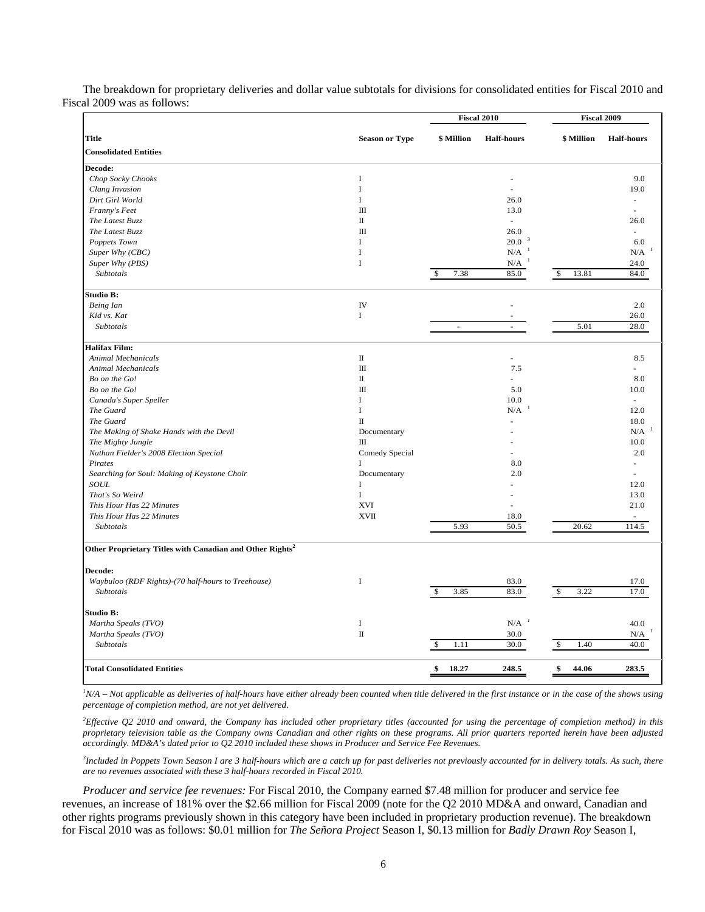The breakdown for proprietary deliveries and dollar value subtotals for divisions for consolidated entities for Fiscal 2010 and Fiscal 2009 was as follows:

| | | Fiscal 2010 | | Fiscal 2009 | |
|---|---|---|---|---|---|
| **Title** | **Season or Type** | **\$ Million** | **Half-hours** | **\$ Million** | **Half-hours** |
| **Consolidated Entities** | | | | | |
| **Decode:** | | | | | |
| *Chop Socky Chooks* | I | | - | | 9.0 |
| *Clang Invasion* | I | | - | | 19.0 |
| *Dirt Girl World* | I | | 26.0 | | - |
| *Franny's Feet* | III | | 13.0 | | - |
| *The Latest Buzz* | II | | - | | 26.0 |
| *The Latest Buzz* | III | | 26.0 | | - |
| *Poppets Town* | I | | 20.0 [3] | | 6.0 |
| *Super Why (CBC)* | I | | N/A [1] | | N/A [1] |
| *Super Why (PBS)* | I | | N/A [1] | | 24.0 |
| *Subtotals* | | \$ 7.38 | 85.0 | \$ 13.81 | 84.0 |
| **Studio B:** | | | | | |
| *Being Ian* | IV | | - | | 2.0 |
| *Kid vs. Kat* | I | | - | | 26.0 |
| *Subtotals* | | - | - | 5.01 | 28.0 |
| **Halifax Film:** | | | | | |
| *Animal Mechanicals* | II | | - | | 8.5 |
| *Animal Mechanicals* | III | | 7.5 | | - |
| *Bo on the Go!* | II | | - | | 8.0 |
| *Bo on the Go!* | III | | 5.0 | | 10.0 |
| *Canada's Super Speller* | I | | 10.0 | | - |
| *The Guard* | I | | N/A [1] | | 12.0 |
| *The Guard* | II | | - | | 18.0 |
| *The Making of Shake Hands with the Devil* | Documentary | | - | | N/A [1] |
| *The Mighty Jungle* | III | | - | | 10.0 |
| *Nathan Fielder's 2008 Election Special* | Comedy Special | | - | | 2.0 |
| *Pirates* | I | | 8.0 | | - |
| *Searching for Soul: Making of Keystone Choir* | Documentary | | 2.0 | | - |
| *SOUL* | I | | - | | 12.0 |
| *That's So Weird* | I | | - | | 13.0 |
| *This Hour Has 22 Minutes* | XVI | | - | | 21.0 |
| *This Hour Has 22 Minutes* | XVII | | 18.0 | | - |
| *Subtotals* | | 5.93 | 50.5 | 20.62 | 114.5 |
| **Other Proprietary Titles with Canadian and Other Rights[2]** | | | | | |
| **Decode:** | | | | | |
| *Waybuloo (RDF Rights)-(70 half-hours to Treehouse)* | I | | 83.0 | | 17.0 |
| *Subtotals* | | \$ 3.85 | 83.0 | \$ 3.22 | 17.0 |
| **Studio B:** | | | | | |
| *Martha Speaks (TVO)* | I | | N/A [1] | | 40.0 |
| *Martha Speaks (TVO)* | II | | 30.0 | | N/A [1] |
| *Subtotals* | | \$ 1.11 | 30.0 | \$ 1.40 | 40.0 |
| **Total Consolidated Entities** | | **\$ 18.27** | **248.5** | **\$ 44.06** | **283.5** |

*[1]N/A – Not applicable as deliveries of half-hours have either already been counted when title delivered in the first instance or in the case of the shows using percentage of completion method, are not yet delivered.*

*[2]Effective Q2 2010 and onward, the Company has included other proprietary titles (accounted for using the percentage of completion method) in this proprietary television table as the Company owns Canadian and other rights on these programs. All prior quarters reported herein have been adjusted accordingly. MD&A's dated prior to Q2 2010 included these shows in Producer and Service Fee Revenues.*

*[3]Included in Poppets Town Season I are 3 half-hours which are a catch up for past deliveries not previously accounted for in delivery totals. As such, there are no revenues associated with these 3 half-hours recorded in Fiscal 2010.*

*Producer and service fee revenues:* For Fiscal 2010, the Company earned \$7.48 million for producer and service fee revenues, an increase of 181% over the \$2.66 million for Fiscal 2009 (note for the Q2 2010 MD&A and onward, Canadian and other rights programs previously shown in this category have been included in proprietary production revenue). The breakdown for Fiscal 2010 was as follows: \$0.01 million for *The Señora Project* Season I, \$0.13 million for *Badly Drawn Roy* Season I,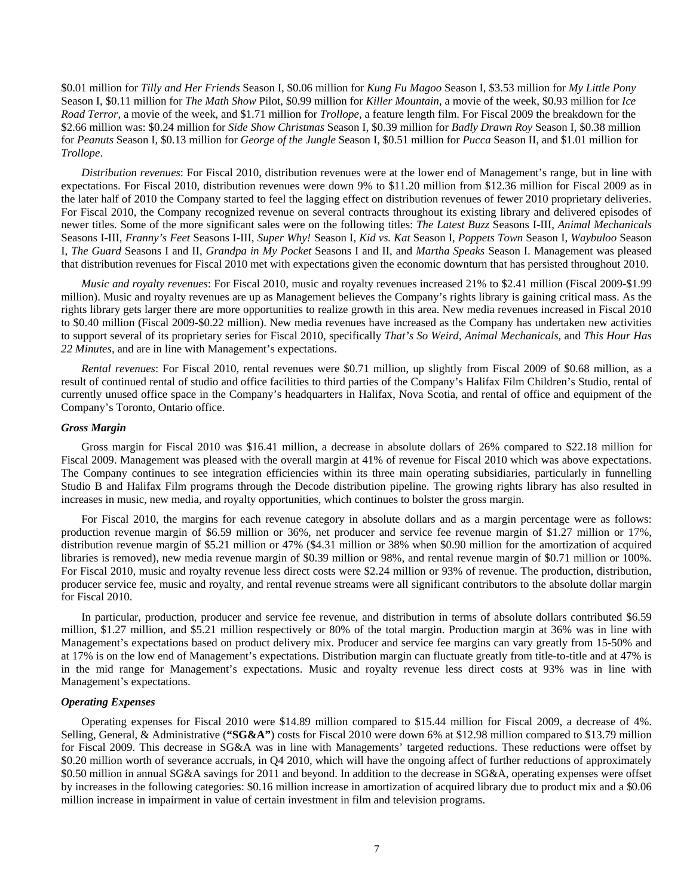$0.01 million for *Tilly and Her Friends* Season I, $0.06 million for *Kung Fu Magoo* Season I, $3.53 million for *My Little Pony* Season I, $0.11 million for *The Math Show* Pilot, $0.99 million for *Killer Mountain*, a movie of the week, $0.93 million for *Ice Road Terror*, a movie of the week, and $1.71 million for *Trollope*, a feature length film. For Fiscal 2009 the breakdown for the $2.66 million was: $0.24 million for *Side Show Christmas* Season I, $0.39 million for *Badly Drawn Roy* Season I, $0.38 million for *Peanuts* Season I, $0.13 million for *George of the Jungle* Season I, $0.51 million for *Pucca* Season II, and $1.01 million for *Trollope*.

*Distribution revenues*: For Fiscal 2010, distribution revenues were at the lower end of Management's range, but in line with expectations. For Fiscal 2010, distribution revenues were down 9% to $11.20 million from $12.36 million for Fiscal 2009 as in the later half of 2010 the Company started to feel the lagging effect on distribution revenues of fewer 2010 proprietary deliveries. For Fiscal 2010, the Company recognized revenue on several contracts throughout its existing library and delivered episodes of newer titles. Some of the more significant sales were on the following titles: *The Latest Buzz* Seasons I-III, *Animal Mechanicals* Seasons I-III, *Franny's Feet* Seasons I-III, *Super Why!* Season I, *Kid vs. Kat* Season I, *Poppets Town* Season I, *Waybuloo* Season I, *The Guard* Seasons I and II, *Grandpa in My Pocket* Seasons I and II, and *Martha Speaks* Season I. Management was pleased that distribution revenues for Fiscal 2010 met with expectations given the economic downturn that has persisted throughout 2010.

*Music and royalty revenues*: For Fiscal 2010, music and royalty revenues increased 21% to $2.41 million (Fiscal 2009-$1.99 million). Music and royalty revenues are up as Management believes the Company's rights library is gaining critical mass. As the rights library gets larger there are more opportunities to realize growth in this area. New media revenues increased in Fiscal 2010 to $0.40 million (Fiscal 2009-$0.22 million). New media revenues have increased as the Company has undertaken new activities to support several of its proprietary series for Fiscal 2010, specifically *That's So Weird*, *Animal Mechanicals*, and *This Hour Has 22 Minutes*, and are in line with Management's expectations.

*Rental revenues*: For Fiscal 2010, rental revenues were $0.71 million, up slightly from Fiscal 2009 of $0.68 million, as a result of continued rental of studio and office facilities to third parties of the Company's Halifax Film Children's Studio, rental of currently unused office space in the Company's headquarters in Halifax, Nova Scotia, and rental of office and equipment of the Company's Toronto, Ontario office.

***Gross Margin***

Gross margin for Fiscal 2010 was $16.41 million, a decrease in absolute dollars of 26% compared to $22.18 million for Fiscal 2009. Management was pleased with the overall margin at 41% of revenue for Fiscal 2010 which was above expectations. The Company continues to see integration efficiencies within its three main operating subsidiaries, particularly in funnelling Studio B and Halifax Film programs through the Decode distribution pipeline. The growing rights library has also resulted in increases in music, new media, and royalty opportunities, which continues to bolster the gross margin.

For Fiscal 2010, the margins for each revenue category in absolute dollars and as a margin percentage were as follows: production revenue margin of $6.59 million or 36%, net producer and service fee revenue margin of $1.27 million or 17%, distribution revenue margin of $5.21 million or 47% ($4.31 million or 38% when $0.90 million for the amortization of acquired libraries is removed), new media revenue margin of $0.39 million or 98%, and rental revenue margin of $0.71 million or 100%. For Fiscal 2010, music and royalty revenue less direct costs were $2.24 million or 93% of revenue. The production, distribution, producer service fee, music and royalty, and rental revenue streams were all significant contributors to the absolute dollar margin for Fiscal 2010.

In particular, production, producer and service fee revenue, and distribution in terms of absolute dollars contributed $6.59 million, $1.27 million, and $5.21 million respectively or 80% of the total margin. Production margin at 36% was in line with Management's expectations based on product delivery mix. Producer and service fee margins can vary greatly from 15-50% and at 17% is on the low end of Management's expectations. Distribution margin can fluctuate greatly from title-to-title and at 47% is in the mid range for Management's expectations. Music and royalty revenue less direct costs at 93% was in line with Management's expectations.

***Operating Expenses***

Operating expenses for Fiscal 2010 were $14.89 million compared to $15.44 million for Fiscal 2009, a decrease of 4%. Selling, General, & Administrative (**"SG&A"**) costs for Fiscal 2010 were down 6% at $12.98 million compared to $13.79 million for Fiscal 2009. This decrease in SG&A was in line with Managements' targeted reductions. These reductions were offset by $0.20 million worth of severance accruals, in Q4 2010, which will have the ongoing affect of further reductions of approximately $0.50 million in annual SG&A savings for 2011 and beyond. In addition to the decrease in SG&A, operating expenses were offset by increases in the following categories: $0.16 million increase in amortization of acquired library due to product mix and a $0.06 million increase in impairment in value of certain investment in film and television programs.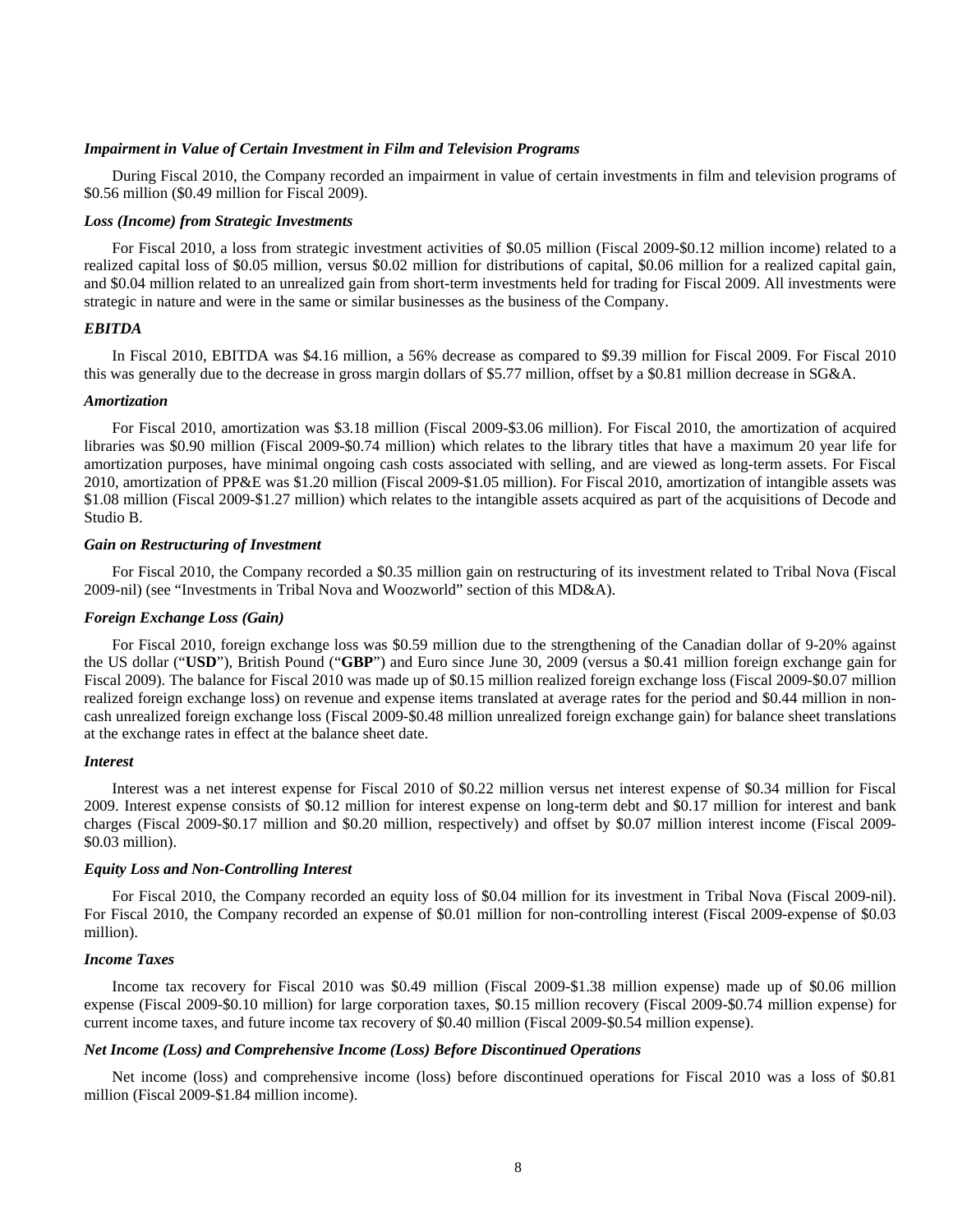***Impairment in Value of Certain Investment in Film and Television Programs***

During Fiscal 2010, the Company recorded an impairment in value of certain investments in film and television programs of $0.56 million ($0.49 million for Fiscal 2009).

***Loss (Income) from Strategic Investments***

For Fiscal 2010, a loss from strategic investment activities of $0.05 million (Fiscal 2009-$0.12 million income) related to a realized capital loss of $0.05 million, versus $0.02 million for distributions of capital, $0.06 million for a realized capital gain, and $0.04 million related to an unrealized gain from short-term investments held for trading for Fiscal 2009. All investments were strategic in nature and were in the same or similar businesses as the business of the Company.

***EBITDA***

In Fiscal 2010, EBITDA was $4.16 million, a 56% decrease as compared to $9.39 million for Fiscal 2009. For Fiscal 2010 this was generally due to the decrease in gross margin dollars of $5.77 million, offset by a $0.81 million decrease in SG&A.

***Amortization***

For Fiscal 2010, amortization was $3.18 million (Fiscal 2009-$3.06 million). For Fiscal 2010, the amortization of acquired libraries was $0.90 million (Fiscal 2009-$0.74 million) which relates to the library titles that have a maximum 20 year life for amortization purposes, have minimal ongoing cash costs associated with selling, and are viewed as long-term assets. For Fiscal 2010, amortization of PP&E was $1.20 million (Fiscal 2009-$1.05 million). For Fiscal 2010, amortization of intangible assets was $1.08 million (Fiscal 2009-$1.27 million) which relates to the intangible assets acquired as part of the acquisitions of Decode and Studio B.

***Gain on Restructuring of Investment***

For Fiscal 2010, the Company recorded a $0.35 million gain on restructuring of its investment related to Tribal Nova (Fiscal 2009-nil) (see "Investments in Tribal Nova and Woozworld" section of this MD&A).

***Foreign Exchange Loss (Gain)***

For Fiscal 2010, foreign exchange loss was $0.59 million due to the strengthening of the Canadian dollar of 9-20% against the US dollar ("**USD**"), British Pound ("**GBP**") and Euro since June 30, 2009 (versus a $0.41 million foreign exchange gain for Fiscal 2009). The balance for Fiscal 2010 was made up of $0.15 million realized foreign exchange loss (Fiscal 2009-$0.07 million realized foreign exchange loss) on revenue and expense items translated at average rates for the period and $0.44 million in non-cash unrealized foreign exchange loss (Fiscal 2009-$0.48 million unrealized foreign exchange gain) for balance sheet translations at the exchange rates in effect at the balance sheet date.

***Interest***

Interest was a net interest expense for Fiscal 2010 of $0.22 million versus net interest expense of $0.34 million for Fiscal 2009. Interest expense consists of $0.12 million for interest expense on long-term debt and $0.17 million for interest and bank charges (Fiscal 2009-$0.17 million and $0.20 million, respectively) and offset by $0.07 million interest income (Fiscal 2009-$0.03 million).

***Equity Loss and Non-Controlling Interest***

For Fiscal 2010, the Company recorded an equity loss of $0.04 million for its investment in Tribal Nova (Fiscal 2009-nil). For Fiscal 2010, the Company recorded an expense of $0.01 million for non-controlling interest (Fiscal 2009-expense of $0.03 million).

***Income Taxes***

Income tax recovery for Fiscal 2010 was $0.49 million (Fiscal 2009-$1.38 million expense) made up of $0.06 million expense (Fiscal 2009-$0.10 million) for large corporation taxes, $0.15 million recovery (Fiscal 2009-$0.74 million expense) for current income taxes, and future income tax recovery of $0.40 million (Fiscal 2009-$0.54 million expense).

***Net Income (Loss) and Comprehensive Income (Loss) Before Discontinued Operations***

Net income (loss) and comprehensive income (loss) before discontinued operations for Fiscal 2010 was a loss of $0.81 million (Fiscal 2009-$1.84 million income).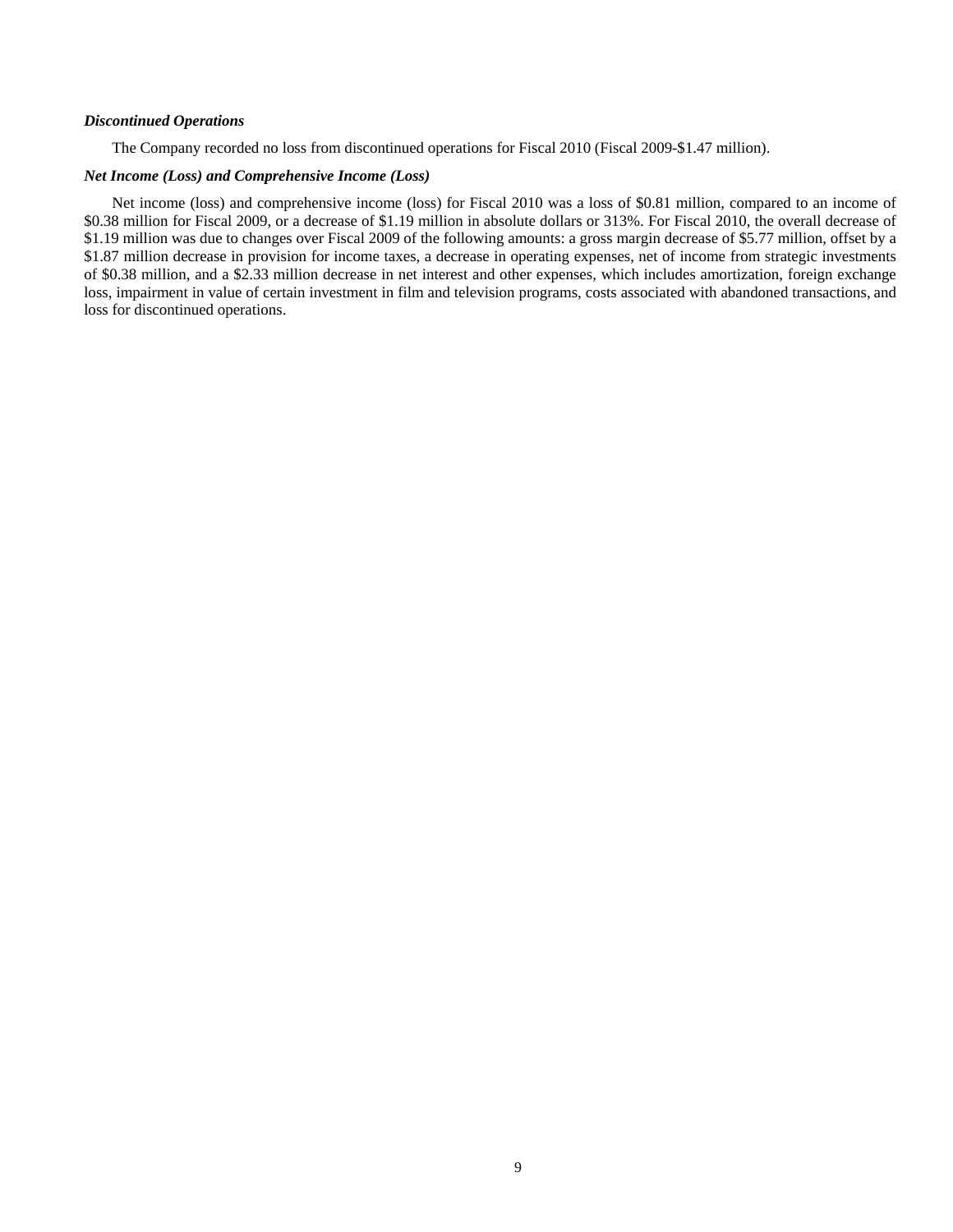***Discontinued Operations***

The Company recorded no loss from discontinued operations for Fiscal 2010 (Fiscal 2009-$1.47 million).

***Net Income (Loss) and Comprehensive Income (Loss)***

Net income (loss) and comprehensive income (loss) for Fiscal 2010 was a loss of $0.81 million, compared to an income of $0.38 million for Fiscal 2009, or a decrease of $1.19 million in absolute dollars or 313%. For Fiscal 2010, the overall decrease of $1.19 million was due to changes over Fiscal 2009 of the following amounts: a gross margin decrease of $5.77 million, offset by a $1.87 million decrease in provision for income taxes, a decrease in operating expenses, net of income from strategic investments of $0.38 million, and a $2.33 million decrease in net interest and other expenses, which includes amortization, foreign exchange loss, impairment in value of certain investment in film and television programs, costs associated with abandoned transactions, and loss for discontinued operations.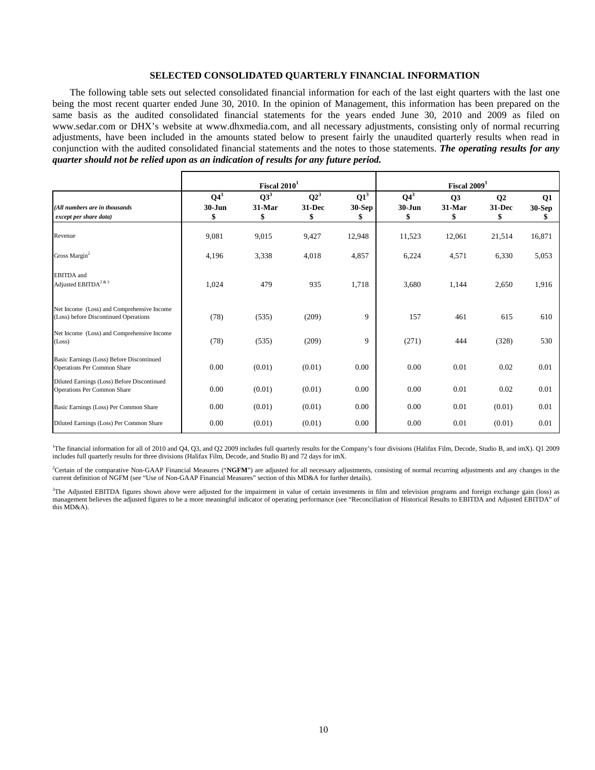## SELECTED CONSOLIDATED QUARTERLY FINANCIAL INFORMATION

The following table sets out selected consolidated financial information for each of the last eight quarters with the last one being the most recent quarter ended June 30, 2010. In the opinion of Management, this information has been prepared on the same basis as the audited consolidated financial statements for the years ended June 30, 2010 and 2009 as filed on www.sedar.com or DHX's website at www.dhxmedia.com, and all necessary adjustments, consisting only of normal recurring adjustments, have been included in the amounts stated below to present fairly the unaudited quarterly results when read in conjunction with the audited consolidated financial statements and the notes to those statements. ***The operating results for any quarter should not be relied upon as an indication of results for any future period.***

| | Fiscal 2010[1] | | | | Fiscal 2009[1] | | | |
|---|---|---|---|---|---|---|---|---|
| *(All numbers are in thousands except per share data)* | Q4[3] 30-Jun $ | Q3[3] 31-Mar $ | Q2[3] 31-Dec $ | Q1[3] 30-Sep $ | Q4[3] 30-Jun $ | Q3 31-Mar $ | Q2 31-Dec $ | Q1 30-Sep $ |
| Revenue | 9,081 | 9,015 | 9,427 | 12,948 | 11,523 | 12,061 | 21,514 | 16,871 |
| Gross Margin[2] | 4,196 | 3,338 | 4,018 | 4,857 | 6,224 | 4,571 | 6,330 | 5,053 |
| EBITDA and Adjusted EBITDA[2 & 3] | 1,024 | 479 | 935 | 1,718 | 3,680 | 1,144 | 2,650 | 1,916 |
| Net Income (Loss) and Comprehensive Income (Loss) before Discontinued Operations | (78) | (535) | (209) | 9 | 157 | 461 | 615 | 610 |
| Net Income (Loss) and Comprehensive Income (Loss) | (78) | (535) | (209) | 9 | (271) | 444 | (328) | 530 |
| Basic Earnings (Loss) Before Discontinued Operations Per Common Share | 0.00 | (0.01) | (0.01) | 0.00 | 0.00 | 0.01 | 0.02 | 0.01 |
| Diluted Earnings (Loss) Before Discontinued Operations Per Common Share | 0.00 | (0.01) | (0.01) | 0.00 | 0.00 | 0.01 | 0.02 | 0.01 |
| Basic Earnings (Loss) Per Common Share | 0.00 | (0.01) | (0.01) | 0.00 | 0.00 | 0.01 | (0.01) | 0.01 |
| Diluted Earnings (Loss) Per Common Share | 0.00 | (0.01) | (0.01) | 0.00 | 0.00 | 0.01 | (0.01) | 0.01 |

[1]The financial information for all of 2010 and Q4, Q3, and Q2 2009 includes full quarterly results for the Company's four divisions (Halifax Film, Decode, Studio B, and imX). Q1 2009 includes full quarterly results for three divisions (Halifax Film, Decode, and Studio B) and 72 days for imX.

[2]Certain of the comparative Non-GAAP Financial Measures ("**NGFM**") are adjusted for all necessary adjustments, consisting of normal recurring adjustments and any changes in the current definition of NGFM (see "Use of Non-GAAP Financial Measures" section of this MD&A for further details).

[3]The Adjusted EBITDA figures shown above were adjusted for the impairment in value of certain investments in film and television programs and foreign exchange gain (loss) as management believes the adjusted figures to be a more meaningful indicator of operating performance (see "Reconciliation of Historical Results to EBITDA and Adjusted EBITDA" of this MD&A).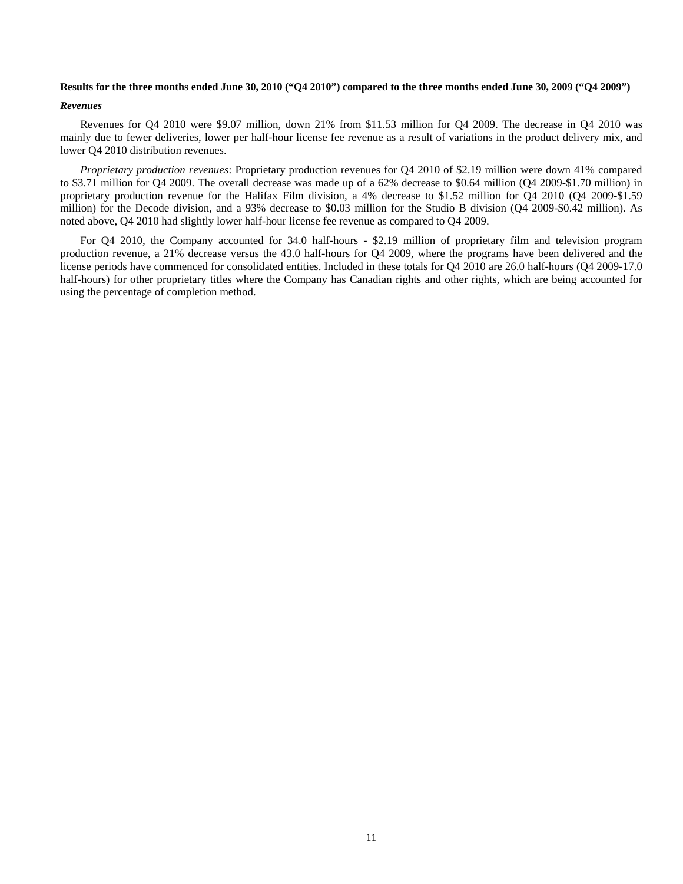**Results for the three months ended June 30, 2010 (“Q4 2010”) compared to the three months ended June 30, 2009 (“Q4 2009”)**

***Revenues***

Revenues for Q4 2010 were $9.07 million, down 21% from $11.53 million for Q4 2009. The decrease in Q4 2010 was mainly due to fewer deliveries, lower per half-hour license fee revenue as a result of variations in the product delivery mix, and lower Q4 2010 distribution revenues.

*Proprietary production revenues*: Proprietary production revenues for Q4 2010 of $2.19 million were down 41% compared to $3.71 million for Q4 2009. The overall decrease was made up of a 62% decrease to $0.64 million (Q4 2009-$1.70 million) in proprietary production revenue for the Halifax Film division, a 4% decrease to $1.52 million for Q4 2010 (Q4 2009-$1.59 million) for the Decode division, and a 93% decrease to $0.03 million for the Studio B division (Q4 2009-$0.42 million). As noted above, Q4 2010 had slightly lower half-hour license fee revenue as compared to Q4 2009.

For Q4 2010, the Company accounted for 34.0 half-hours - $2.19 million of proprietary film and television program production revenue, a 21% decrease versus the 43.0 half-hours for Q4 2009, where the programs have been delivered and the license periods have commenced for consolidated entities. Included in these totals for Q4 2010 are 26.0 half-hours (Q4 2009-17.0 half-hours) for other proprietary titles where the Company has Canadian rights and other rights, which are being accounted for using the percentage of completion method.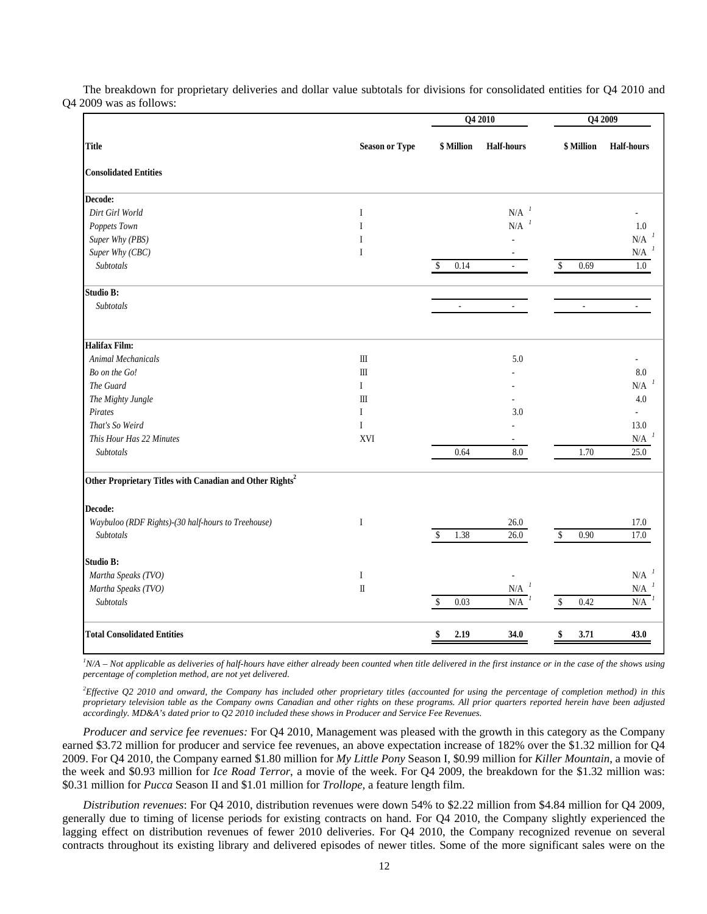The breakdown for proprietary deliveries and dollar value subtotals for divisions for consolidated entities for Q4 2010 and Q4 2009 was as follows:

| | | Q4 2010 | | Q4 2009 | |
|---|---|---|---|---|---|
| **Title** | **Season or Type** | **$ Million** | **Half-hours** | **$ Million** | **Half-hours** |
| **Consolidated Entities** | | | | | |
| **Decode:** | | | | | |
| *Dirt Girl World* | I | | N/A [1] | | - |
| *Poppets Town* | I | | N/A [1] | | 1.0 |
| *Super Why (PBS)* | I | | - | | N/A [1] |
| *Super Why (CBC)* | I | | - | | N/A [1] |
| *Subtotals* | | $ 0.14 | - | $ 0.69 | 1.0 |
| **Studio B:** | | | | | |
| *Subtotals* | | - | - | - | - |
| **Halifax Film:** | | | | | |
| *Animal Mechanicals* | III | | 5.0 | | - |
| *Bo on the Go!* | III | | - | | 8.0 |
| *The Guard* | I | | - | | N/A [1] |
| *The Mighty Jungle* | III | | - | | 4.0 |
| *Pirates* | I | | 3.0 | | - |
| *That's So Weird* | I | | - | | 13.0 |
| *This Hour Has 22 Minutes* | XVI | | - | | N/A [1] |
| *Subtotals* | | 0.64 | 8.0 | 1.70 | 25.0 |
| **Other Proprietary Titles with Canadian and Other Rights[2]** | | | | | |
| **Decode:** | | | | | |
| *Waybuloo (RDF Rights)-(30 half-hours to Treehouse)* | I | | 26.0 | | 17.0 |
| *Subtotals* | | $ 1.38 | 26.0 | $ 0.90 | 17.0 |
| **Studio B:** | | | | | |
| *Martha Speaks (TVO)* | I | | - | | N/A [1] |
| *Martha Speaks (TVO)* | II | | N/A [1] | | N/A [1] |
| *Subtotals* | | $ 0.03 | N/A [1] | $ 0.42 | N/A [1] |
| **Total Consolidated Entities** | | **$ 2.19** | **34.0** | **$ 3.71** | **43.0** |

*[1]N/A – Not applicable as deliveries of half-hours have either already been counted when title delivered in the first instance or in the case of the shows using percentage of completion method, are not yet delivered.*

*[2]Effective Q2 2010 and onward, the Company has included other proprietary titles (accounted for using the percentage of completion method) in this proprietary television table as the Company owns Canadian and other rights on these programs. All prior quarters reported herein have been adjusted accordingly. MD&A's dated prior to Q2 2010 included these shows in Producer and Service Fee Revenues.*

*Producer and service fee revenues:* For Q4 2010, Management was pleased with the growth in this category as the Company earned $3.72 million for producer and service fee revenues, an above expectation increase of 182% over the $1.32 million for Q4 2009. For Q4 2010, the Company earned $1.80 million for *My Little Pony* Season I, $0.99 million for *Killer Mountain*, a movie of the week and $0.93 million for *Ice Road Terror*, a movie of the week. For Q4 2009, the breakdown for the $1.32 million was: $0.31 million for *Pucca* Season II and $1.01 million for *Trollope,* a feature length film.

*Distribution revenues*: For Q4 2010, distribution revenues were down 54% to $2.22 million from $4.84 million for Q4 2009, generally due to timing of license periods for existing contracts on hand. For Q4 2010, the Company slightly experienced the lagging effect on distribution revenues of fewer 2010 deliveries. For Q4 2010, the Company recognized revenue on several contracts throughout its existing library and delivered episodes of newer titles. Some of the more significant sales were on the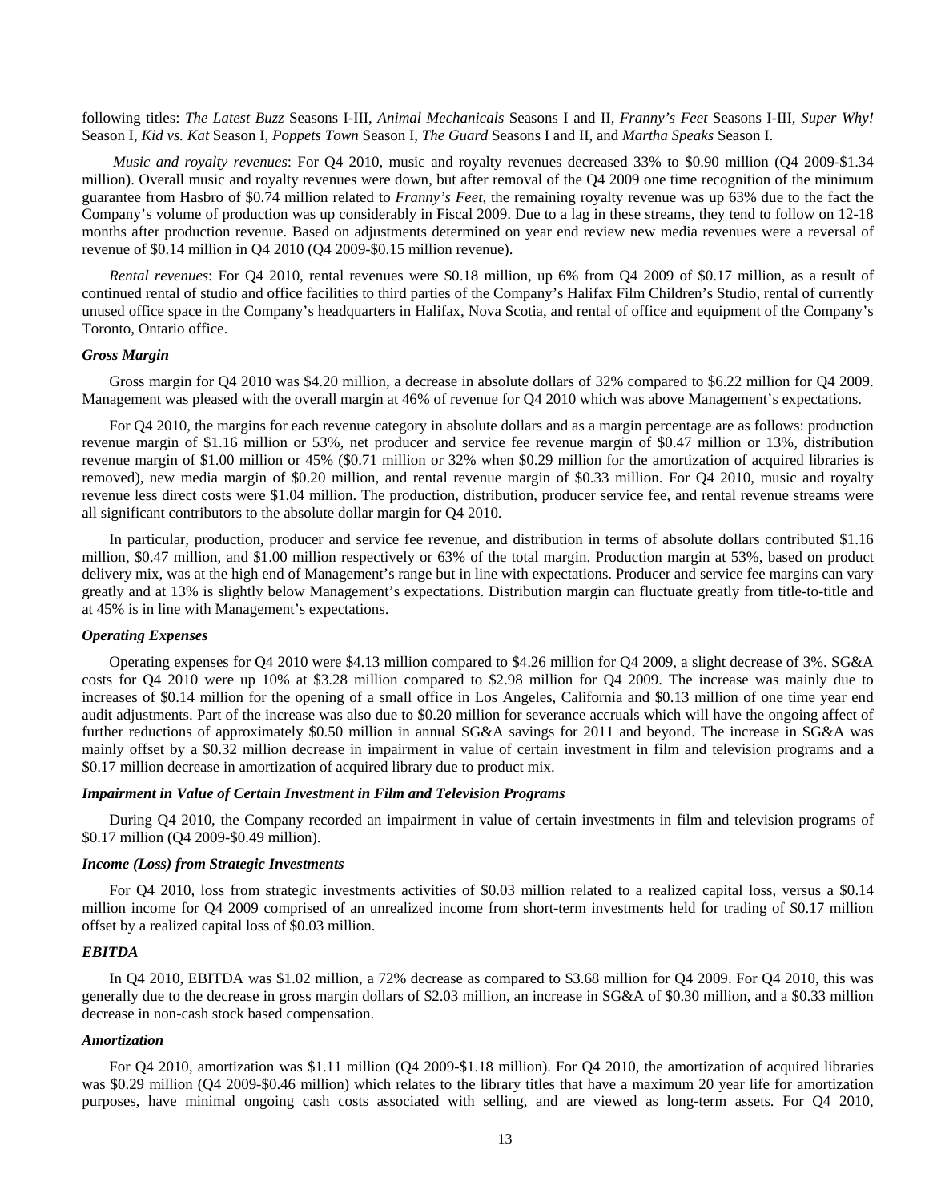following titles: *The Latest Buzz* Seasons I-III, *Animal Mechanicals* Seasons I and II, *Franny's Feet* Seasons I-III, *Super Why!* Season I, *Kid vs. Kat* Season I, *Poppets Town* Season I, *The Guard* Seasons I and II, and *Martha Speaks* Season I.

*Music and royalty revenues*: For Q4 2010, music and royalty revenues decreased 33% to $0.90 million (Q4 2009-$1.34 million). Overall music and royalty revenues were down, but after removal of the Q4 2009 one time recognition of the minimum guarantee from Hasbro of $0.74 million related to *Franny's Feet*, the remaining royalty revenue was up 63% due to the fact the Company's volume of production was up considerably in Fiscal 2009. Due to a lag in these streams, they tend to follow on 12-18 months after production revenue. Based on adjustments determined on year end review new media revenues were a reversal of revenue of $0.14 million in Q4 2010 (Q4 2009-$0.15 million revenue).

*Rental revenues*: For Q4 2010, rental revenues were $0.18 million, up 6% from Q4 2009 of $0.17 million, as a result of continued rental of studio and office facilities to third parties of the Company's Halifax Film Children's Studio, rental of currently unused office space in the Company's headquarters in Halifax, Nova Scotia, and rental of office and equipment of the Company's Toronto, Ontario office.

### *Gross Margin*

Gross margin for Q4 2010 was $4.20 million, a decrease in absolute dollars of 32% compared to $6.22 million for Q4 2009. Management was pleased with the overall margin at 46% of revenue for Q4 2010 which was above Management's expectations.

For Q4 2010, the margins for each revenue category in absolute dollars and as a margin percentage are as follows: production revenue margin of $1.16 million or 53%, net producer and service fee revenue margin of $0.47 million or 13%, distribution revenue margin of $1.00 million or 45% ($0.71 million or 32% when $0.29 million for the amortization of acquired libraries is removed), new media margin of $0.20 million, and rental revenue margin of $0.33 million. For Q4 2010, music and royalty revenue less direct costs were $1.04 million. The production, distribution, producer service fee, and rental revenue streams were all significant contributors to the absolute dollar margin for Q4 2010.

In particular, production, producer and service fee revenue, and distribution in terms of absolute dollars contributed $1.16 million, $0.47 million, and $1.00 million respectively or 63% of the total margin. Production margin at 53%, based on product delivery mix, was at the high end of Management's range but in line with expectations. Producer and service fee margins can vary greatly and at 13% is slightly below Management's expectations. Distribution margin can fluctuate greatly from title-to-title and at 45% is in line with Management's expectations.

### *Operating Expenses*

Operating expenses for Q4 2010 were $4.13 million compared to $4.26 million for Q4 2009, a slight decrease of 3%. SG&A costs for Q4 2010 were up 10% at $3.28 million compared to $2.98 million for Q4 2009. The increase was mainly due to increases of $0.14 million for the opening of a small office in Los Angeles, California and $0.13 million of one time year end audit adjustments. Part of the increase was also due to $0.20 million for severance accruals which will have the ongoing affect of further reductions of approximately $0.50 million in annual SG&A savings for 2011 and beyond. The increase in SG&A was mainly offset by a $0.32 million decrease in impairment in value of certain investment in film and television programs and a $0.17 million decrease in amortization of acquired library due to product mix.

### *Impairment in Value of Certain Investment in Film and Television Programs*

During Q4 2010, the Company recorded an impairment in value of certain investments in film and television programs of $0.17 million (Q4 2009-$0.49 million).

### *Income (Loss) from Strategic Investments*

For Q4 2010, loss from strategic investments activities of $0.03 million related to a realized capital loss, versus a $0.14 million income for Q4 2009 comprised of an unrealized income from short-term investments held for trading of $0.17 million offset by a realized capital loss of $0.03 million.

### *EBITDA*

In Q4 2010, EBITDA was $1.02 million, a 72% decrease as compared to $3.68 million for Q4 2009. For Q4 2010, this was generally due to the decrease in gross margin dollars of $2.03 million, an increase in SG&A of $0.30 million, and a $0.33 million decrease in non-cash stock based compensation.

### *Amortization*

For Q4 2010, amortization was $1.11 million (Q4 2009-$1.18 million). For Q4 2010, the amortization of acquired libraries was $0.29 million (Q4 2009-$0.46 million) which relates to the library titles that have a maximum 20 year life for amortization purposes, have minimal ongoing cash costs associated with selling, and are viewed as long-term assets. For Q4 2010,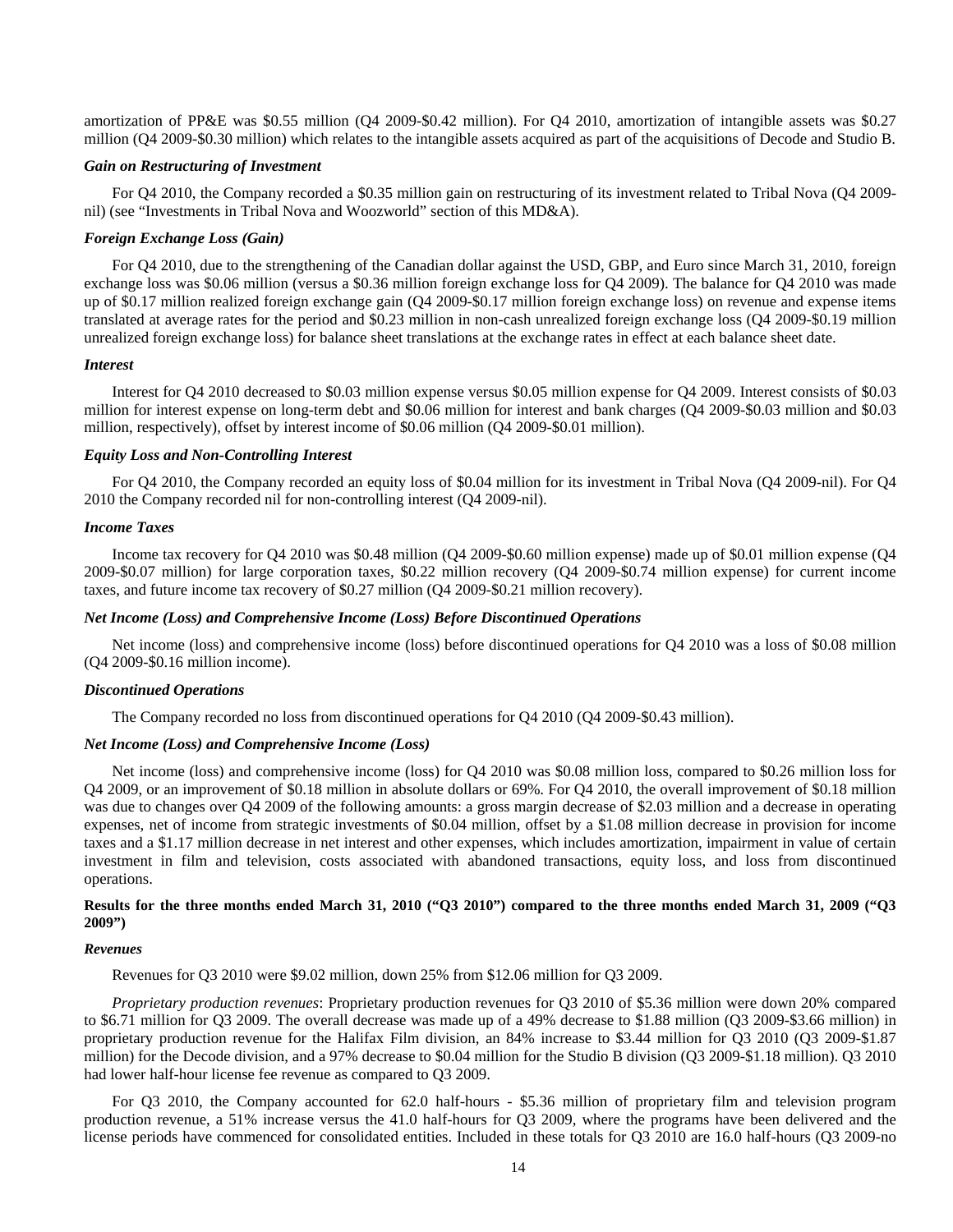amortization of PP&E was $0.55 million (Q4 2009-$0.42 million). For Q4 2010, amortization of intangible assets was $0.27 million (Q4 2009-$0.30 million) which relates to the intangible assets acquired as part of the acquisitions of Decode and Studio B.

***Gain on Restructuring of Investment***

For Q4 2010, the Company recorded a $0.35 million gain on restructuring of its investment related to Tribal Nova (Q4 2009-nil) (see "Investments in Tribal Nova and Woozworld" section of this MD&A).

***Foreign Exchange Loss (Gain)***

For Q4 2010, due to the strengthening of the Canadian dollar against the USD, GBP, and Euro since March 31, 2010, foreign exchange loss was $0.06 million (versus a $0.36 million foreign exchange loss for Q4 2009). The balance for Q4 2010 was made up of $0.17 million realized foreign exchange gain (Q4 2009-$0.17 million foreign exchange loss) on revenue and expense items translated at average rates for the period and $0.23 million in non-cash unrealized foreign exchange loss (Q4 2009-$0.19 million unrealized foreign exchange loss) for balance sheet translations at the exchange rates in effect at each balance sheet date.

***Interest***

Interest for Q4 2010 decreased to $0.03 million expense versus $0.05 million expense for Q4 2009. Interest consists of $0.03 million for interest expense on long-term debt and $0.06 million for interest and bank charges (Q4 2009-$0.03 million and $0.03 million, respectively), offset by interest income of $0.06 million (Q4 2009-$0.01 million).

***Equity Loss and Non-Controlling Interest***

For Q4 2010, the Company recorded an equity loss of $0.04 million for its investment in Tribal Nova (Q4 2009-nil). For Q4 2010 the Company recorded nil for non-controlling interest (Q4 2009-nil).

***Income Taxes***

Income tax recovery for Q4 2010 was $0.48 million (Q4 2009-$0.60 million expense) made up of $0.01 million expense (Q4 2009-$0.07 million) for large corporation taxes, $0.22 million recovery (Q4 2009-$0.74 million expense) for current income taxes, and future income tax recovery of $0.27 million (Q4 2009-$0.21 million recovery).

***Net Income (Loss) and Comprehensive Income (Loss) Before Discontinued Operations***

Net income (loss) and comprehensive income (loss) before discontinued operations for Q4 2010 was a loss of $0.08 million (Q4 2009-$0.16 million income).

***Discontinued Operations***

The Company recorded no loss from discontinued operations for Q4 2010 (Q4 2009-$0.43 million).

***Net Income (Loss) and Comprehensive Income (Loss)***

Net income (loss) and comprehensive income (loss) for Q4 2010 was $0.08 million loss, compared to $0.26 million loss for Q4 2009, or an improvement of $0.18 million in absolute dollars or 69%. For Q4 2010, the overall improvement of $0.18 million was due to changes over Q4 2009 of the following amounts: a gross margin decrease of $2.03 million and a decrease in operating expenses, net of income from strategic investments of $0.04 million, offset by a $1.08 million decrease in provision for income taxes and a $1.17 million decrease in net interest and other expenses, which includes amortization, impairment in value of certain investment in film and television, costs associated with abandoned transactions, equity loss, and loss from discontinued operations.

**Results for the three months ended March 31, 2010 ("Q3 2010") compared to the three months ended March 31, 2009 ("Q3 2009")**

***Revenues***

Revenues for Q3 2010 were $9.02 million, down 25% from $12.06 million for Q3 2009.

*Proprietary production revenues*: Proprietary production revenues for Q3 2010 of $5.36 million were down 20% compared to $6.71 million for Q3 2009. The overall decrease was made up of a 49% decrease to $1.88 million (Q3 2009-$3.66 million) in proprietary production revenue for the Halifax Film division, an 84% increase to $3.44 million for Q3 2010 (Q3 2009-$1.87 million) for the Decode division, and a 97% decrease to $0.04 million for the Studio B division (Q3 2009-$1.18 million). Q3 2010 had lower half-hour license fee revenue as compared to Q3 2009.

For Q3 2010, the Company accounted for 62.0 half-hours - $5.36 million of proprietary film and television program production revenue, a 51% increase versus the 41.0 half-hours for Q3 2009, where the programs have been delivered and the license periods have commenced for consolidated entities. Included in these totals for Q3 2010 are 16.0 half-hours (Q3 2009-no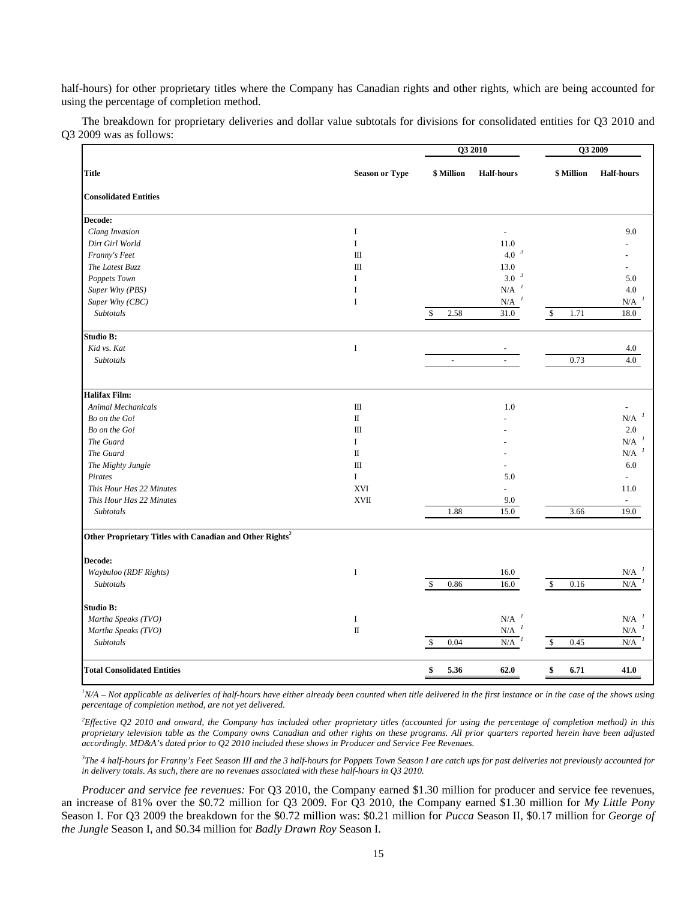half-hours) for other proprietary titles where the Company has Canadian rights and other rights, which are being accounted for using the percentage of completion method.

The breakdown for proprietary deliveries and dollar value subtotals for divisions for consolidated entities for Q3 2010 and Q3 2009 was as follows:

| | | Q3 2010 | | Q3 2009 | |
|---|---|---|---|---|---|
| **Title** | **Season or Type** | **\$ Million** | **Half-hours** | **\$ Million** | **Half-hours** |
| **Consolidated Entities** | | | | | |
| **Decode:** | | | | | |
| *Clang Invasion* | I | | - | | 9.0 |
| *Dirt Girl World* | I | | 11.0 | | - |
| *Franny's Feet* | III | | 4.0 [3] | | - |
| *The Latest Buzz* | III | | 13.0 | | - |
| *Poppets Town* | I | | 3.0 [3] | | 5.0 |
| *Super Why (PBS)* | I | | N/A [1] | | 4.0 |
| *Super Why (CBC)* | I | | N/A [1] | | N/A [1] |
| *Subtotals* | | \$ 2.58 | 31.0 | \$ 1.71 | 18.0 |
| **Studio B:** | | | | | |
| *Kid vs. Kat* | I | | - | | 4.0 |
| *Subtotals* | | - | - | 0.73 | 4.0 |
| **Halifax Film:** | | | | | |
| *Animal Mechanicals* | III | | 1.0 | | - |
| *Bo on the Go!* | II | | - | | N/A [1] |
| *Bo on the Go!* | III | | - | | 2.0 |
| *The Guard* | I | | - | | N/A [1] |
| *The Guard* | II | | - | | N/A [1] |
| *The Mighty Jungle* | III | | - | | 6.0 |
| *Pirates* | I | | 5.0 | | - |
| *This Hour Has 22 Minutes* | XVI | | - | | 11.0 |
| *This Hour Has 22 Minutes* | XVII | | 9.0 | | - |
| *Subtotals* | | 1.88 | 15.0 | 3.66 | 19.0 |
| **Other Proprietary Titles with Canadian and Other Rights[2]** | | | | | |
| **Decode:** | | | | | |
| *Waybuloo (RDF Rights)* | I | | 16.0 | | N/A [1] |
| *Subtotals* | | \$ 0.86 | 16.0 | \$ 0.16 | N/A [1] |
| **Studio B:** | | | | | |
| *Martha Speaks (TVO)* | I | | N/A [1] | | N/A [1] |
| *Martha Speaks (TVO)* | II | | N/A [1] | | N/A [1] |
| *Subtotals* | | \$ 0.04 | N/A [1] | \$ 0.45 | N/A [1] |
| **Total Consolidated Entities** | | **\$ 5.36** | **62.0** | **\$ 6.71** | **41.0** |

*[1]N/A – Not applicable as deliveries of half-hours have either already been counted when title delivered in the first instance or in the case of the shows using percentage of completion method, are not yet delivered.*

*[2]Effective Q2 2010 and onward, the Company has included other proprietary titles (accounted for using the percentage of completion method) in this proprietary television table as the Company owns Canadian and other rights on these programs. All prior quarters reported herein have been adjusted accordingly. MD&A's dated prior to Q2 2010 included these shows in Producer and Service Fee Revenues.*

*[3]The 4 half-hours for Franny's Feet Season III and the 3 half-hours for Poppets Town Season I are catch ups for past deliveries not previously accounted for in delivery totals. As such, there are no revenues associated with these half-hours in Q3 2010.*

*Producer and service fee revenues:* For Q3 2010, the Company earned \$1.30 million for producer and service fee revenues, an increase of 81% over the \$0.72 million for Q3 2009. For Q3 2010, the Company earned \$1.30 million for *My Little Pony* Season I. For Q3 2009 the breakdown for the \$0.72 million was: \$0.21 million for *Pucca* Season II, \$0.17 million for *George of the Jungle* Season I, and \$0.34 million for *Badly Drawn Roy* Season I.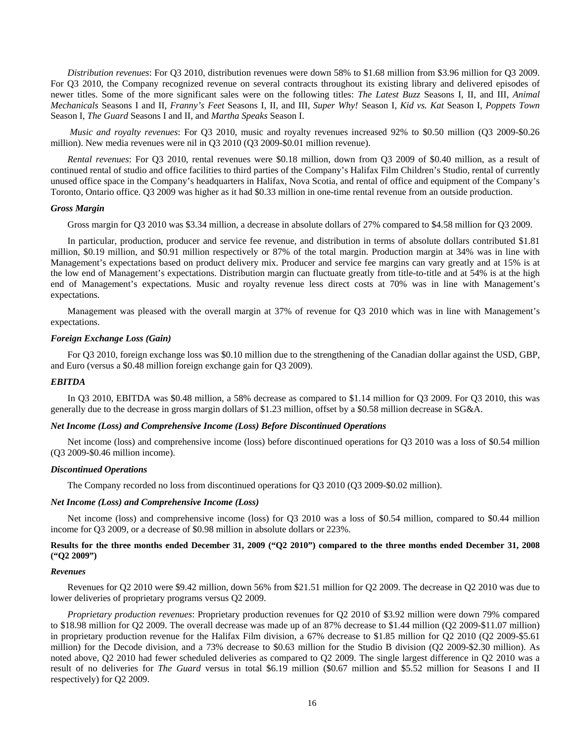*Distribution revenues*: For Q3 2010, distribution revenues were down 58% to $1.68 million from $3.96 million for Q3 2009. For Q3 2010, the Company recognized revenue on several contracts throughout its existing library and delivered episodes of newer titles. Some of the more significant sales were on the following titles: *The Latest Buzz* Seasons I, II, and III, *Animal Mechanicals* Seasons I and II, *Franny's Feet* Seasons I, II, and III, *Super Why!* Season I, *Kid vs. Kat* Season I, *Poppets Town* Season I, *The Guard* Seasons I and II, and *Martha Speaks* Season I.

*Music and royalty revenues*: For Q3 2010, music and royalty revenues increased 92% to $0.50 million (Q3 2009-$0.26 million). New media revenues were nil in Q3 2010 (Q3 2009-$0.01 million revenue).

*Rental revenues*: For Q3 2010, rental revenues were $0.18 million, down from Q3 2009 of $0.40 million, as a result of continued rental of studio and office facilities to third parties of the Company's Halifax Film Children's Studio, rental of currently unused office space in the Company's headquarters in Halifax, Nova Scotia, and rental of office and equipment of the Company's Toronto, Ontario office. Q3 2009 was higher as it had $0.33 million in one-time rental revenue from an outside production.

***Gross Margin***

Gross margin for Q3 2010 was $3.34 million, a decrease in absolute dollars of 27% compared to $4.58 million for Q3 2009.

In particular, production, producer and service fee revenue, and distribution in terms of absolute dollars contributed $1.81 million, $0.19 million, and $0.91 million respectively or 87% of the total margin. Production margin at 34% was in line with Management's expectations based on product delivery mix. Producer and service fee margins can vary greatly and at 15% is at the low end of Management's expectations. Distribution margin can fluctuate greatly from title-to-title and at 54% is at the high end of Management's expectations. Music and royalty revenue less direct costs at 70% was in line with Management's expectations.

Management was pleased with the overall margin at 37% of revenue for Q3 2010 which was in line with Management's expectations.

***Foreign Exchange Loss (Gain)***

For Q3 2010, foreign exchange loss was $0.10 million due to the strengthening of the Canadian dollar against the USD, GBP, and Euro (versus a $0.48 million foreign exchange gain for Q3 2009).

***EBITDA***

In Q3 2010, EBITDA was $0.48 million, a 58% decrease as compared to $1.14 million for Q3 2009. For Q3 2010, this was generally due to the decrease in gross margin dollars of $1.23 million, offset by a $0.58 million decrease in SG&A.

***Net Income (Loss) and Comprehensive Income (Loss) Before Discontinued Operations***

Net income (loss) and comprehensive income (loss) before discontinued operations for Q3 2010 was a loss of $0.54 million (Q3 2009-$0.46 million income).

***Discontinued Operations***

The Company recorded no loss from discontinued operations for Q3 2010 (Q3 2009-$0.02 million).

***Net Income (Loss) and Comprehensive Income (Loss)***

Net income (loss) and comprehensive income (loss) for Q3 2010 was a loss of $0.54 million, compared to $0.44 million income for Q3 2009, or a decrease of $0.98 million in absolute dollars or 223%.

**Results for the three months ended December 31, 2009 ("Q2 2010") compared to the three months ended December 31, 2008 ("Q2 2009")**

***Revenues***

Revenues for Q2 2010 were $9.42 million, down 56% from $21.51 million for Q2 2009. The decrease in Q2 2010 was due to lower deliveries of proprietary programs versus Q2 2009.

*Proprietary production revenues*: Proprietary production revenues for Q2 2010 of $3.92 million were down 79% compared to $18.98 million for Q2 2009. The overall decrease was made up of an 87% decrease to $1.44 million (Q2 2009-$11.07 million) in proprietary production revenue for the Halifax Film division, a 67% decrease to $1.85 million for Q2 2010 (Q2 2009-$5.61 million) for the Decode division, and a 73% decrease to $0.63 million for the Studio B division (Q2 2009-$2.30 million). As noted above, Q2 2010 had fewer scheduled deliveries as compared to Q2 2009. The single largest difference in Q2 2010 was a result of no deliveries for *The Guard* versus in total $6.19 million ($0.67 million and $5.52 million for Seasons I and II respectively) for Q2 2009.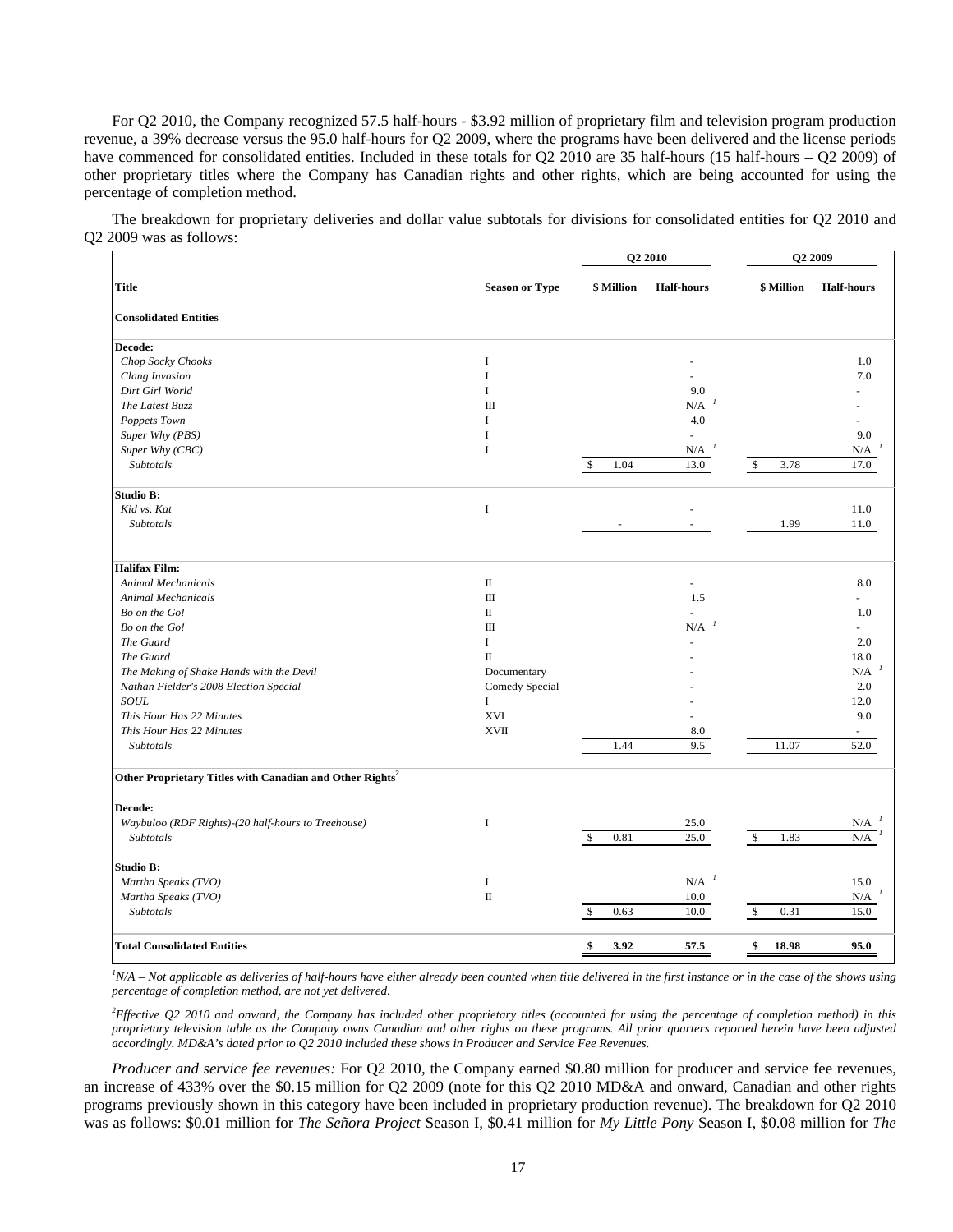For Q2 2010, the Company recognized 57.5 half-hours - \$3.92 million of proprietary film and television program production revenue, a 39% decrease versus the 95.0 half-hours for Q2 2009, where the programs have been delivered and the license periods have commenced for consolidated entities. Included in these totals for Q2 2010 are 35 half-hours (15 half-hours – Q2 2009) of other proprietary titles where the Company has Canadian rights and other rights, which are being accounted for using the percentage of completion method.

The breakdown for proprietary deliveries and dollar value subtotals for divisions for consolidated entities for Q2 2010 and Q2 2009 was as follows:

| | | Q2 2010 | | Q2 2009 | |
|---|---|---|---|---|---|
| **Title** | **Season or Type** | **\$ Million** | **Half-hours** | **\$ Million** | **Half-hours** |
| **Consolidated Entities** | | | | | |
| **Decode:** | | | | | |
| *Chop Socky Chooks* | I | | - | | 1.0 |
| *Clang Invasion* | I | | - | | 7.0 |
| *Dirt Girl World* | I | | 9.0 | | - |
| *The Latest Buzz* | III | | N/A [1] | | - |
| *Poppets Town* | I | | 4.0 | | - |
| *Super Why (PBS)* | I | | - | | 9.0 |
| *Super Why (CBC)* | I | | N/A [1] | | N/A [1] |
| *Subtotals* | | \$ 1.04 | 13.0 | \$ 3.78 | 17.0 |
| **Studio B:** | | | | | |
| *Kid vs. Kat* | I | | - | | 11.0 |
| *Subtotals* | | - | - | 1.99 | 11.0 |
| **Halifax Film:** | | | | | |
| *Animal Mechanicals* | II | | - | | 8.0 |
| *Animal Mechanicals* | III | | 1.5 | | - |
| *Bo on the Go!* | II | | - | | 1.0 |
| *Bo on the Go!* | III | | N/A [1] | | - |
| *The Guard* | I | | - | | 2.0 |
| *The Guard* | II | | - | | 18.0 |
| *The Making of Shake Hands with the Devil* | Documentary | | - | | N/A [1] |
| *Nathan Fielder's 2008 Election Special* | Comedy Special | | - | | 2.0 |
| *SOUL* | I | | - | | 12.0 |
| *This Hour Has 22 Minutes* | XVI | | - | | 9.0 |
| *This Hour Has 22 Minutes* | XVII | | 8.0 | | - |
| *Subtotals* | | 1.44 | 9.5 | 11.07 | 52.0 |
| **Other Proprietary Titles with Canadian and Other Rights[2]** | | | | | |
| **Decode:** | | | | | |
| *Waybuloo (RDF Rights)-(20 half-hours to Treehouse)* | I | | 25.0 | | N/A [1] |
| *Subtotals* | | \$ 0.81 | 25.0 | \$ 1.83 | N/A [1] |
| **Studio B:** | | | | | |
| *Martha Speaks (TVO)* | I | | N/A [1] | | 15.0 |
| *Martha Speaks (TVO)* | II | | 10.0 | | N/A [1] |
| *Subtotals* | | \$ 0.63 | 10.0 | \$ 0.31 | 15.0 |
| **Total Consolidated Entities** | | **\$ 3.92** | **57.5** | **\$ 18.98** | **95.0** |

[1]*N/A – Not applicable as deliveries of half-hours have either already been counted when title delivered in the first instance or in the case of the shows using percentage of completion method, are not yet delivered.*

[2]*Effective Q2 2010 and onward, the Company has included other proprietary titles (accounted for using the percentage of completion method) in this proprietary television table as the Company owns Canadian and other rights on these programs. All prior quarters reported herein have been adjusted accordingly. MD&A's dated prior to Q2 2010 included these shows in Producer and Service Fee Revenues.*

*Producer and service fee revenues:* For Q2 2010, the Company earned \$0.80 million for producer and service fee revenues, an increase of 433% over the \$0.15 million for Q2 2009 (note for this Q2 2010 MD&A and onward, Canadian and other rights programs previously shown in this category have been included in proprietary production revenue). The breakdown for Q2 2010 was as follows: \$0.01 million for *The Señora Project* Season I, \$0.41 million for *My Little Pony* Season I, \$0.08 million for *The*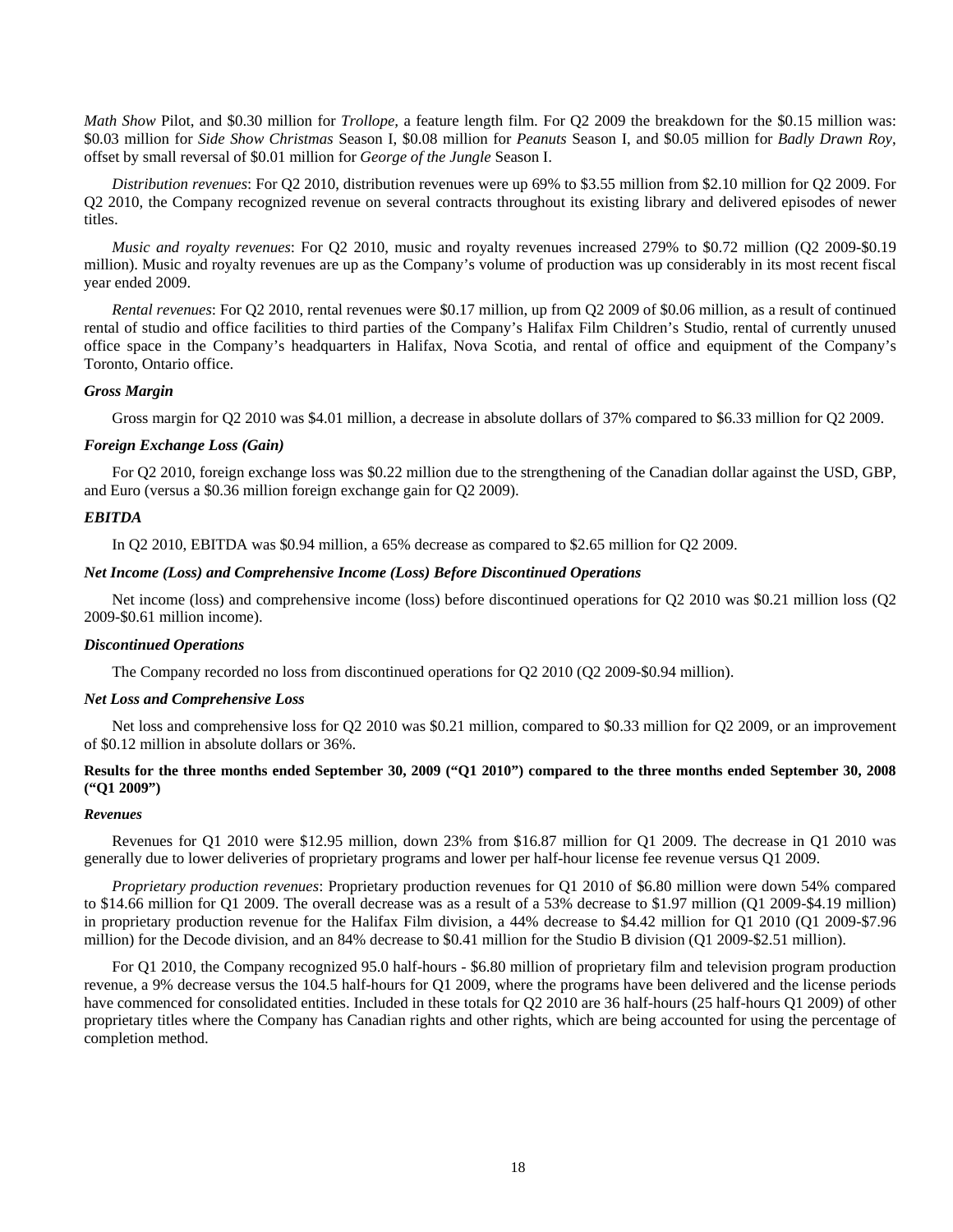*Math Show* Pilot, and $0.30 million for *Trollope*, a feature length film. For Q2 2009 the breakdown for the $0.15 million was: $0.03 million for *Side Show Christmas* Season I, $0.08 million for *Peanuts* Season I, and $0.05 million for *Badly Drawn Roy*, offset by small reversal of $0.01 million for *George of the Jungle* Season I.

*Distribution revenues*: For Q2 2010, distribution revenues were up 69% to $3.55 million from $2.10 million for Q2 2009. For Q2 2010, the Company recognized revenue on several contracts throughout its existing library and delivered episodes of newer titles.

*Music and royalty revenues*: For Q2 2010, music and royalty revenues increased 279% to $0.72 million (Q2 2009-$0.19 million). Music and royalty revenues are up as the Company's volume of production was up considerably in its most recent fiscal year ended 2009.

*Rental revenues*: For Q2 2010, rental revenues were $0.17 million, up from Q2 2009 of $0.06 million, as a result of continued rental of studio and office facilities to third parties of the Company's Halifax Film Children's Studio, rental of currently unused office space in the Company's headquarters in Halifax, Nova Scotia, and rental of office and equipment of the Company's Toronto, Ontario office.

***Gross Margin***

Gross margin for Q2 2010 was $4.01 million, a decrease in absolute dollars of 37% compared to $6.33 million for Q2 2009.

***Foreign Exchange Loss (Gain)***

For Q2 2010, foreign exchange loss was $0.22 million due to the strengthening of the Canadian dollar against the USD, GBP, and Euro (versus a $0.36 million foreign exchange gain for Q2 2009).

***EBITDA***

In Q2 2010, EBITDA was $0.94 million, a 65% decrease as compared to $2.65 million for Q2 2009.

***Net Income (Loss) and Comprehensive Income (Loss) Before Discontinued Operations***

Net income (loss) and comprehensive income (loss) before discontinued operations for Q2 2010 was $0.21 million loss (Q2 2009-$0.61 million income).

***Discontinued Operations***

The Company recorded no loss from discontinued operations for Q2 2010 (Q2 2009-$0.94 million).

***Net Loss and Comprehensive Loss***

Net loss and comprehensive loss for Q2 2010 was $0.21 million, compared to $0.33 million for Q2 2009, or an improvement of $0.12 million in absolute dollars or 36%.

**Results for the three months ended September 30, 2009 ("Q1 2010") compared to the three months ended September 30, 2008 ("Q1 2009")**

***Revenues***

Revenues for Q1 2010 were $12.95 million, down 23% from $16.87 million for Q1 2009. The decrease in Q1 2010 was generally due to lower deliveries of proprietary programs and lower per half-hour license fee revenue versus Q1 2009.

*Proprietary production revenues*: Proprietary production revenues for Q1 2010 of $6.80 million were down 54% compared to $14.66 million for Q1 2009. The overall decrease was as a result of a 53% decrease to $1.97 million (Q1 2009-$4.19 million) in proprietary production revenue for the Halifax Film division, a 44% decrease to $4.42 million for Q1 2010 (Q1 2009-$7.96 million) for the Decode division, and an 84% decrease to $0.41 million for the Studio B division (Q1 2009-$2.51 million).

For Q1 2010, the Company recognized 95.0 half-hours - $6.80 million of proprietary film and television program production revenue, a 9% decrease versus the 104.5 half-hours for Q1 2009, where the programs have been delivered and the license periods have commenced for consolidated entities. Included in these totals for Q2 2010 are 36 half-hours (25 half-hours Q1 2009) of other proprietary titles where the Company has Canadian rights and other rights, which are being accounted for using the percentage of completion method.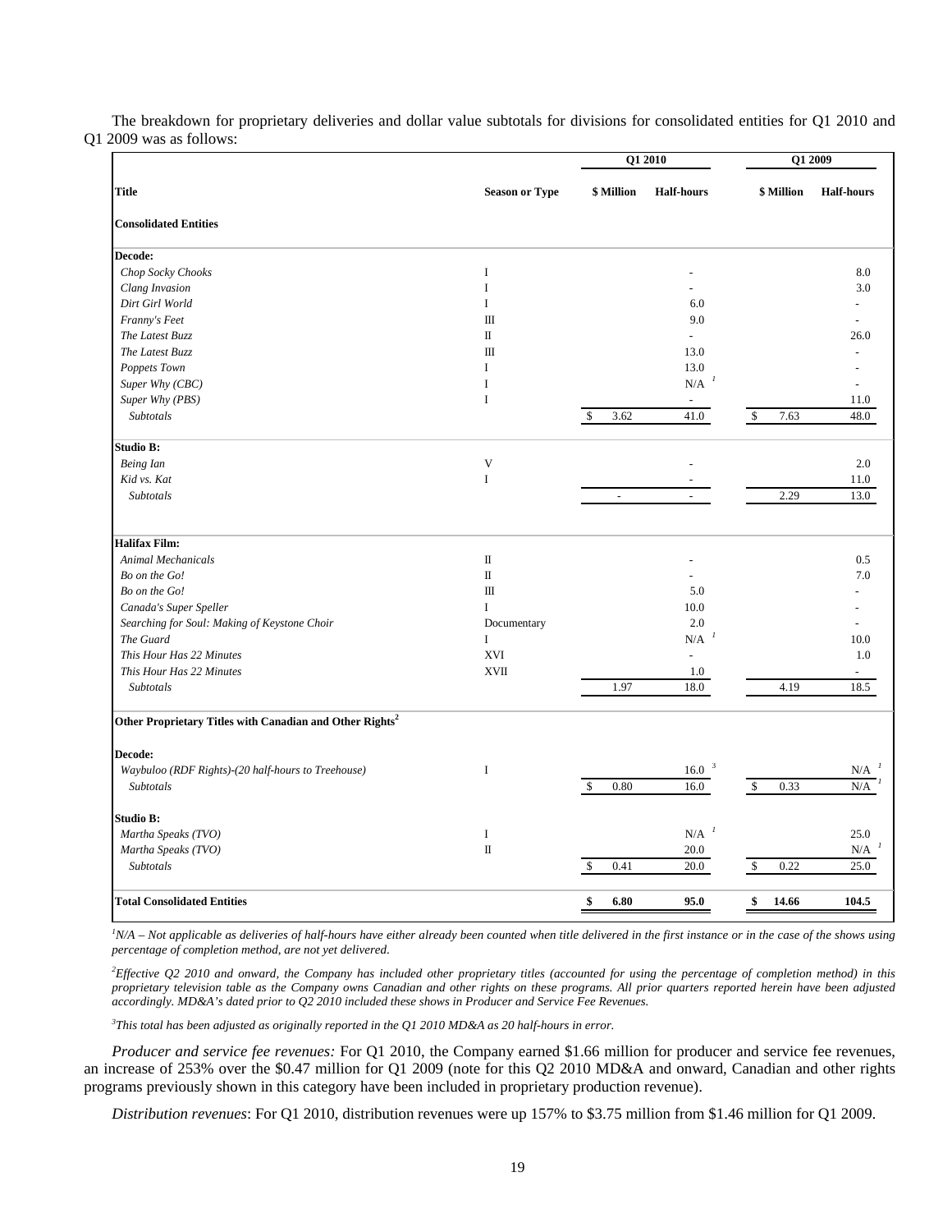The breakdown for proprietary deliveries and dollar value subtotals for divisions for consolidated entities for Q1 2010 and Q1 2009 was as follows:

| | | Q1 2010 | | Q1 2009 | |
|---|---|---|---|---|---|
| **Title** | **Season or Type** | **$ Million** | **Half-hours** | **$ Million** | **Half-hours** |
| **Consolidated Entities** | | | | | |
| **Decode:** | | | | | |
| *Chop Socky Chooks* | I | | - | | 8.0 |
| *Clang Invasion* | I | | - | | 3.0 |
| *Dirt Girl World* | I | | 6.0 | | - |
| *Franny's Feet* | III | | 9.0 | | - |
| *The Latest Buzz* | II | | - | | 26.0 |
| *The Latest Buzz* | III | | 13.0 | | - |
| *Poppets Town* | I | | 13.0 | | - |
| *Super Why (CBC)* | I | | N/A [1] | | - |
| *Super Why (PBS)* | I | | - | | 11.0 |
| *Subtotals* | | $ 3.62 | 41.0 | $ 7.63 | 48.0 |
| **Studio B:** | | | | | |
| *Being Ian* | V | | - | | 2.0 |
| *Kid vs. Kat* | I | | - | | 11.0 |
| *Subtotals* | | - | - | 2.29 | 13.0 |
| **Halifax Film:** | | | | | |
| *Animal Mechanicals* | II | | - | | 0.5 |
| *Bo on the Go!* | II | | - | | 7.0 |
| *Bo on the Go!* | III | | 5.0 | | - |
| *Canada's Super Speller* | I | | 10.0 | | - |
| *Searching for Soul: Making of Keystone Choir* | Documentary | | 2.0 | | - |
| *The Guard* | I | | N/A [1] | | 10.0 |
| *This Hour Has 22 Minutes* | XVI | | - | | 1.0 |
| *This Hour Has 22 Minutes* | XVII | | 1.0 | | - |
| *Subtotals* | | 1.97 | 18.0 | 4.19 | 18.5 |
| **Other Proprietary Titles with Canadian and Other Rights[2]** | | | | | |
| **Decode:** | | | | | |
| *Waybuloo (RDF Rights)-(20 half-hours to Treehouse)* | I | | 16.0 [3] | | N/A [1] |
| *Subtotals* | | $ 0.80 | 16.0 | $ 0.33 | N/A [1] |
| **Studio B:** | | | | | |
| *Martha Speaks (TVO)* | I | | N/A [1] | | 25.0 |
| *Martha Speaks (TVO)* | II | | 20.0 | | N/A [1] |
| *Subtotals* | | $ 0.41 | 20.0 | $ 0.22 | 25.0 |
| **Total Consolidated Entities** | | **$ 6.80** | **95.0** | **$ 14.66** | **104.5** |

*[1]N/A – Not applicable as deliveries of half-hours have either already been counted when title delivered in the first instance or in the case of the shows using percentage of completion method, are not yet delivered.*

*[2]Effective Q2 2010 and onward, the Company has included other proprietary titles (accounted for using the percentage of completion method) in this proprietary television table as the Company owns Canadian and other rights on these programs. All prior quarters reported herein have been adjusted accordingly. MD&A's dated prior to Q2 2010 included these shows in Producer and Service Fee Revenues.*

*[3]This total has been adjusted as originally reported in the Q1 2010 MD&A as 20 half-hours in error.*

*Producer and service fee revenues:* For Q1 2010, the Company earned $1.66 million for producer and service fee revenues, an increase of 253% over the $0.47 million for Q1 2009 (note for this Q2 2010 MD&A and onward, Canadian and other rights programs previously shown in this category have been included in proprietary production revenue).

*Distribution revenues*: For Q1 2010, distribution revenues were up 157% to $3.75 million from $1.46 million for Q1 2009.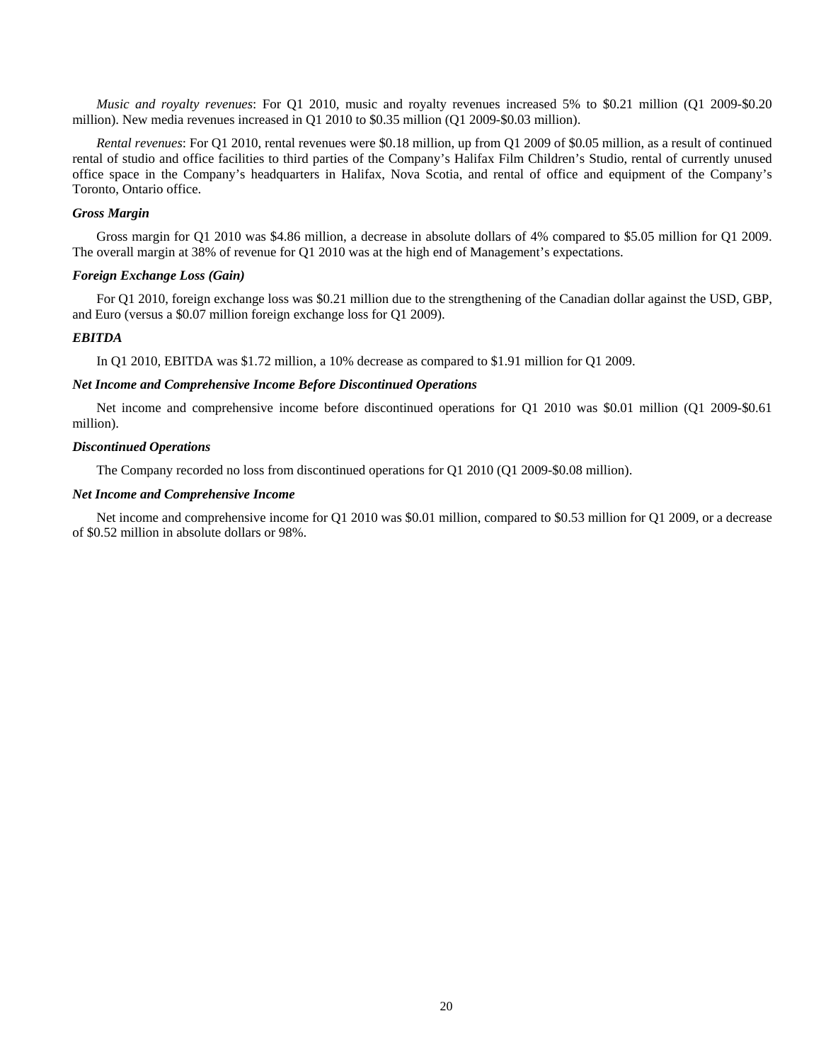*Music and royalty revenues*: For Q1 2010, music and royalty revenues increased 5% to $0.21 million (Q1 2009-$0.20 million). New media revenues increased in Q1 2010 to $0.35 million (Q1 2009-$0.03 million).

*Rental revenues*: For Q1 2010, rental revenues were $0.18 million, up from Q1 2009 of $0.05 million, as a result of continued rental of studio and office facilities to third parties of the Company's Halifax Film Children's Studio, rental of currently unused office space in the Company's headquarters in Halifax, Nova Scotia, and rental of office and equipment of the Company's Toronto, Ontario office.

***Gross Margin***

Gross margin for Q1 2010 was $4.86 million, a decrease in absolute dollars of 4% compared to $5.05 million for Q1 2009. The overall margin at 38% of revenue for Q1 2010 was at the high end of Management's expectations.

***Foreign Exchange Loss (Gain)***

For Q1 2010, foreign exchange loss was $0.21 million due to the strengthening of the Canadian dollar against the USD, GBP, and Euro (versus a $0.07 million foreign exchange loss for Q1 2009).

***EBITDA***

In Q1 2010, EBITDA was $1.72 million, a 10% decrease as compared to $1.91 million for Q1 2009.

***Net Income and Comprehensive Income Before Discontinued Operations***

Net income and comprehensive income before discontinued operations for Q1 2010 was $0.01 million (Q1 2009-$0.61 million).

***Discontinued Operations***

The Company recorded no loss from discontinued operations for Q1 2010 (Q1 2009-$0.08 million).

***Net Income and Comprehensive Income***

Net income and comprehensive income for Q1 2010 was $0.01 million, compared to $0.53 million for Q1 2009, or a decrease of $0.52 million in absolute dollars or 98%.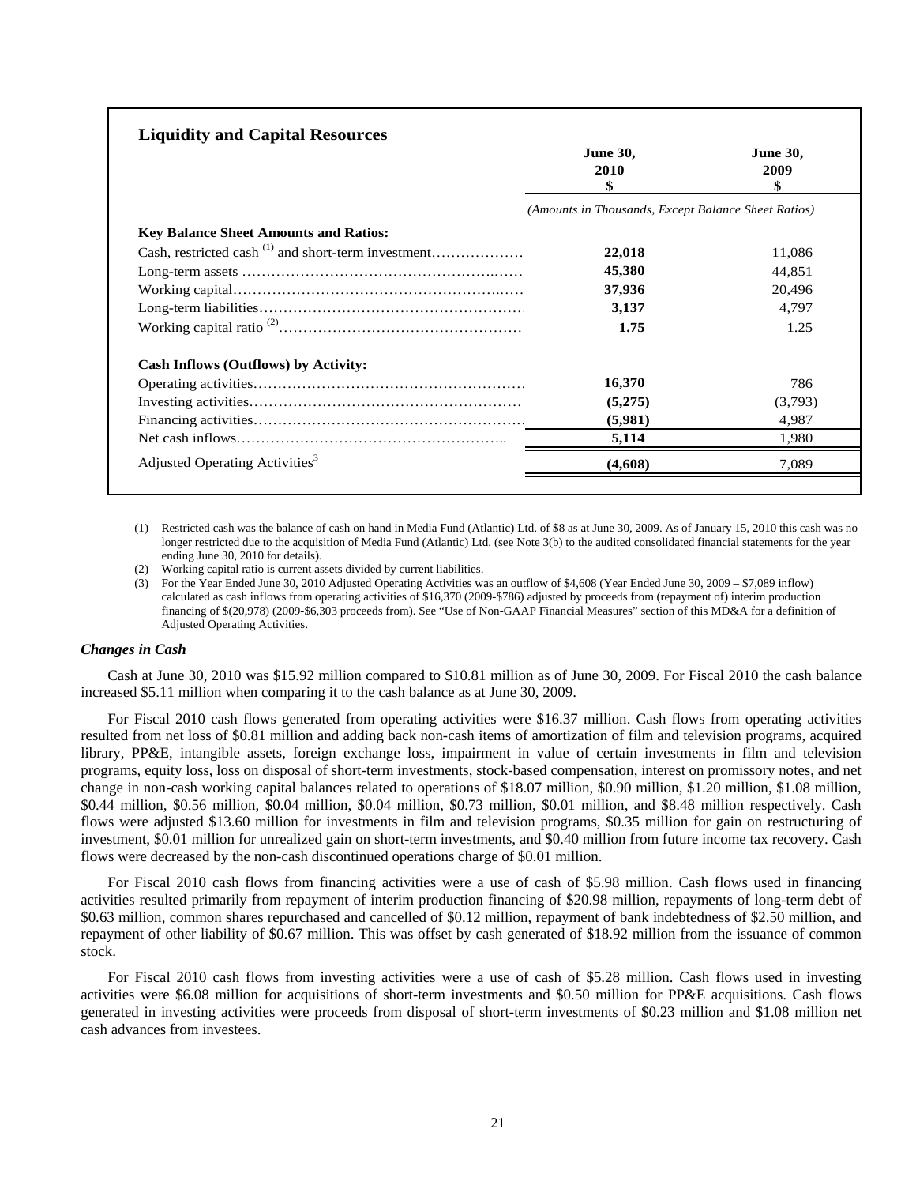## Liquidity and Capital Resources

| | June 30, 2010 $ | June 30, 2009 $ |
|---|---|---|
| | *(Amounts in Thousands, Except Balance Sheet Ratios)* | |
| **Key Balance Sheet Amounts and Ratios:** | | |
| Cash, restricted cash (1) and short-term investment | **22,018** | 11,086 |
| Long-term assets | **45,380** | 44,851 |
| Working capital | **37,936** | 20,496 |
| Long-term liabilities | **3,137** | 4,797 |
| Working capital ratio (2) | **1.75** | 1.25 |
| **Cash Inflows (Outflows) by Activity:** | | |
| Operating activities | **16,370** | 786 |
| Investing activities | **(5,275)** | (3,793) |
| Financing activities | **(5,981)** | 4,987 |
| Net cash inflows | **5,114** | 1,980 |
| Adjusted Operating Activities[3] | **(4,608)** | 7,089 |

(1) Restricted cash was the balance of cash on hand in Media Fund (Atlantic) Ltd. of $8 as at June 30, 2009. As of January 15, 2010 this cash was no longer restricted due to the acquisition of Media Fund (Atlantic) Ltd. (see Note 3(b) to the audited consolidated financial statements for the year ending June 30, 2010 for details).

(2) Working capital ratio is current assets divided by current liabilities.

(3) For the Year Ended June 30, 2010 Adjusted Operating Activities was an outflow of $4,608 (Year Ended June 30, 2009 – $7,089 inflow) calculated as cash inflows from operating activities of $16,370 (2009-$786) adjusted by proceeds from (repayment of) interim production financing of $(20,978) (2009-$6,303 proceeds from). See "Use of Non-GAAP Financial Measures" section of this MD&A for a definition of Adjusted Operating Activities.

### *Changes in Cash*

Cash at June 30, 2010 was $15.92 million compared to $10.81 million as of June 30, 2009. For Fiscal 2010 the cash balance increased $5.11 million when comparing it to the cash balance as at June 30, 2009.

For Fiscal 2010 cash flows generated from operating activities were $16.37 million. Cash flows from operating activities resulted from net loss of $0.81 million and adding back non-cash items of amortization of film and television programs, acquired library, PP&E, intangible assets, foreign exchange loss, impairment in value of certain investments in film and television programs, equity loss, loss on disposal of short-term investments, stock-based compensation, interest on promissory notes, and net change in non-cash working capital balances related to operations of $18.07 million, $0.90 million, $1.20 million, $1.08 million, $0.44 million, $0.56 million, $0.04 million, $0.04 million, $0.73 million, $0.01 million, and $8.48 million respectively. Cash flows were adjusted $13.60 million for investments in film and television programs, $0.35 million for gain on restructuring of investment, $0.01 million for unrealized gain on short-term investments, and $0.40 million from future income tax recovery. Cash flows were decreased by the non-cash discontinued operations charge of $0.01 million.

For Fiscal 2010 cash flows from financing activities were a use of cash of $5.98 million. Cash flows used in financing activities resulted primarily from repayment of interim production financing of $20.98 million, repayments of long-term debt of $0.63 million, common shares repurchased and cancelled of $0.12 million, repayment of bank indebtedness of $2.50 million, and repayment of other liability of $0.67 million. This was offset by cash generated of $18.92 million from the issuance of common stock.

For Fiscal 2010 cash flows from investing activities were a use of cash of $5.28 million. Cash flows used in investing activities were $6.08 million for acquisitions of short-term investments and $0.50 million for PP&E acquisitions. Cash flows generated in investing activities were proceeds from disposal of short-term investments of $0.23 million and $1.08 million net cash advances from investees.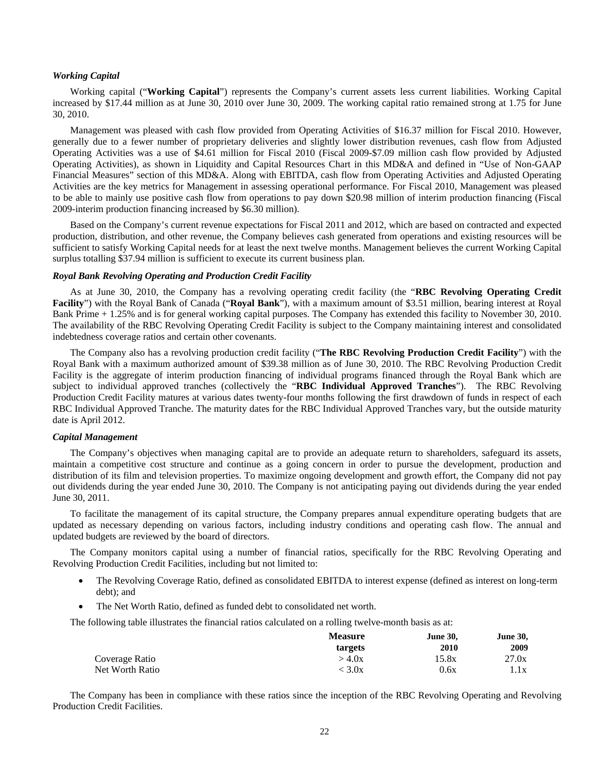### *Working Capital*

Working capital ("**Working Capital**") represents the Company's current assets less current liabilities. Working Capital increased by $17.44 million as at June 30, 2010 over June 30, 2009. The working capital ratio remained strong at 1.75 for June 30, 2010.

Management was pleased with cash flow provided from Operating Activities of $16.37 million for Fiscal 2010. However, generally due to a fewer number of proprietary deliveries and slightly lower distribution revenues, cash flow from Adjusted Operating Activities was a use of $4.61 million for Fiscal 2010 (Fiscal 2009-$7.09 million cash flow provided by Adjusted Operating Activities), as shown in Liquidity and Capital Resources Chart in this MD&A and defined in "Use of Non-GAAP Financial Measures" section of this MD&A. Along with EBITDA, cash flow from Operating Activities and Adjusted Operating Activities are the key metrics for Management in assessing operational performance. For Fiscal 2010, Management was pleased to be able to mainly use positive cash flow from operations to pay down $20.98 million of interim production financing (Fiscal 2009-interim production financing increased by $6.30 million).

Based on the Company's current revenue expectations for Fiscal 2011 and 2012, which are based on contracted and expected production, distribution, and other revenue, the Company believes cash generated from operations and existing resources will be sufficient to satisfy Working Capital needs for at least the next twelve months. Management believes the current Working Capital surplus totalling $37.94 million is sufficient to execute its current business plan.

### *Royal Bank Revolving Operating and Production Credit Facility*

As at June 30, 2010, the Company has a revolving operating credit facility (the "**RBC Revolving Operating Credit Facility**") with the Royal Bank of Canada ("**Royal Bank**"), with a maximum amount of $3.51 million, bearing interest at Royal Bank Prime + 1.25% and is for general working capital purposes. The Company has extended this facility to November 30, 2010. The availability of the RBC Revolving Operating Credit Facility is subject to the Company maintaining interest and consolidated indebtedness coverage ratios and certain other covenants.

The Company also has a revolving production credit facility ("**The RBC Revolving Production Credit Facility**") with the Royal Bank with a maximum authorized amount of $39.38 million as of June 30, 2010. The RBC Revolving Production Credit Facility is the aggregate of interim production financing of individual programs financed through the Royal Bank which are subject to individual approved tranches (collectively the "**RBC Individual Approved Tranches**"). The RBC Revolving Production Credit Facility matures at various dates twenty-four months following the first drawdown of funds in respect of each RBC Individual Approved Tranche. The maturity dates for the RBC Individual Approved Tranches vary, but the outside maturity date is April 2012.

### *Capital Management*

The Company's objectives when managing capital are to provide an adequate return to shareholders, safeguard its assets, maintain a competitive cost structure and continue as a going concern in order to pursue the development, production and distribution of its film and television properties. To maximize ongoing development and growth effort, the Company did not pay out dividends during the year ended June 30, 2010. The Company is not anticipating paying out dividends during the year ended June 30, 2011.

To facilitate the management of its capital structure, the Company prepares annual expenditure operating budgets that are updated as necessary depending on various factors, including industry conditions and operating cash flow. The annual and updated budgets are reviewed by the board of directors.

The Company monitors capital using a number of financial ratios, specifically for the RBC Revolving Operating and Revolving Production Credit Facilities, including but not limited to:

- The Revolving Coverage Ratio, defined as consolidated EBITDA to interest expense (defined as interest on long-term debt); and
- The Net Worth Ratio, defined as funded debt to consolidated net worth.

The following table illustrates the financial ratios calculated on a rolling twelve-month basis as at:

| | **Measure targets** | **June 30, 2010** | **June 30, 2009** |
|---|---|---|---|
| Coverage Ratio | > 4.0x | 15.8x | 27.0x |
| Net Worth Ratio | < 3.0x | 0.6x | 1.1x |

The Company has been in compliance with these ratios since the inception of the RBC Revolving Operating and Revolving Production Credit Facilities.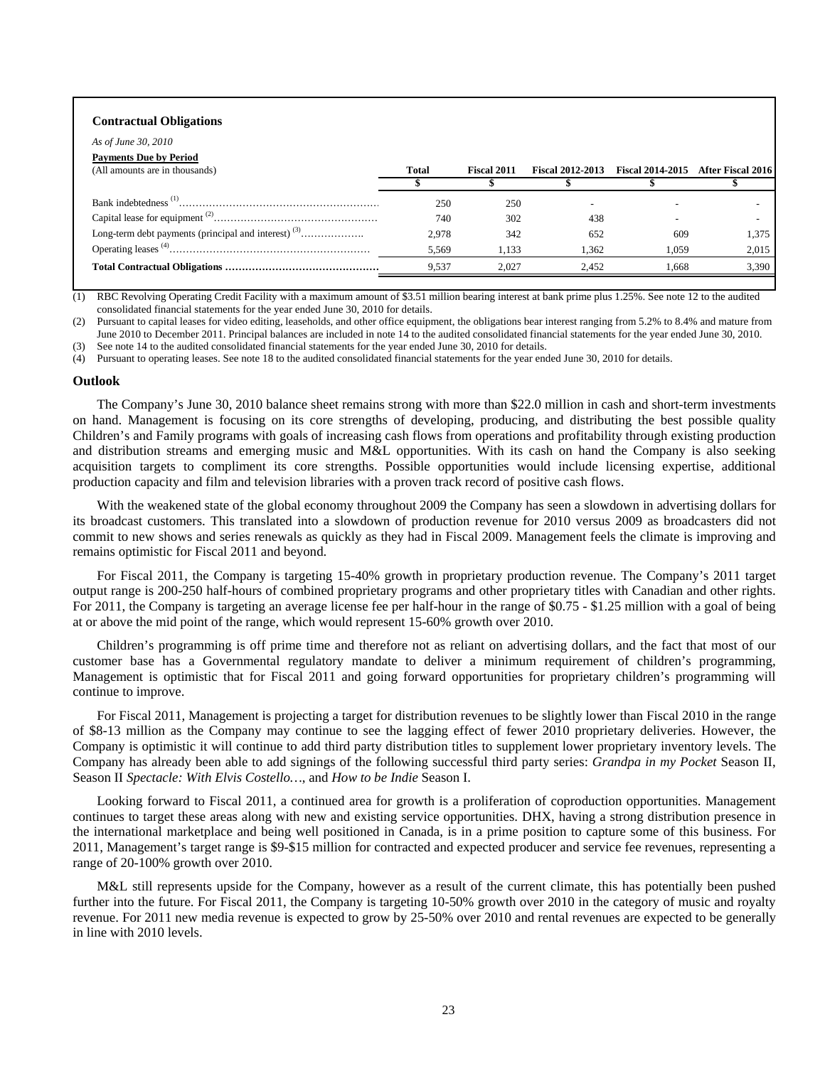**Contractual Obligations**

*As of June 30, 2010*

**Payments Due by Period**

| (All amounts are in thousands) | Total | Fiscal 2011 | Fiscal 2012-2013 | Fiscal 2014-2015 | After Fiscal 2016 |
|---|---|---|---|---|---|
| | $ | $ | $ | $ | $ |
| Bank indebtedness [(1)] | 250 | 250 | - | - | - |
| Capital lease for equipment [(2)] | 740 | 302 | 438 | - | - |
| Long-term debt payments (principal and interest) [(3)] | 2,978 | 342 | 652 | 609 | 1,375 |
| Operating leases [(4)] | 5,569 | 1,133 | 1,362 | 1,059 | 2,015 |
| **Total Contractual Obligations** | 9,537 | 2,027 | 2,452 | 1,668 | 3,390 |

(1) RBC Revolving Operating Credit Facility with a maximum amount of $3.51 million bearing interest at bank prime plus 1.25%. See note 12 to the audited consolidated financial statements for the year ended June 30, 2010 for details.

(2) Pursuant to capital leases for video editing, leaseholds, and other office equipment, the obligations bear interest ranging from 5.2% to 8.4% and mature from June 2010 to December 2011. Principal balances are included in note 14 to the audited consolidated financial statements for the year ended June 30, 2010.

(3) See note 14 to the audited consolidated financial statements for the year ended June 30, 2010 for details.

(4) Pursuant to operating leases. See note 18 to the audited consolidated financial statements for the year ended June 30, 2010 for details.

## Outlook

The Company's June 30, 2010 balance sheet remains strong with more than $22.0 million in cash and short-term investments on hand. Management is focusing on its core strengths of developing, producing, and distributing the best possible quality Children's and Family programs with goals of increasing cash flows from operations and profitability through existing production and distribution streams and emerging music and M&L opportunities. With its cash on hand the Company is also seeking acquisition targets to compliment its core strengths. Possible opportunities would include licensing expertise, additional production capacity and film and television libraries with a proven track record of positive cash flows.

With the weakened state of the global economy throughout 2009 the Company has seen a slowdown in advertising dollars for its broadcast customers. This translated into a slowdown of production revenue for 2010 versus 2009 as broadcasters did not commit to new shows and series renewals as quickly as they had in Fiscal 2009. Management feels the climate is improving and remains optimistic for Fiscal 2011 and beyond.

For Fiscal 2011, the Company is targeting 15-40% growth in proprietary production revenue. The Company's 2011 target output range is 200-250 half-hours of combined proprietary programs and other proprietary titles with Canadian and other rights. For 2011, the Company is targeting an average license fee per half-hour in the range of $0.75 - $1.25 million with a goal of being at or above the mid point of the range, which would represent 15-60% growth over 2010.

Children's programming is off prime time and therefore not as reliant on advertising dollars, and the fact that most of our customer base has a Governmental regulatory mandate to deliver a minimum requirement of children's programming, Management is optimistic that for Fiscal 2011 and going forward opportunities for proprietary children's programming will continue to improve.

For Fiscal 2011, Management is projecting a target for distribution revenues to be slightly lower than Fiscal 2010 in the range of $8-13 million as the Company may continue to see the lagging effect of fewer 2010 proprietary deliveries. However, the Company is optimistic it will continue to add third party distribution titles to supplement lower proprietary inventory levels. The Company has already been able to add signings of the following successful third party series: *Grandpa in my Pocket* Season II, Season II *Spectacle: With Elvis Costello…*, and *How to be Indie* Season I.

Looking forward to Fiscal 2011, a continued area for growth is a proliferation of coproduction opportunities. Management continues to target these areas along with new and existing service opportunities. DHX, having a strong distribution presence in the international marketplace and being well positioned in Canada, is in a prime position to capture some of this business. For 2011, Management's target range is $9-$15 million for contracted and expected producer and service fee revenues, representing a range of 20-100% growth over 2010.

M&L still represents upside for the Company, however as a result of the current climate, this has potentially been pushed further into the future. For Fiscal 2011, the Company is targeting 10-50% growth over 2010 in the category of music and royalty revenue. For 2011 new media revenue is expected to grow by 25-50% over 2010 and rental revenues are expected to be generally in line with 2010 levels.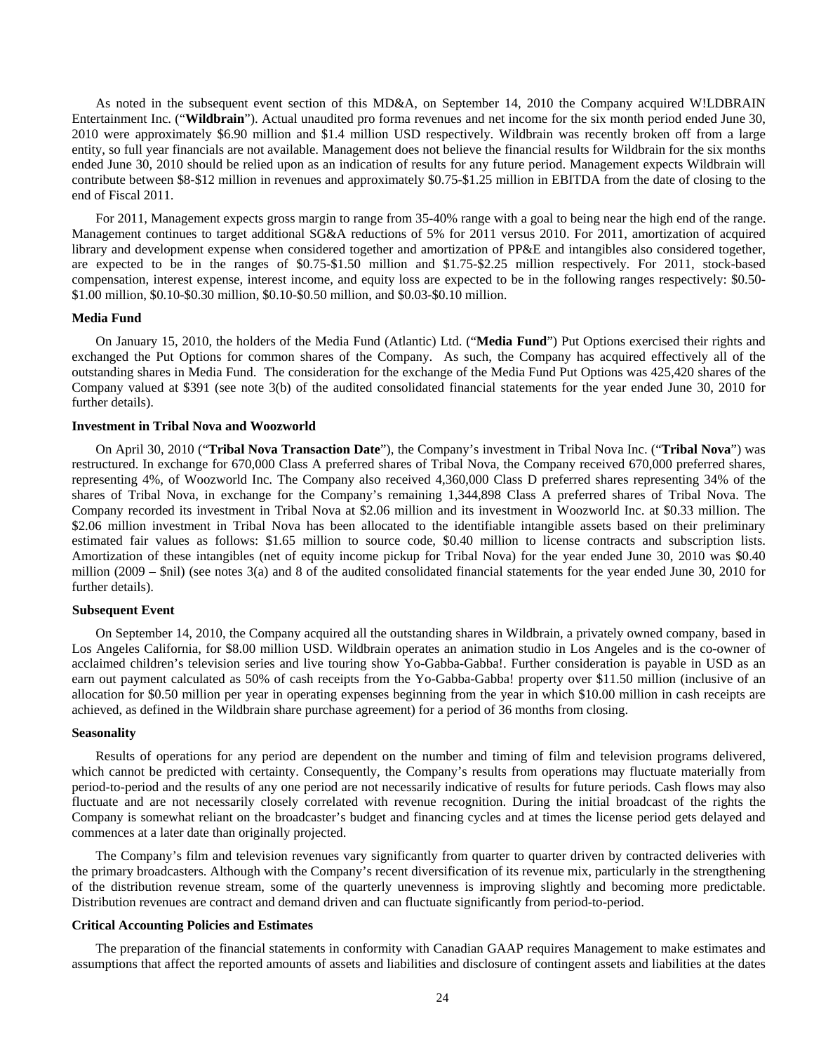As noted in the subsequent event section of this MD&A, on September 14, 2010 the Company acquired W!LDBRAIN Entertainment Inc. ("**Wildbrain**"). Actual unaudited pro forma revenues and net income for the six month period ended June 30, 2010 were approximately $6.90 million and $1.4 million USD respectively. Wildbrain was recently broken off from a large entity, so full year financials are not available. Management does not believe the financial results for Wildbrain for the six months ended June 30, 2010 should be relied upon as an indication of results for any future period. Management expects Wildbrain will contribute between $8-$12 million in revenues and approximately $0.75-$1.25 million in EBITDA from the date of closing to the end of Fiscal 2011.

For 2011, Management expects gross margin to range from 35-40% range with a goal to being near the high end of the range. Management continues to target additional SG&A reductions of 5% for 2011 versus 2010. For 2011, amortization of acquired library and development expense when considered together and amortization of PP&E and intangibles also considered together, are expected to be in the ranges of $0.75-$1.50 million and $1.75-$2.25 million respectively. For 2011, stock-based compensation, interest expense, interest income, and equity loss are expected to be in the following ranges respectively: $0.50-$1.00 million, $0.10-$0.30 million, $0.10-$0.50 million, and $0.03-$0.10 million.

**Media Fund**

On January 15, 2010, the holders of the Media Fund (Atlantic) Ltd. ("**Media Fund**") Put Options exercised their rights and exchanged the Put Options for common shares of the Company. As such, the Company has acquired effectively all of the outstanding shares in Media Fund. The consideration for the exchange of the Media Fund Put Options was 425,420 shares of the Company valued at $391 (see note 3(b) of the audited consolidated financial statements for the year ended June 30, 2010 for further details).

**Investment in Tribal Nova and Woozworld**

On April 30, 2010 ("**Tribal Nova Transaction Date**"), the Company's investment in Tribal Nova Inc. ("**Tribal Nova**") was restructured. In exchange for 670,000 Class A preferred shares of Tribal Nova, the Company received 670,000 preferred shares, representing 4%, of Woozworld Inc. The Company also received 4,360,000 Class D preferred shares representing 34% of the shares of Tribal Nova, in exchange for the Company's remaining 1,344,898 Class A preferred shares of Tribal Nova. The Company recorded its investment in Tribal Nova at $2.06 million and its investment in Woozworld Inc. at $0.33 million. The $2.06 million investment in Tribal Nova has been allocated to the identifiable intangible assets based on their preliminary estimated fair values as follows: $1.65 million to source code, $0.40 million to license contracts and subscription lists. Amortization of these intangibles (net of equity income pickup for Tribal Nova) for the year ended June 30, 2010 was $0.40 million (2009 – $nil) (see notes 3(a) and 8 of the audited consolidated financial statements for the year ended June 30, 2010 for further details).

**Subsequent Event**

On September 14, 2010, the Company acquired all the outstanding shares in Wildbrain, a privately owned company, based in Los Angeles California, for $8.00 million USD. Wildbrain operates an animation studio in Los Angeles and is the co-owner of acclaimed children's television series and live touring show Yo-Gabba-Gabba!. Further consideration is payable in USD as an earn out payment calculated as 50% of cash receipts from the Yo-Gabba-Gabba! property over $11.50 million (inclusive of an allocation for $0.50 million per year in operating expenses beginning from the year in which $10.00 million in cash receipts are achieved, as defined in the Wildbrain share purchase agreement) for a period of 36 months from closing.

**Seasonality**

Results of operations for any period are dependent on the number and timing of film and television programs delivered, which cannot be predicted with certainty. Consequently, the Company's results from operations may fluctuate materially from period-to-period and the results of any one period are not necessarily indicative of results for future periods. Cash flows may also fluctuate and are not necessarily closely correlated with revenue recognition. During the initial broadcast of the rights the Company is somewhat reliant on the broadcaster's budget and financing cycles and at times the license period gets delayed and commences at a later date than originally projected.

The Company's film and television revenues vary significantly from quarter to quarter driven by contracted deliveries with the primary broadcasters. Although with the Company's recent diversification of its revenue mix, particularly in the strengthening of the distribution revenue stream, some of the quarterly unevenness is improving slightly and becoming more predictable. Distribution revenues are contract and demand driven and can fluctuate significantly from period-to-period.

**Critical Accounting Policies and Estimates**

The preparation of the financial statements in conformity with Canadian GAAP requires Management to make estimates and assumptions that affect the reported amounts of assets and liabilities and disclosure of contingent assets and liabilities at the dates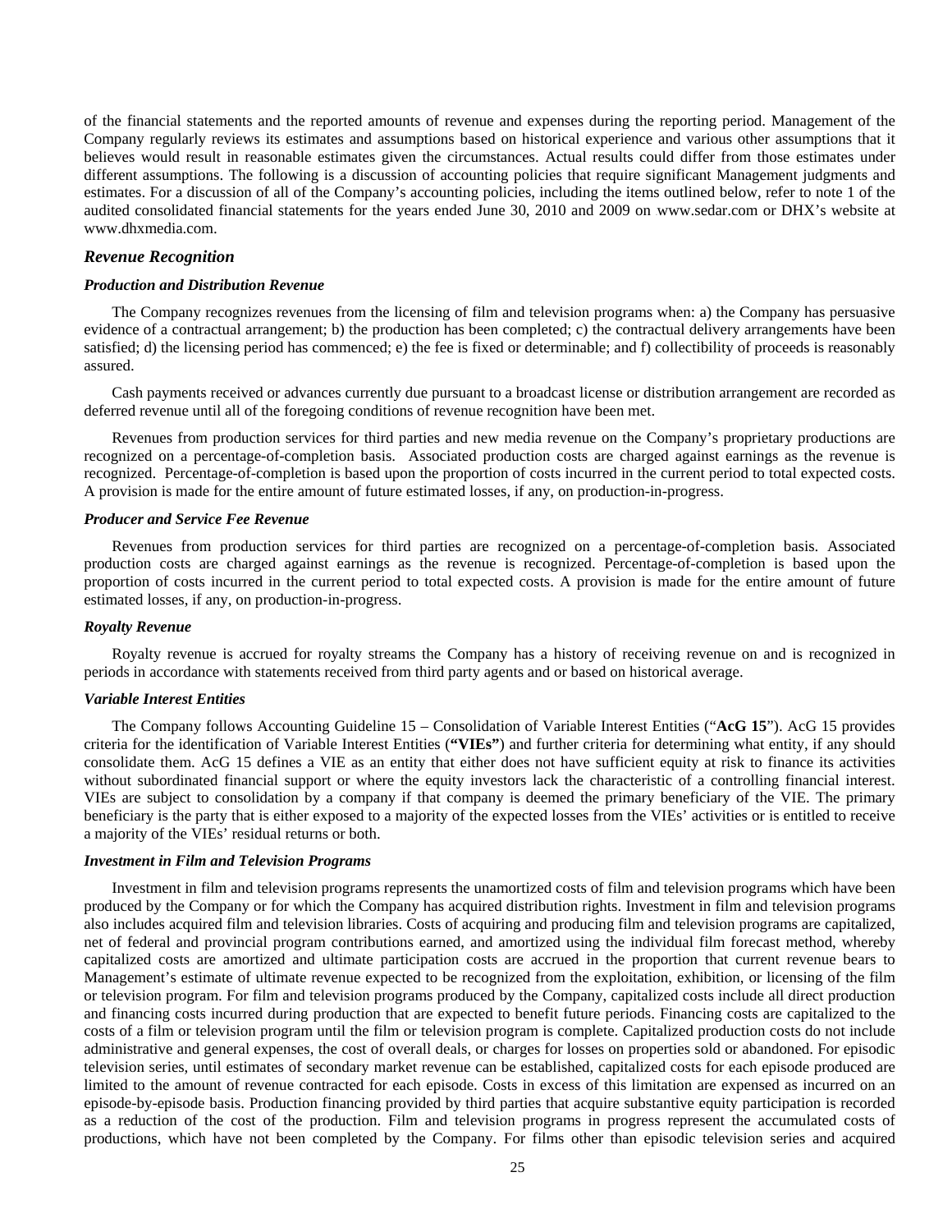of the financial statements and the reported amounts of revenue and expenses during the reporting period. Management of the Company regularly reviews its estimates and assumptions based on historical experience and various other assumptions that it believes would result in reasonable estimates given the circumstances. Actual results could differ from those estimates under different assumptions. The following is a discussion of accounting policies that require significant Management judgments and estimates. For a discussion of all of the Company's accounting policies, including the items outlined below, refer to note 1 of the audited consolidated financial statements for the years ended June 30, 2010 and 2009 on www.sedar.com or DHX's website at www.dhxmedia.com.

## *Revenue Recognition*

### *Production and Distribution Revenue*

The Company recognizes revenues from the licensing of film and television programs when: a) the Company has persuasive evidence of a contractual arrangement; b) the production has been completed; c) the contractual delivery arrangements have been satisfied; d) the licensing period has commenced; e) the fee is fixed or determinable; and f) collectibility of proceeds is reasonably assured.

Cash payments received or advances currently due pursuant to a broadcast license or distribution arrangement are recorded as deferred revenue until all of the foregoing conditions of revenue recognition have been met.

Revenues from production services for third parties and new media revenue on the Company's proprietary productions are recognized on a percentage-of-completion basis. Associated production costs are charged against earnings as the revenue is recognized. Percentage-of-completion is based upon the proportion of costs incurred in the current period to total expected costs. A provision is made for the entire amount of future estimated losses, if any, on production-in-progress.

### *Producer and Service Fee Revenue*

Revenues from production services for third parties are recognized on a percentage-of-completion basis. Associated production costs are charged against earnings as the revenue is recognized. Percentage-of-completion is based upon the proportion of costs incurred in the current period to total expected costs. A provision is made for the entire amount of future estimated losses, if any, on production-in-progress.

### *Royalty Revenue*

Royalty revenue is accrued for royalty streams the Company has a history of receiving revenue on and is recognized in periods in accordance with statements received from third party agents and or based on historical average.

### *Variable Interest Entities*

The Company follows Accounting Guideline 15 – Consolidation of Variable Interest Entities ("**AcG 15**"). AcG 15 provides criteria for the identification of Variable Interest Entities (**"VIEs"**) and further criteria for determining what entity, if any should consolidate them. AcG 15 defines a VIE as an entity that either does not have sufficient equity at risk to finance its activities without subordinated financial support or where the equity investors lack the characteristic of a controlling financial interest. VIEs are subject to consolidation by a company if that company is deemed the primary beneficiary of the VIE. The primary beneficiary is the party that is either exposed to a majority of the expected losses from the VIEs' activities or is entitled to receive a majority of the VIEs' residual returns or both.

### *Investment in Film and Television Programs*

Investment in film and television programs represents the unamortized costs of film and television programs which have been produced by the Company or for which the Company has acquired distribution rights. Investment in film and television programs also includes acquired film and television libraries. Costs of acquiring and producing film and television programs are capitalized, net of federal and provincial program contributions earned, and amortized using the individual film forecast method, whereby capitalized costs are amortized and ultimate participation costs are accrued in the proportion that current revenue bears to Management's estimate of ultimate revenue expected to be recognized from the exploitation, exhibition, or licensing of the film or television program. For film and television programs produced by the Company, capitalized costs include all direct production and financing costs incurred during production that are expected to benefit future periods. Financing costs are capitalized to the costs of a film or television program until the film or television program is complete. Capitalized production costs do not include administrative and general expenses, the cost of overall deals, or charges for losses on properties sold or abandoned. For episodic television series, until estimates of secondary market revenue can be established, capitalized costs for each episode produced are limited to the amount of revenue contracted for each episode. Costs in excess of this limitation are expensed as incurred on an episode-by-episode basis. Production financing provided by third parties that acquire substantive equity participation is recorded as a reduction of the cost of the production. Film and television programs in progress represent the accumulated costs of productions, which have not been completed by the Company. For films other than episodic television series and acquired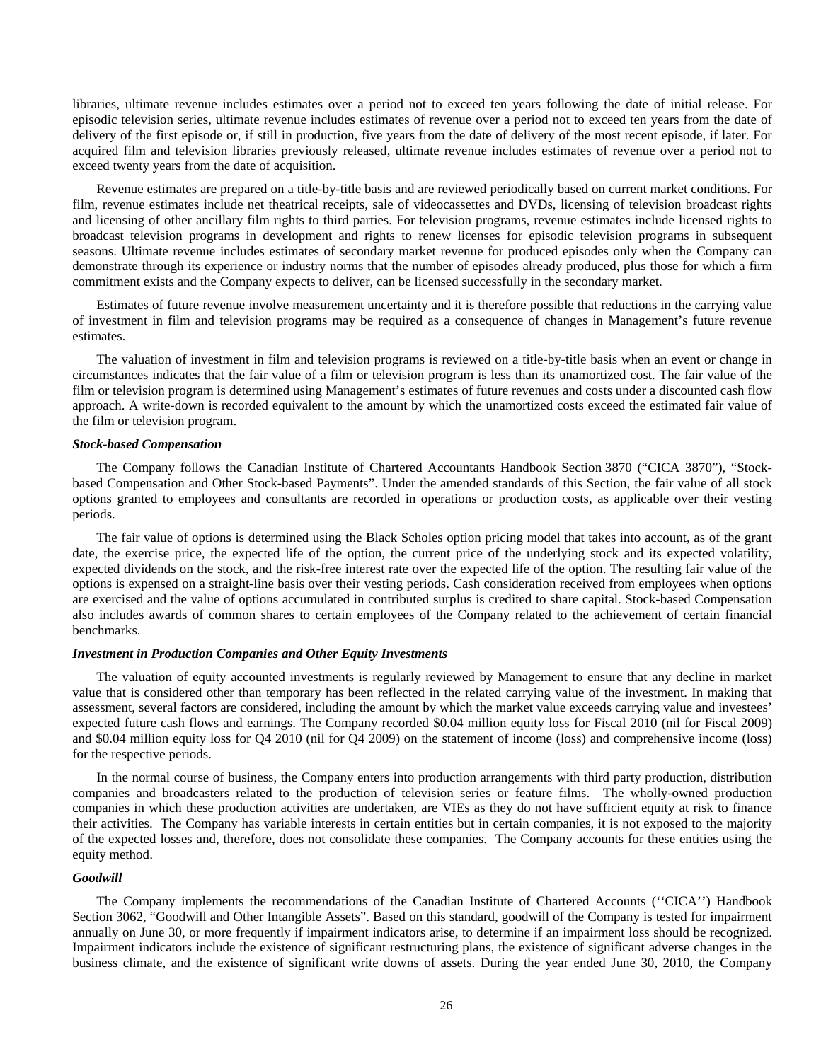libraries, ultimate revenue includes estimates over a period not to exceed ten years following the date of initial release. For episodic television series, ultimate revenue includes estimates of revenue over a period not to exceed ten years from the date of delivery of the first episode or, if still in production, five years from the date of delivery of the most recent episode, if later. For acquired film and television libraries previously released, ultimate revenue includes estimates of revenue over a period not to exceed twenty years from the date of acquisition.

Revenue estimates are prepared on a title-by-title basis and are reviewed periodically based on current market conditions. For film, revenue estimates include net theatrical receipts, sale of videocassettes and DVDs, licensing of television broadcast rights and licensing of other ancillary film rights to third parties. For television programs, revenue estimates include licensed rights to broadcast television programs in development and rights to renew licenses for episodic television programs in subsequent seasons. Ultimate revenue includes estimates of secondary market revenue for produced episodes only when the Company can demonstrate through its experience or industry norms that the number of episodes already produced, plus those for which a firm commitment exists and the Company expects to deliver, can be licensed successfully in the secondary market.

Estimates of future revenue involve measurement uncertainty and it is therefore possible that reductions in the carrying value of investment in film and television programs may be required as a consequence of changes in Management's future revenue estimates.

The valuation of investment in film and television programs is reviewed on a title-by-title basis when an event or change in circumstances indicates that the fair value of a film or television program is less than its unamortized cost. The fair value of the film or television program is determined using Management's estimates of future revenues and costs under a discounted cash flow approach. A write-down is recorded equivalent to the amount by which the unamortized costs exceed the estimated fair value of the film or television program.

***Stock-based Compensation***

The Company follows the Canadian Institute of Chartered Accountants Handbook Section 3870 ("CICA 3870"), "Stock-based Compensation and Other Stock-based Payments". Under the amended standards of this Section, the fair value of all stock options granted to employees and consultants are recorded in operations or production costs, as applicable over their vesting periods.

The fair value of options is determined using the Black Scholes option pricing model that takes into account, as of the grant date, the exercise price, the expected life of the option, the current price of the underlying stock and its expected volatility, expected dividends on the stock, and the risk-free interest rate over the expected life of the option. The resulting fair value of the options is expensed on a straight-line basis over their vesting periods. Cash consideration received from employees when options are exercised and the value of options accumulated in contributed surplus is credited to share capital. Stock-based Compensation also includes awards of common shares to certain employees of the Company related to the achievement of certain financial benchmarks.

***Investment in Production Companies and Other Equity Investments***

The valuation of equity accounted investments is regularly reviewed by Management to ensure that any decline in market value that is considered other than temporary has been reflected in the related carrying value of the investment. In making that assessment, several factors are considered, including the amount by which the market value exceeds carrying value and investees' expected future cash flows and earnings. The Company recorded $0.04 million equity loss for Fiscal 2010 (nil for Fiscal 2009) and $0.04 million equity loss for Q4 2010 (nil for Q4 2009) on the statement of income (loss) and comprehensive income (loss) for the respective periods.

In the normal course of business, the Company enters into production arrangements with third party production, distribution companies and broadcasters related to the production of television series or feature films. The wholly-owned production companies in which these production activities are undertaken, are VIEs as they do not have sufficient equity at risk to finance their activities. The Company has variable interests in certain entities but in certain companies, it is not exposed to the majority of the expected losses and, therefore, does not consolidate these companies. The Company accounts for these entities using the equity method.

***Goodwill***

The Company implements the recommendations of the Canadian Institute of Chartered Accounts (''CICA'') Handbook Section 3062, "Goodwill and Other Intangible Assets". Based on this standard, goodwill of the Company is tested for impairment annually on June 30, or more frequently if impairment indicators arise, to determine if an impairment loss should be recognized. Impairment indicators include the existence of significant restructuring plans, the existence of significant adverse changes in the business climate, and the existence of significant write downs of assets. During the year ended June 30, 2010, the Company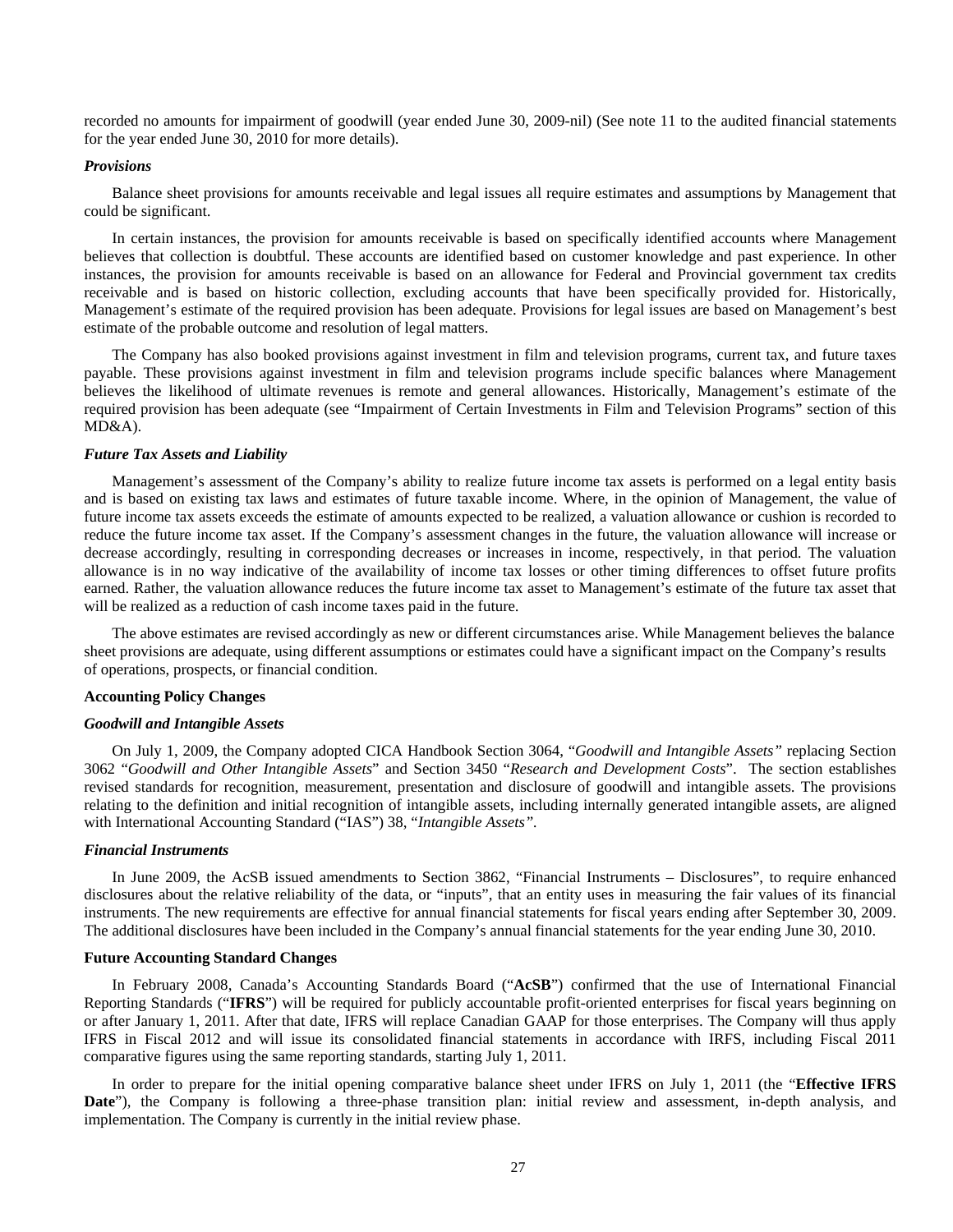recorded no amounts for impairment of goodwill (year ended June 30, 2009-nil) (See note 11 to the audited financial statements for the year ended June 30, 2010 for more details).

***Provisions***

Balance sheet provisions for amounts receivable and legal issues all require estimates and assumptions by Management that could be significant.

In certain instances, the provision for amounts receivable is based on specifically identified accounts where Management believes that collection is doubtful. These accounts are identified based on customer knowledge and past experience. In other instances, the provision for amounts receivable is based on an allowance for Federal and Provincial government tax credits receivable and is based on historic collection, excluding accounts that have been specifically provided for. Historically, Management's estimate of the required provision has been adequate. Provisions for legal issues are based on Management's best estimate of the probable outcome and resolution of legal matters.

The Company has also booked provisions against investment in film and television programs, current tax, and future taxes payable. These provisions against investment in film and television programs include specific balances where Management believes the likelihood of ultimate revenues is remote and general allowances. Historically, Management's estimate of the required provision has been adequate (see "Impairment of Certain Investments in Film and Television Programs" section of this MD&A).

***Future Tax Assets and Liability***

Management's assessment of the Company's ability to realize future income tax assets is performed on a legal entity basis and is based on existing tax laws and estimates of future taxable income. Where, in the opinion of Management, the value of future income tax assets exceeds the estimate of amounts expected to be realized, a valuation allowance or cushion is recorded to reduce the future income tax asset. If the Company's assessment changes in the future, the valuation allowance will increase or decrease accordingly, resulting in corresponding decreases or increases in income, respectively, in that period. The valuation allowance is in no way indicative of the availability of income tax losses or other timing differences to offset future profits earned. Rather, the valuation allowance reduces the future income tax asset to Management's estimate of the future tax asset that will be realized as a reduction of cash income taxes paid in the future.

The above estimates are revised accordingly as new or different circumstances arise. While Management believes the balance sheet provisions are adequate, using different assumptions or estimates could have a significant impact on the Company's results of operations, prospects, or financial condition.

**Accounting Policy Changes**

***Goodwill and Intangible Assets***

On July 1, 2009, the Company adopted CICA Handbook Section 3064, "*Goodwill and Intangible Assets"* replacing Section 3062 "*Goodwill and Other Intangible Assets*" and Section 3450 "*Research and Development Costs*". The section establishes revised standards for recognition, measurement, presentation and disclosure of goodwill and intangible assets. The provisions relating to the definition and initial recognition of intangible assets, including internally generated intangible assets, are aligned with International Accounting Standard ("IAS") 38, "*Intangible Assets"*.

***Financial Instruments***

In June 2009, the AcSB issued amendments to Section 3862, "Financial Instruments – Disclosures", to require enhanced disclosures about the relative reliability of the data, or "inputs", that an entity uses in measuring the fair values of its financial instruments. The new requirements are effective for annual financial statements for fiscal years ending after September 30, 2009. The additional disclosures have been included in the Company's annual financial statements for the year ending June 30, 2010.

**Future Accounting Standard Changes**

In February 2008, Canada's Accounting Standards Board ("**AcSB**") confirmed that the use of International Financial Reporting Standards ("**IFRS**") will be required for publicly accountable profit-oriented enterprises for fiscal years beginning on or after January 1, 2011. After that date, IFRS will replace Canadian GAAP for those enterprises. The Company will thus apply IFRS in Fiscal 2012 and will issue its consolidated financial statements in accordance with IRFS, including Fiscal 2011 comparative figures using the same reporting standards, starting July 1, 2011.

In order to prepare for the initial opening comparative balance sheet under IFRS on July 1, 2011 (the "**Effective IFRS Date**"), the Company is following a three-phase transition plan: initial review and assessment, in-depth analysis, and implementation. The Company is currently in the initial review phase.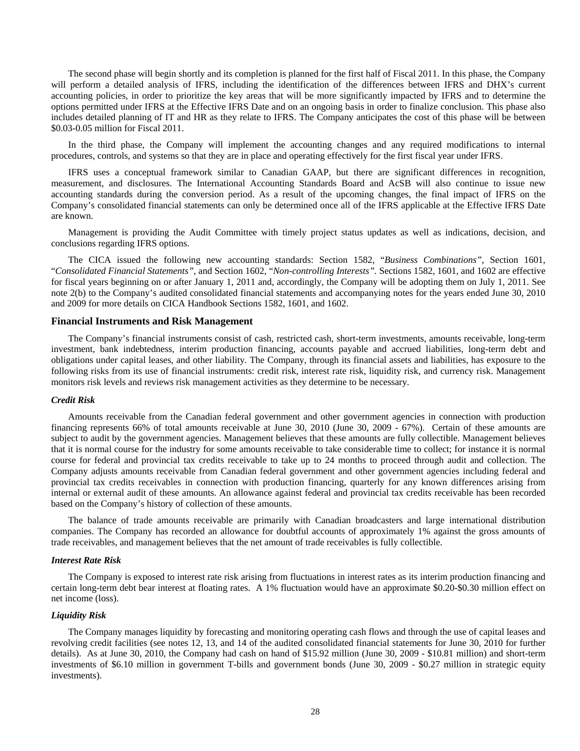The second phase will begin shortly and its completion is planned for the first half of Fiscal 2011. In this phase, the Company will perform a detailed analysis of IFRS, including the identification of the differences between IFRS and DHX's current accounting policies, in order to prioritize the key areas that will be more significantly impacted by IFRS and to determine the options permitted under IFRS at the Effective IFRS Date and on an ongoing basis in order to finalize conclusion. This phase also includes detailed planning of IT and HR as they relate to IFRS. The Company anticipates the cost of this phase will be between \$0.03-0.05 million for Fiscal 2011.

In the third phase, the Company will implement the accounting changes and any required modifications to internal procedures, controls, and systems so that they are in place and operating effectively for the first fiscal year under IFRS.

IFRS uses a conceptual framework similar to Canadian GAAP, but there are significant differences in recognition, measurement, and disclosures. The International Accounting Standards Board and AcSB will also continue to issue new accounting standards during the conversion period. As a result of the upcoming changes, the final impact of IFRS on the Company's consolidated financial statements can only be determined once all of the IFRS applicable at the Effective IFRS Date are known.

Management is providing the Audit Committee with timely project status updates as well as indications, decision, and conclusions regarding IFRS options.

The CICA issued the following new accounting standards: Section 1582, "*Business Combinations*", Section 1601, "*Consolidated Financial Statements*", and Section 1602, "*Non-controlling Interests*". Sections 1582, 1601, and 1602 are effective for fiscal years beginning on or after January 1, 2011 and, accordingly, the Company will be adopting them on July 1, 2011. See note 2(b) to the Company's audited consolidated financial statements and accompanying notes for the years ended June 30, 2010 and 2009 for more details on CICA Handbook Sections 1582, 1601, and 1602.

## Financial Instruments and Risk Management

The Company's financial instruments consist of cash, restricted cash, short-term investments, amounts receivable, long-term investment, bank indebtedness, interim production financing, accounts payable and accrued liabilities, long-term debt and obligations under capital leases, and other liability. The Company, through its financial assets and liabilities, has exposure to the following risks from its use of financial instruments: credit risk, interest rate risk, liquidity risk, and currency risk. Management monitors risk levels and reviews risk management activities as they determine to be necessary.

### *Credit Risk*

Amounts receivable from the Canadian federal government and other government agencies in connection with production financing represents 66% of total amounts receivable at June 30, 2010 (June 30, 2009 - 67%). Certain of these amounts are subject to audit by the government agencies. Management believes that these amounts are fully collectible. Management believes that it is normal course for the industry for some amounts receivable to take considerable time to collect; for instance it is normal course for federal and provincial tax credits receivable to take up to 24 months to proceed through audit and collection. The Company adjusts amounts receivable from Canadian federal government and other government agencies including federal and provincial tax credits receivables in connection with production financing, quarterly for any known differences arising from internal or external audit of these amounts. An allowance against federal and provincial tax credits receivable has been recorded based on the Company's history of collection of these amounts.

The balance of trade amounts receivable are primarily with Canadian broadcasters and large international distribution companies. The Company has recorded an allowance for doubtful accounts of approximately 1% against the gross amounts of trade receivables, and management believes that the net amount of trade receivables is fully collectible.

### *Interest Rate Risk*

The Company is exposed to interest rate risk arising from fluctuations in interest rates as its interim production financing and certain long-term debt bear interest at floating rates. A 1% fluctuation would have an approximate \$0.20-\$0.30 million effect on net income (loss).

### *Liquidity Risk*

The Company manages liquidity by forecasting and monitoring operating cash flows and through the use of capital leases and revolving credit facilities (see notes 12, 13, and 14 of the audited consolidated financial statements for June 30, 2010 for further details). As at June 30, 2010, the Company had cash on hand of \$15.92 million (June 30, 2009 - \$10.81 million) and short-term investments of \$6.10 million in government T-bills and government bonds (June 30, 2009 - \$0.27 million in strategic equity investments).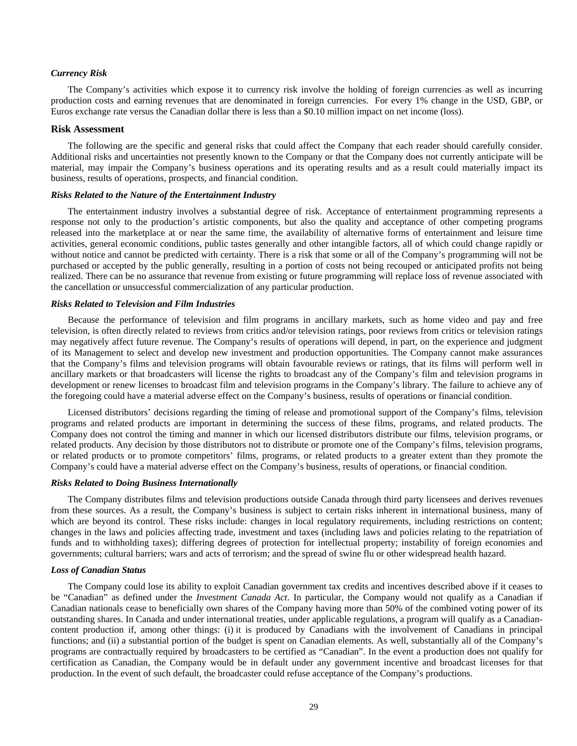*Currency Risk*

The Company's activities which expose it to currency risk involve the holding of foreign currencies as well as incurring production costs and earning revenues that are denominated in foreign currencies. For every 1% change in the USD, GBP, or Euros exchange rate versus the Canadian dollar there is less than a $0.10 million impact on net income (loss).

## Risk Assessment

The following are the specific and general risks that could affect the Company that each reader should carefully consider. Additional risks and uncertainties not presently known to the Company or that the Company does not currently anticipate will be material, may impair the Company's business operations and its operating results and as a result could materially impact its business, results of operations, prospects, and financial condition.

*Risks Related to the Nature of the Entertainment Industry*

The entertainment industry involves a substantial degree of risk. Acceptance of entertainment programming represents a response not only to the production's artistic components, but also the quality and acceptance of other competing programs released into the marketplace at or near the same time, the availability of alternative forms of entertainment and leisure time activities, general economic conditions, public tastes generally and other intangible factors, all of which could change rapidly or without notice and cannot be predicted with certainty. There is a risk that some or all of the Company's programming will not be purchased or accepted by the public generally, resulting in a portion of costs not being recouped or anticipated profits not being realized. There can be no assurance that revenue from existing or future programming will replace loss of revenue associated with the cancellation or unsuccessful commercialization of any particular production.

*Risks Related to Television and Film Industries*

Because the performance of television and film programs in ancillary markets, such as home video and pay and free television, is often directly related to reviews from critics and/or television ratings, poor reviews from critics or television ratings may negatively affect future revenue. The Company's results of operations will depend, in part, on the experience and judgment of its Management to select and develop new investment and production opportunities. The Company cannot make assurances that the Company's films and television programs will obtain favourable reviews or ratings, that its films will perform well in ancillary markets or that broadcasters will license the rights to broadcast any of the Company's film and television programs in development or renew licenses to broadcast film and television programs in the Company's library. The failure to achieve any of the foregoing could have a material adverse effect on the Company's business, results of operations or financial condition.

Licensed distributors' decisions regarding the timing of release and promotional support of the Company's films, television programs and related products are important in determining the success of these films, programs, and related products. The Company does not control the timing and manner in which our licensed distributors distribute our films, television programs, or related products. Any decision by those distributors not to distribute or promote one of the Company's films, television programs, or related products or to promote competitors' films, programs, or related products to a greater extent than they promote the Company's could have a material adverse effect on the Company's business, results of operations, or financial condition.

*Risks Related to Doing Business Internationally*

The Company distributes films and television productions outside Canada through third party licensees and derives revenues from these sources. As a result, the Company's business is subject to certain risks inherent in international business, many of which are beyond its control. These risks include: changes in local regulatory requirements, including restrictions on content; changes in the laws and policies affecting trade, investment and taxes (including laws and policies relating to the repatriation of funds and to withholding taxes); differing degrees of protection for intellectual property; instability of foreign economies and governments; cultural barriers; wars and acts of terrorism; and the spread of swine flu or other widespread health hazard.

*Loss of Canadian Status*

The Company could lose its ability to exploit Canadian government tax credits and incentives described above if it ceases to be "Canadian" as defined under the *Investment Canada Act*. In particular, the Company would not qualify as a Canadian if Canadian nationals cease to beneficially own shares of the Company having more than 50% of the combined voting power of its outstanding shares. In Canada and under international treaties, under applicable regulations, a program will qualify as a Canadian-content production if, among other things: (i) it is produced by Canadians with the involvement of Canadians in principal functions; and (ii) a substantial portion of the budget is spent on Canadian elements. As well, substantially all of the Company's programs are contractually required by broadcasters to be certified as "Canadian". In the event a production does not qualify for certification as Canadian, the Company would be in default under any government incentive and broadcast licenses for that production. In the event of such default, the broadcaster could refuse acceptance of the Company's productions.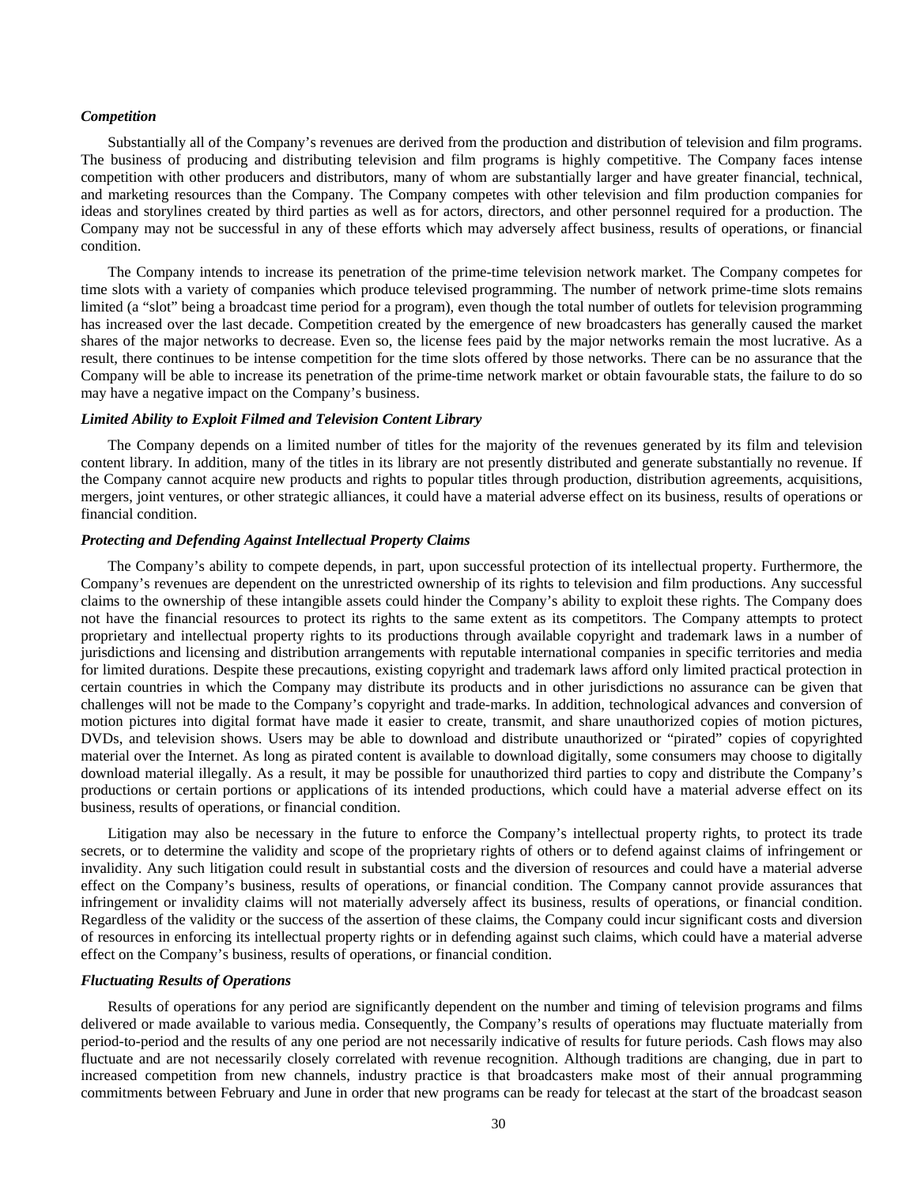### *Competition*

Substantially all of the Company's revenues are derived from the production and distribution of television and film programs. The business of producing and distributing television and film programs is highly competitive. The Company faces intense competition with other producers and distributors, many of whom are substantially larger and have greater financial, technical, and marketing resources than the Company. The Company competes with other television and film production companies for ideas and storylines created by third parties as well as for actors, directors, and other personnel required for a production. The Company may not be successful in any of these efforts which may adversely affect business, results of operations, or financial condition.

The Company intends to increase its penetration of the prime-time television network market. The Company competes for time slots with a variety of companies which produce televised programming. The number of network prime-time slots remains limited (a "slot" being a broadcast time period for a program), even though the total number of outlets for television programming has increased over the last decade. Competition created by the emergence of new broadcasters has generally caused the market shares of the major networks to decrease. Even so, the license fees paid by the major networks remain the most lucrative. As a result, there continues to be intense competition for the time slots offered by those networks. There can be no assurance that the Company will be able to increase its penetration of the prime-time network market or obtain favourable stats, the failure to do so may have a negative impact on the Company's business.

### *Limited Ability to Exploit Filmed and Television Content Library*

The Company depends on a limited number of titles for the majority of the revenues generated by its film and television content library. In addition, many of the titles in its library are not presently distributed and generate substantially no revenue. If the Company cannot acquire new products and rights to popular titles through production, distribution agreements, acquisitions, mergers, joint ventures, or other strategic alliances, it could have a material adverse effect on its business, results of operations or financial condition.

### *Protecting and Defending Against Intellectual Property Claims*

The Company's ability to compete depends, in part, upon successful protection of its intellectual property. Furthermore, the Company's revenues are dependent on the unrestricted ownership of its rights to television and film productions. Any successful claims to the ownership of these intangible assets could hinder the Company's ability to exploit these rights. The Company does not have the financial resources to protect its rights to the same extent as its competitors. The Company attempts to protect proprietary and intellectual property rights to its productions through available copyright and trademark laws in a number of jurisdictions and licensing and distribution arrangements with reputable international companies in specific territories and media for limited durations. Despite these precautions, existing copyright and trademark laws afford only limited practical protection in certain countries in which the Company may distribute its products and in other jurisdictions no assurance can be given that challenges will not be made to the Company's copyright and trade-marks. In addition, technological advances and conversion of motion pictures into digital format have made it easier to create, transmit, and share unauthorized copies of motion pictures, DVDs, and television shows. Users may be able to download and distribute unauthorized or "pirated" copies of copyrighted material over the Internet. As long as pirated content is available to download digitally, some consumers may choose to digitally download material illegally. As a result, it may be possible for unauthorized third parties to copy and distribute the Company's productions or certain portions or applications of its intended productions, which could have a material adverse effect on its business, results of operations, or financial condition.

Litigation may also be necessary in the future to enforce the Company's intellectual property rights, to protect its trade secrets, or to determine the validity and scope of the proprietary rights of others or to defend against claims of infringement or invalidity. Any such litigation could result in substantial costs and the diversion of resources and could have a material adverse effect on the Company's business, results of operations, or financial condition. The Company cannot provide assurances that infringement or invalidity claims will not materially adversely affect its business, results of operations, or financial condition. Regardless of the validity or the success of the assertion of these claims, the Company could incur significant costs and diversion of resources in enforcing its intellectual property rights or in defending against such claims, which could have a material adverse effect on the Company's business, results of operations, or financial condition.

### *Fluctuating Results of Operations*

Results of operations for any period are significantly dependent on the number and timing of television programs and films delivered or made available to various media. Consequently, the Company's results of operations may fluctuate materially from period-to-period and the results of any one period are not necessarily indicative of results for future periods. Cash flows may also fluctuate and are not necessarily closely correlated with revenue recognition. Although traditions are changing, due in part to increased competition from new channels, industry practice is that broadcasters make most of their annual programming commitments between February and June in order that new programs can be ready for telecast at the start of the broadcast season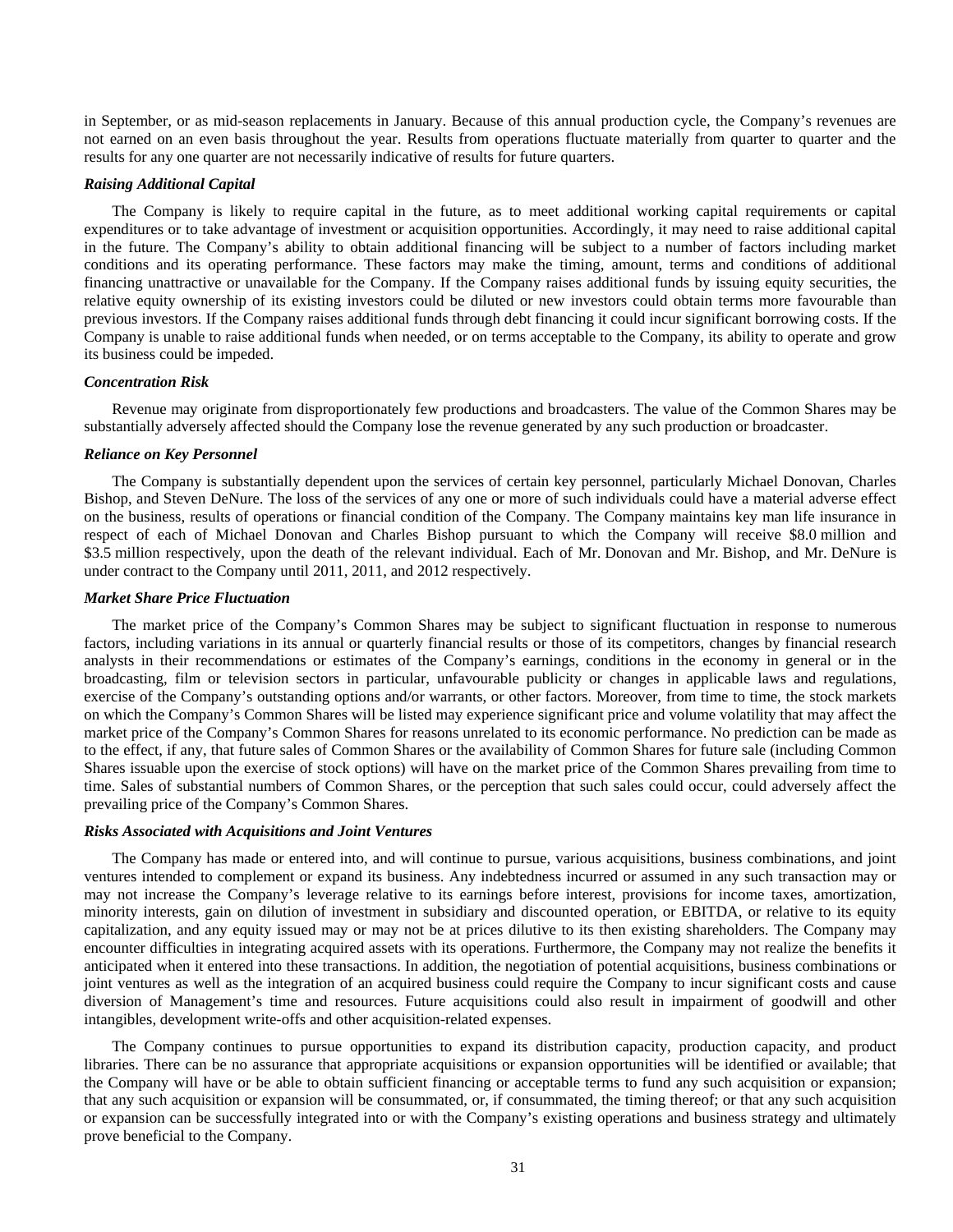in September, or as mid-season replacements in January. Because of this annual production cycle, the Company's revenues are not earned on an even basis throughout the year. Results from operations fluctuate materially from quarter to quarter and the results for any one quarter are not necessarily indicative of results for future quarters.

***Raising Additional Capital***

The Company is likely to require capital in the future, as to meet additional working capital requirements or capital expenditures or to take advantage of investment or acquisition opportunities. Accordingly, it may need to raise additional capital in the future. The Company's ability to obtain additional financing will be subject to a number of factors including market conditions and its operating performance. These factors may make the timing, amount, terms and conditions of additional financing unattractive or unavailable for the Company. If the Company raises additional funds by issuing equity securities, the relative equity ownership of its existing investors could be diluted or new investors could obtain terms more favourable than previous investors. If the Company raises additional funds through debt financing it could incur significant borrowing costs. If the Company is unable to raise additional funds when needed, or on terms acceptable to the Company, its ability to operate and grow its business could be impeded.

***Concentration Risk***

Revenue may originate from disproportionately few productions and broadcasters. The value of the Common Shares may be substantially adversely affected should the Company lose the revenue generated by any such production or broadcaster.

***Reliance on Key Personnel***

The Company is substantially dependent upon the services of certain key personnel, particularly Michael Donovan, Charles Bishop, and Steven DeNure. The loss of the services of any one or more of such individuals could have a material adverse effect on the business, results of operations or financial condition of the Company. The Company maintains key man life insurance in respect of each of Michael Donovan and Charles Bishop pursuant to which the Company will receive $8.0 million and $3.5 million respectively, upon the death of the relevant individual. Each of Mr. Donovan and Mr. Bishop, and Mr. DeNure is under contract to the Company until 2011, 2011, and 2012 respectively.

***Market Share Price Fluctuation***

The market price of the Company's Common Shares may be subject to significant fluctuation in response to numerous factors, including variations in its annual or quarterly financial results or those of its competitors, changes by financial research analysts in their recommendations or estimates of the Company's earnings, conditions in the economy in general or in the broadcasting, film or television sectors in particular, unfavourable publicity or changes in applicable laws and regulations, exercise of the Company's outstanding options and/or warrants, or other factors. Moreover, from time to time, the stock markets on which the Company's Common Shares will be listed may experience significant price and volume volatility that may affect the market price of the Company's Common Shares for reasons unrelated to its economic performance. No prediction can be made as to the effect, if any, that future sales of Common Shares or the availability of Common Shares for future sale (including Common Shares issuable upon the exercise of stock options) will have on the market price of the Common Shares prevailing from time to time. Sales of substantial numbers of Common Shares, or the perception that such sales could occur, could adversely affect the prevailing price of the Company's Common Shares.

***Risks Associated with Acquisitions and Joint Ventures***

The Company has made or entered into, and will continue to pursue, various acquisitions, business combinations, and joint ventures intended to complement or expand its business. Any indebtedness incurred or assumed in any such transaction may or may not increase the Company's leverage relative to its earnings before interest, provisions for income taxes, amortization, minority interests, gain on dilution of investment in subsidiary and discounted operation, or EBITDA, or relative to its equity capitalization, and any equity issued may or may not be at prices dilutive to its then existing shareholders. The Company may encounter difficulties in integrating acquired assets with its operations. Furthermore, the Company may not realize the benefits it anticipated when it entered into these transactions. In addition, the negotiation of potential acquisitions, business combinations or joint ventures as well as the integration of an acquired business could require the Company to incur significant costs and cause diversion of Management's time and resources. Future acquisitions could also result in impairment of goodwill and other intangibles, development write-offs and other acquisition-related expenses.

The Company continues to pursue opportunities to expand its distribution capacity, production capacity, and product libraries. There can be no assurance that appropriate acquisitions or expansion opportunities will be identified or available; that the Company will have or be able to obtain sufficient financing or acceptable terms to fund any such acquisition or expansion; that any such acquisition or expansion will be consummated, or, if consummated, the timing thereof; or that any such acquisition or expansion can be successfully integrated into or with the Company's existing operations and business strategy and ultimately prove beneficial to the Company.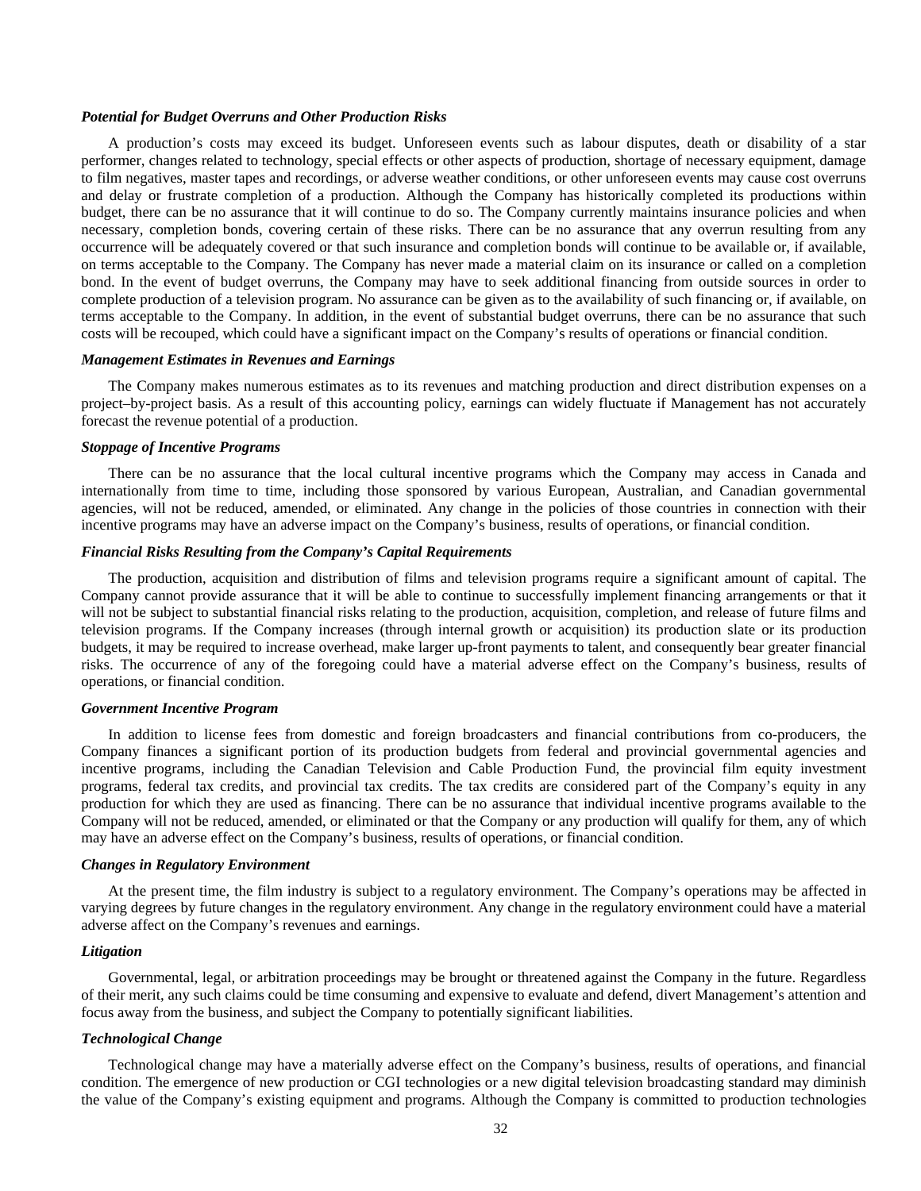*Potential for Budget Overruns and Other Production Risks*

A production's costs may exceed its budget. Unforeseen events such as labour disputes, death or disability of a star performer, changes related to technology, special effects or other aspects of production, shortage of necessary equipment, damage to film negatives, master tapes and recordings, or adverse weather conditions, or other unforeseen events may cause cost overruns and delay or frustrate completion of a production. Although the Company has historically completed its productions within budget, there can be no assurance that it will continue to do so. The Company currently maintains insurance policies and when necessary, completion bonds, covering certain of these risks. There can be no assurance that any overrun resulting from any occurrence will be adequately covered or that such insurance and completion bonds will continue to be available or, if available, on terms acceptable to the Company. The Company has never made a material claim on its insurance or called on a completion bond. In the event of budget overruns, the Company may have to seek additional financing from outside sources in order to complete production of a television program. No assurance can be given as to the availability of such financing or, if available, on terms acceptable to the Company. In addition, in the event of substantial budget overruns, there can be no assurance that such costs will be recouped, which could have a significant impact on the Company's results of operations or financial condition.

*Management Estimates in Revenues and Earnings*

The Company makes numerous estimates as to its revenues and matching production and direct distribution expenses on a project–by-project basis. As a result of this accounting policy, earnings can widely fluctuate if Management has not accurately forecast the revenue potential of a production.

*Stoppage of Incentive Programs*

There can be no assurance that the local cultural incentive programs which the Company may access in Canada and internationally from time to time, including those sponsored by various European, Australian, and Canadian governmental agencies, will not be reduced, amended, or eliminated. Any change in the policies of those countries in connection with their incentive programs may have an adverse impact on the Company's business, results of operations, or financial condition.

*Financial Risks Resulting from the Company's Capital Requirements*

The production, acquisition and distribution of films and television programs require a significant amount of capital. The Company cannot provide assurance that it will be able to continue to successfully implement financing arrangements or that it will not be subject to substantial financial risks relating to the production, acquisition, completion, and release of future films and television programs. If the Company increases (through internal growth or acquisition) its production slate or its production budgets, it may be required to increase overhead, make larger up-front payments to talent, and consequently bear greater financial risks. The occurrence of any of the foregoing could have a material adverse effect on the Company's business, results of operations, or financial condition.

*Government Incentive Program*

In addition to license fees from domestic and foreign broadcasters and financial contributions from co-producers, the Company finances a significant portion of its production budgets from federal and provincial governmental agencies and incentive programs, including the Canadian Television and Cable Production Fund, the provincial film equity investment programs, federal tax credits, and provincial tax credits. The tax credits are considered part of the Company's equity in any production for which they are used as financing. There can be no assurance that individual incentive programs available to the Company will not be reduced, amended, or eliminated or that the Company or any production will qualify for them, any of which may have an adverse effect on the Company's business, results of operations, or financial condition.

*Changes in Regulatory Environment*

At the present time, the film industry is subject to a regulatory environment. The Company's operations may be affected in varying degrees by future changes in the regulatory environment. Any change in the regulatory environment could have a material adverse affect on the Company's revenues and earnings.

*Litigation*

Governmental, legal, or arbitration proceedings may be brought or threatened against the Company in the future. Regardless of their merit, any such claims could be time consuming and expensive to evaluate and defend, divert Management's attention and focus away from the business, and subject the Company to potentially significant liabilities.

*Technological Change*

Technological change may have a materially adverse effect on the Company's business, results of operations, and financial condition. The emergence of new production or CGI technologies or a new digital television broadcasting standard may diminish the value of the Company's existing equipment and programs. Although the Company is committed to production technologies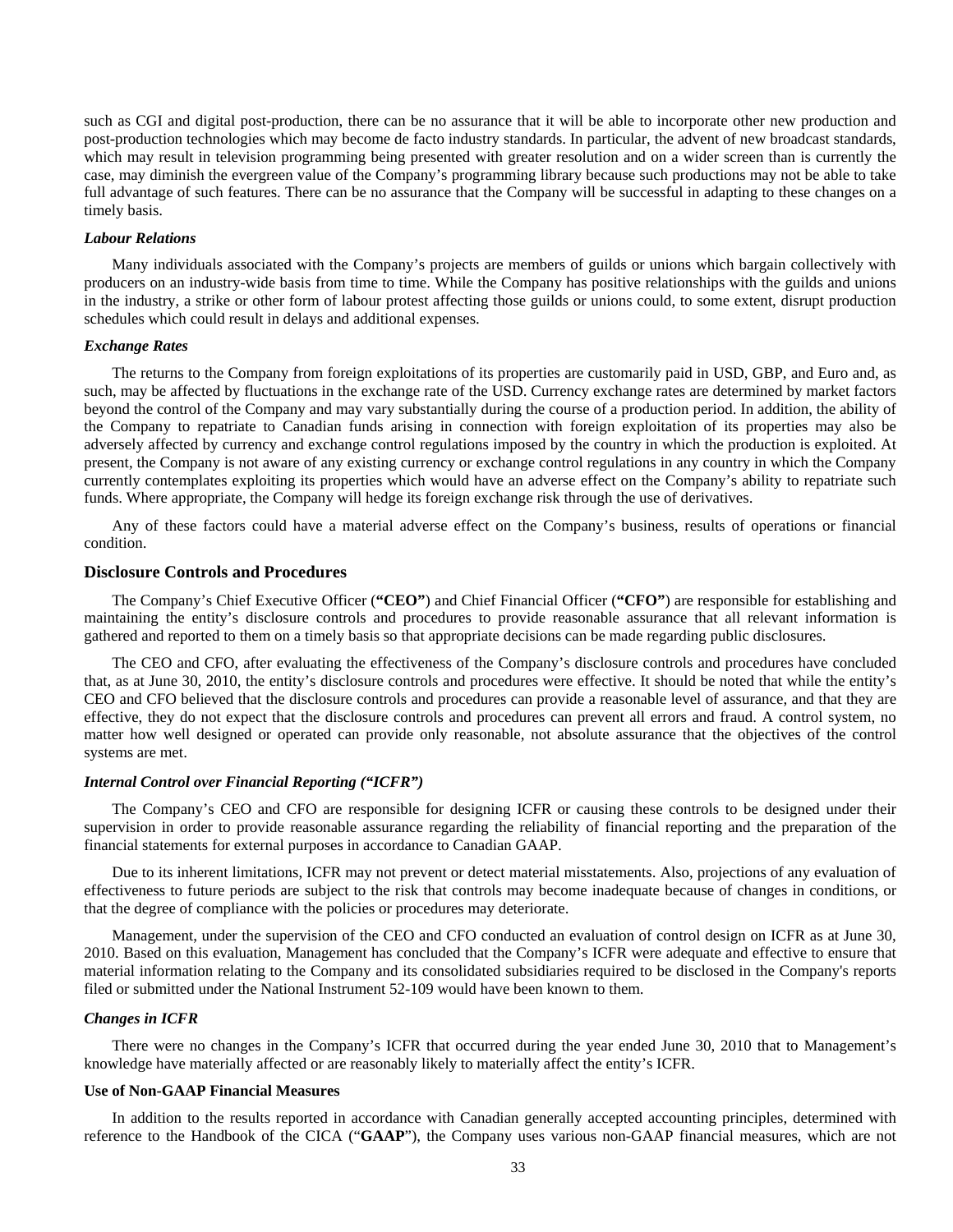such as CGI and digital post-production, there can be no assurance that it will be able to incorporate other new production and post-production technologies which may become de facto industry standards. In particular, the advent of new broadcast standards, which may result in television programming being presented with greater resolution and on a wider screen than is currently the case, may diminish the evergreen value of the Company's programming library because such productions may not be able to take full advantage of such features. There can be no assurance that the Company will be successful in adapting to these changes on a timely basis.

***Labour Relations***

Many individuals associated with the Company's projects are members of guilds or unions which bargain collectively with producers on an industry-wide basis from time to time. While the Company has positive relationships with the guilds and unions in the industry, a strike or other form of labour protest affecting those guilds or unions could, to some extent, disrupt production schedules which could result in delays and additional expenses.

***Exchange Rates***

The returns to the Company from foreign exploitations of its properties are customarily paid in USD, GBP, and Euro and, as such, may be affected by fluctuations in the exchange rate of the USD. Currency exchange rates are determined by market factors beyond the control of the Company and may vary substantially during the course of a production period. In addition, the ability of the Company to repatriate to Canadian funds arising in connection with foreign exploitation of its properties may also be adversely affected by currency and exchange control regulations imposed by the country in which the production is exploited. At present, the Company is not aware of any existing currency or exchange control regulations in any country in which the Company currently contemplates exploiting its properties which would have an adverse effect on the Company's ability to repatriate such funds. Where appropriate, the Company will hedge its foreign exchange risk through the use of derivatives.

Any of these factors could have a material adverse effect on the Company's business, results of operations or financial condition.

## Disclosure Controls and Procedures

The Company's Chief Executive Officer (**"CEO"**) and Chief Financial Officer (**"CFO"**) are responsible for establishing and maintaining the entity's disclosure controls and procedures to provide reasonable assurance that all relevant information is gathered and reported to them on a timely basis so that appropriate decisions can be made regarding public disclosures.

The CEO and CFO, after evaluating the effectiveness of the Company's disclosure controls and procedures have concluded that, as at June 30, 2010, the entity's disclosure controls and procedures were effective. It should be noted that while the entity's CEO and CFO believed that the disclosure controls and procedures can provide a reasonable level of assurance, and that they are effective, they do not expect that the disclosure controls and procedures can prevent all errors and fraud. A control system, no matter how well designed or operated can provide only reasonable, not absolute assurance that the objectives of the control systems are met.

***Internal Control over Financial Reporting ("ICFR")***

The Company's CEO and CFO are responsible for designing ICFR or causing these controls to be designed under their supervision in order to provide reasonable assurance regarding the reliability of financial reporting and the preparation of the financial statements for external purposes in accordance to Canadian GAAP.

Due to its inherent limitations, ICFR may not prevent or detect material misstatements. Also, projections of any evaluation of effectiveness to future periods are subject to the risk that controls may become inadequate because of changes in conditions, or that the degree of compliance with the policies or procedures may deteriorate.

Management, under the supervision of the CEO and CFO conducted an evaluation of control design on ICFR as at June 30, 2010. Based on this evaluation, Management has concluded that the Company's ICFR were adequate and effective to ensure that material information relating to the Company and its consolidated subsidiaries required to be disclosed in the Company's reports filed or submitted under the National Instrument 52-109 would have been known to them.

***Changes in ICFR***

There were no changes in the Company's ICFR that occurred during the year ended June 30, 2010 that to Management's knowledge have materially affected or are reasonably likely to materially affect the entity's ICFR.

**Use of Non-GAAP Financial Measures**

In addition to the results reported in accordance with Canadian generally accepted accounting principles, determined with reference to the Handbook of the CICA ("**GAAP**"), the Company uses various non-GAAP financial measures, which are not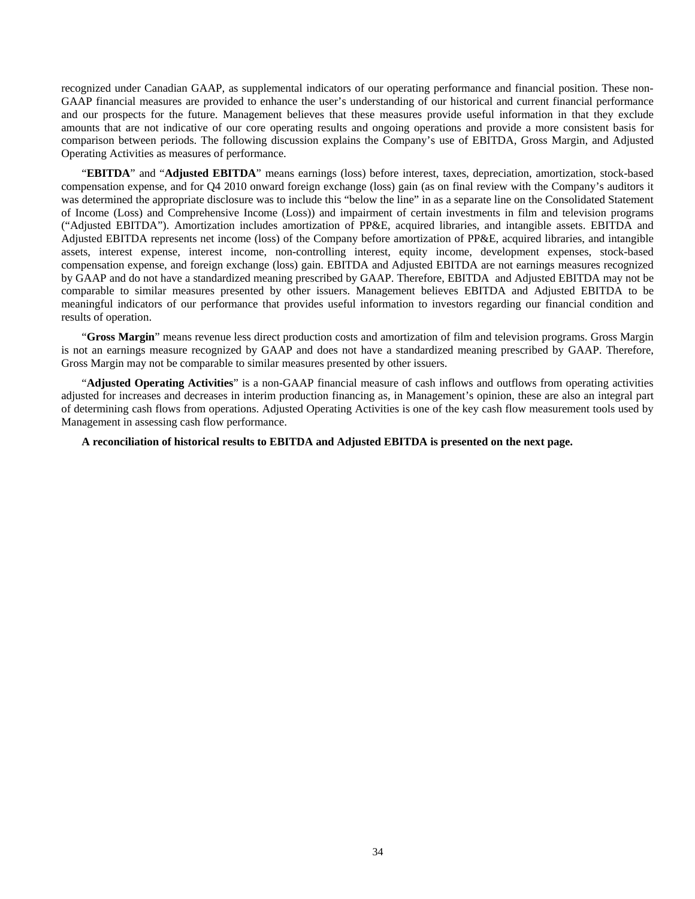recognized under Canadian GAAP, as supplemental indicators of our operating performance and financial position. These non-GAAP financial measures are provided to enhance the user's understanding of our historical and current financial performance and our prospects for the future. Management believes that these measures provide useful information in that they exclude amounts that are not indicative of our core operating results and ongoing operations and provide a more consistent basis for comparison between periods. The following discussion explains the Company's use of EBITDA, Gross Margin, and Adjusted Operating Activities as measures of performance.

"**EBITDA**" and "**Adjusted EBITDA**" means earnings (loss) before interest, taxes, depreciation, amortization, stock-based compensation expense, and for Q4 2010 onward foreign exchange (loss) gain (as on final review with the Company's auditors it was determined the appropriate disclosure was to include this "below the line" in as a separate line on the Consolidated Statement of Income (Loss) and Comprehensive Income (Loss)) and impairment of certain investments in film and television programs ("Adjusted EBITDA"). Amortization includes amortization of PP&E, acquired libraries, and intangible assets. EBITDA and Adjusted EBITDA represents net income (loss) of the Company before amortization of PP&E, acquired libraries, and intangible assets, interest expense, interest income, non-controlling interest, equity income, development expenses, stock-based compensation expense, and foreign exchange (loss) gain. EBITDA and Adjusted EBITDA are not earnings measures recognized by GAAP and do not have a standardized meaning prescribed by GAAP. Therefore, EBITDA and Adjusted EBITDA may not be comparable to similar measures presented by other issuers. Management believes EBITDA and Adjusted EBITDA to be meaningful indicators of our performance that provides useful information to investors regarding our financial condition and results of operation.

"**Gross Margin**" means revenue less direct production costs and amortization of film and television programs. Gross Margin is not an earnings measure recognized by GAAP and does not have a standardized meaning prescribed by GAAP. Therefore, Gross Margin may not be comparable to similar measures presented by other issuers.

"**Adjusted Operating Activities**" is a non-GAAP financial measure of cash inflows and outflows from operating activities adjusted for increases and decreases in interim production financing as, in Management's opinion, these are also an integral part of determining cash flows from operations. Adjusted Operating Activities is one of the key cash flow measurement tools used by Management in assessing cash flow performance.

**A reconciliation of historical results to EBITDA and Adjusted EBITDA is presented on the next page.**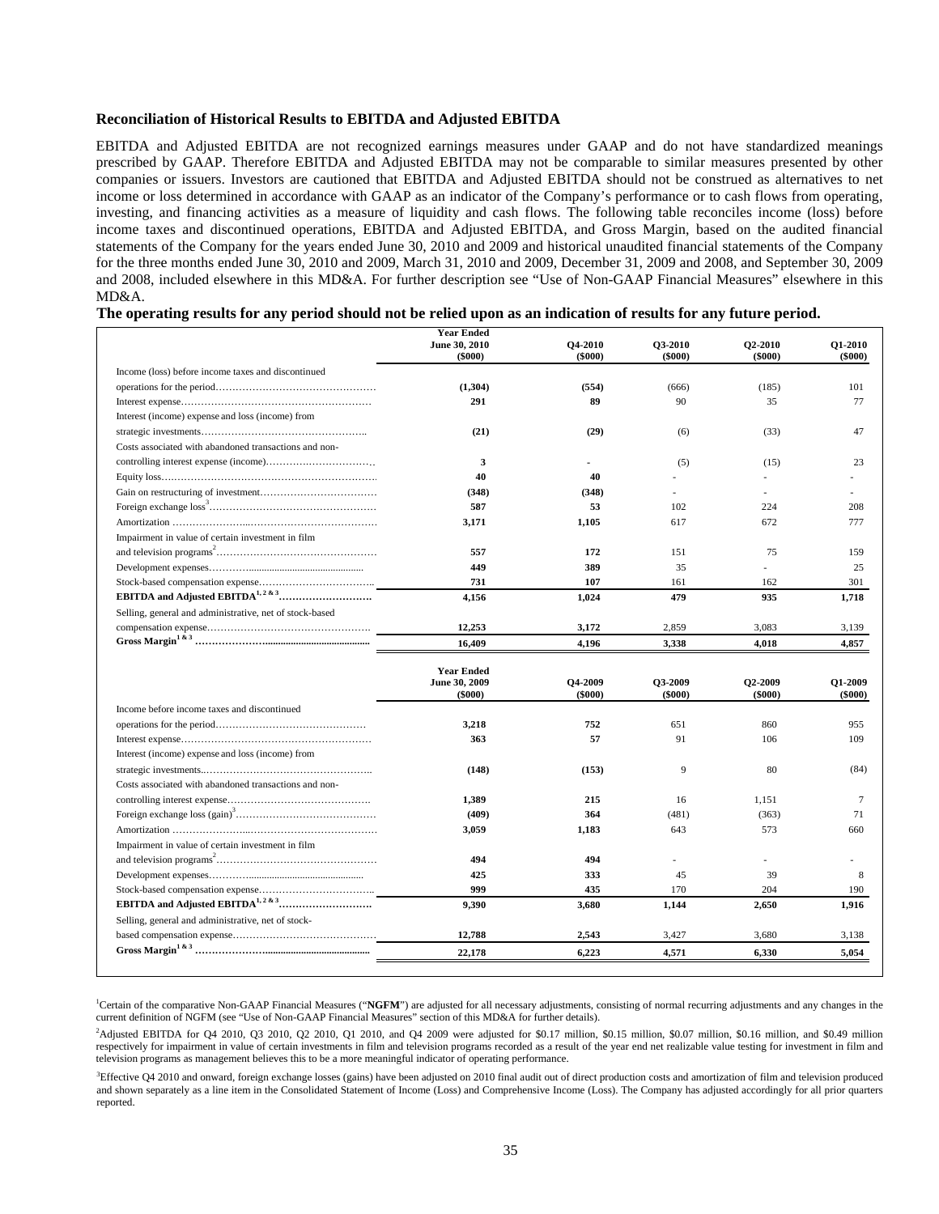**Reconciliation of Historical Results to EBITDA and Adjusted EBITDA**

EBITDA and Adjusted EBITDA are not recognized earnings measures under GAAP and do not have standardized meanings prescribed by GAAP. Therefore EBITDA and Adjusted EBITDA may not be comparable to similar measures presented by other companies or issuers. Investors are cautioned that EBITDA and Adjusted EBITDA should not be construed as alternatives to net income or loss determined in accordance with GAAP as an indicator of the Company's performance or to cash flows from operating, investing, and financing activities as a measure of liquidity and cash flows. The following table reconciles income (loss) before income taxes and discontinued operations, EBITDA and Adjusted EBITDA, and Gross Margin, based on the audited financial statements of the Company for the years ended June 30, 2010 and 2009 and historical unaudited financial statements of the Company for the three months ended June 30, 2010 and 2009, March 31, 2010 and 2009, December 31, 2009 and 2008, and September 30, 2009 and 2008, included elsewhere in this MD&A. For further description see "Use of Non-GAAP Financial Measures" elsewhere in this MD&A.

**The operating results for any period should not be relied upon as an indication of results for any future period.**

| | Year Ended June 30, 2010 ($000) | Q4-2010 ($000) | Q3-2010 ($000) | Q2-2010 ($000) | Q1-2010 ($000) |
|---|---|---|---|---|---|
| Income (loss) before income taxes and discontinued operations for the period | **(1,304)** | **(554)** | (666) | (185) | 101 |
| Interest expense | **291** | **89** | 90 | 35 | 77 |
| Interest (income) expense and loss (income) from strategic investments | **(21)** | **(29)** | (6) | (33) | 47 |
| Costs associated with abandoned transactions and non-controlling interest expense (income) | **3** | **-** | (5) | (15) | 23 |
| Equity loss | **40** | **40** | - | - | - |
| Gain on restructuring of investment | **(348)** | **(348)** | - | - | - |
| Foreign exchange loss[3] | **587** | **53** | 102 | 224 | 208 |
| Amortization | **3,171** | **1,105** | 617 | 672 | 777 |
| Impairment in value of certain investment in film and television programs[2] | **557** | **172** | 151 | 75 | 159 |
| Development expenses | **449** | **389** | 35 | - | 25 |
| Stock-based compensation expense | **731** | **107** | 161 | 162 | 301 |
| **EBITDA and Adjusted EBITDA[1, 2 & 3]** | **4,156** | **1,024** | **479** | **935** | **1,718** |
| Selling, general and administrative, net of stock-based compensation expense | **12,253** | **3,172** | 2,859 | 3,083 | 3,139 |
| **Gross Margin[1 & 3]** | **16,409** | **4,196** | **3,338** | **4,018** | **4,857** |

| | Year Ended June 30, 2009 ($000) | Q4-2009 ($000) | Q3-2009 ($000) | Q2-2009 ($000) | Q1-2009 ($000) |
|---|---|---|---|---|---|
| Income before income taxes and discontinued operations for the period | **3,218** | **752** | 651 | 860 | 955 |
| Interest expense | **363** | **57** | 91 | 106 | 109 |
| Interest (income) expense and loss (income) from strategic investments | **(148)** | **(153)** | 9 | 80 | (84) |
| Costs associated with abandoned transactions and non-controlling interest expense | **1,389** | **215** | 16 | 1,151 | 7 |
| Foreign exchange loss (gain)[3] | **(409)** | **364** | (481) | (363) | 71 |
| Amortization | **3,059** | **1,183** | 643 | 573 | 660 |
| Impairment in value of certain investment in film and television programs[2] | **494** | **494** | - | - | - |
| Development expenses | **425** | **333** | 45 | 39 | 8 |
| Stock-based compensation expense | **999** | **435** | 170 | 204 | 190 |
| **EBITDA and Adjusted EBITDA[1, 2 & 3]** | **9,390** | **3,680** | **1,144** | **2,650** | **1,916** |
| Selling, general and administrative, net of stock-based compensation expense | **12,788** | **2,543** | 3,427 | 3,680 | 3,138 |
| **Gross Margin[1 & 3]** | **22,178** | **6,223** | **4,571** | **6,330** | **5,054** |

[1]Certain of the comparative Non-GAAP Financial Measures ("**NGFM**") are adjusted for all necessary adjustments, consisting of normal recurring adjustments and any changes in the current definition of NGFM (see "Use of Non-GAAP Financial Measures" section of this MD&A for further details).

[2]Adjusted EBITDA for Q4 2010, Q3 2010, Q2 2010, Q1 2010, and Q4 2009 were adjusted for $0.17 million, $0.15 million, $0.07 million, $0.16 million, and $0.49 million respectively for impairment in value of certain investments in film and television programs recorded as a result of the year end net realizable value testing for investment in film and television programs as management believes this to be a more meaningful indicator of operating performance.

[3]Effective Q4 2010 and onward, foreign exchange losses (gains) have been adjusted on 2010 final audit out of direct production costs and amortization of film and television produced and shown separately as a line item in the Consolidated Statement of Income (Loss) and Comprehensive Income (Loss). The Company has adjusted accordingly for all prior quarters reported.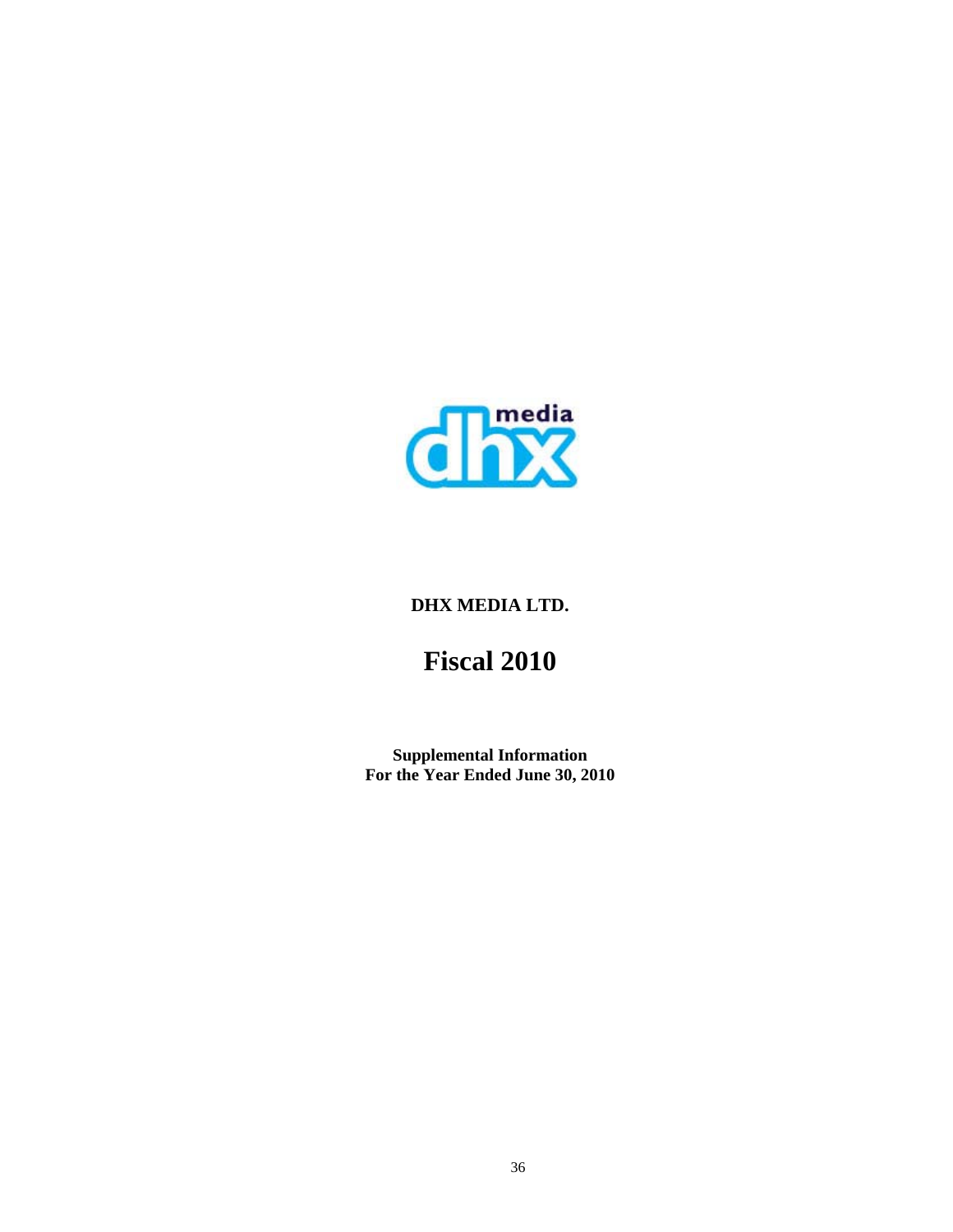**DHX MEDIA LTD.**

# Fiscal 2010

**Supplemental Information**
**For the Year Ended June 30, 2010**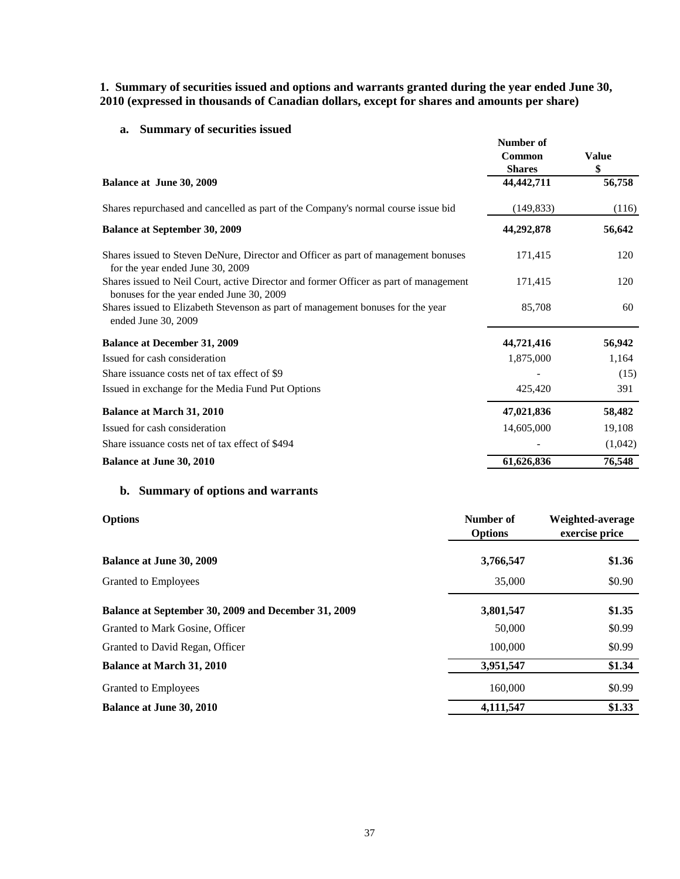## 1. Summary of securities issued and options and warrants granted during the year ended June 30, 2010 (expressed in thousands of Canadian dollars, except for shares and amounts per share)

### a. Summary of securities issued

| | Number of Common Shares | Value $ |
|---|---|---|
| **Balance at June 30, 2009** | **44,442,711** | **56,758** |
| Shares repurchased and cancelled as part of the Company's normal course issue bid | (149,833) | (116) |
| **Balance at September 30, 2009** | **44,292,878** | **56,642** |
| Shares issued to Steven DeNure, Director and Officer as part of management bonuses for the year ended June 30, 2009 | 171,415 | 120 |
| Shares issued to Neil Court, active Director and former Officer as part of management bonuses for the year ended June 30, 2009 | 171,415 | 120 |
| Shares issued to Elizabeth Stevenson as part of management bonuses for the year ended June 30, 2009 | 85,708 | 60 |
| **Balance at December 31, 2009** | **44,721,416** | **56,942** |
| Issued for cash consideration | 1,875,000 | 1,164 |
| Share issuance costs net of tax effect of $9 | - | (15) |
| Issued in exchange for the Media Fund Put Options | 425,420 | 391 |
| **Balance at March 31, 2010** | **47,021,836** | **58,482** |
| Issued for cash consideration | 14,605,000 | 19,108 |
| Share issuance costs net of tax effect of $494 | - | (1,042) |
| **Balance at June 30, 2010** | **61,626,836** | **76,548** |

### b. Summary of options and warrants

| **Options** | Number of Options | Weighted-average exercise price |
|---|---|---|
| **Balance at June 30, 2009** | **3,766,547** | **$1.36** |
| Granted to Employees | 35,000 | $0.90 |
| **Balance at September 30, 2009 and December 31, 2009** | **3,801,547** | **$1.35** |
| Granted to Mark Gosine, Officer | 50,000 | $0.99 |
| Granted to David Regan, Officer | 100,000 | $0.99 |
| **Balance at March 31, 2010** | **3,951,547** | **$1.34** |
| Granted to Employees | 160,000 | $0.99 |
| **Balance at June 30, 2010** | **4,111,547** | **$1.33** |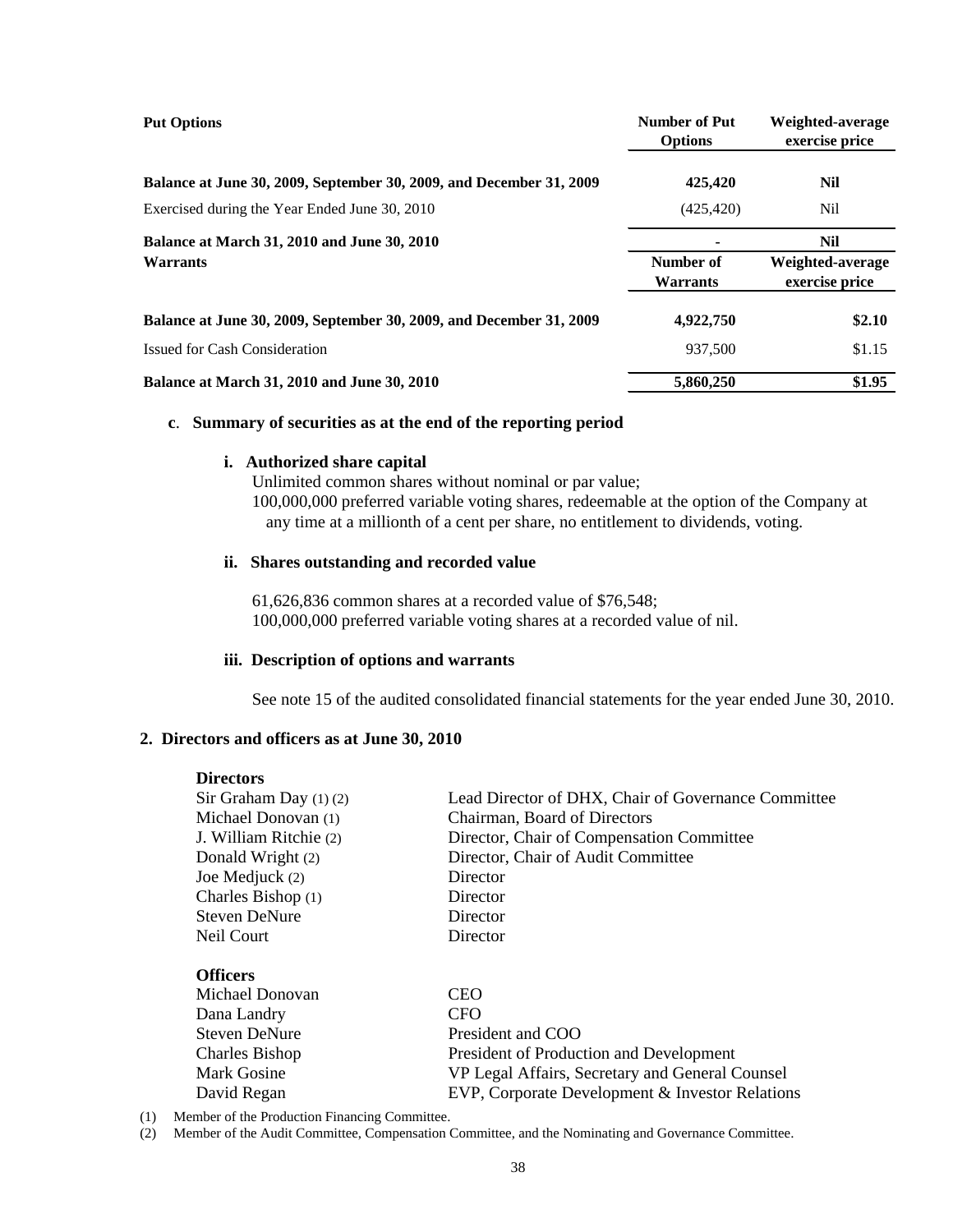| Put Options | Number of Put Options | Weighted-average exercise price |
|---|---|---|
| **Balance at June 30, 2009, September 30, 2009, and December 31, 2009** | **425,420** | **Nil** |
| Exercised during the Year Ended June 30, 2010 | (425,420) | Nil |
| **Balance at March 31, 2010 and June 30, 2010** | **-** | **Nil** |

| Warrants | Number of Warrants | Weighted-average exercise price |
|---|---|---|
| **Balance at June 30, 2009, September 30, 2009, and December 31, 2009** | **4,922,750** | **$2.10** |
| Issued for Cash Consideration | 937,500 | $1.15 |
| **Balance at March 31, 2010 and June 30, 2010** | **5,860,250** | **$1.95** |

### c. Summary of securities as at the end of the reporting period

#### i. Authorized share capital

Unlimited common shares without nominal or par value;
100,000,000 preferred variable voting shares, redeemable at the option of the Company at any time at a millionth of a cent per share, no entitlement to dividends, voting.

#### ii. Shares outstanding and recorded value

61,626,836 common shares at a recorded value of $76,548;
100,000,000 preferred variable voting shares at a recorded value of nil.

#### iii. Description of options and warrants

See note 15 of the audited consolidated financial statements for the year ended June 30, 2010.

## 2. Directors and officers as at June 30, 2010

**Directors**

| | |
|---|---|
| Sir Graham Day (1) (2) | Lead Director of DHX, Chair of Governance Committee |
| Michael Donovan (1) | Chairman, Board of Directors |
| J. William Ritchie (2) | Director, Chair of Compensation Committee |
| Donald Wright (2) | Director, Chair of Audit Committee |
| Joe Medjuck (2) | Director |
| Charles Bishop (1) | Director |
| Steven DeNure | Director |
| Neil Court | Director |

**Officers**

| | |
|---|---|
| Michael Donovan | CEO |
| Dana Landry | CFO |
| Steven DeNure | President and COO |
| Charles Bishop | President of Production and Development |
| Mark Gosine | VP Legal Affairs, Secretary and General Counsel |
| David Regan | EVP, Corporate Development & Investor Relations |

(1) Member of the Production Financing Committee.
(2) Member of the Audit Committee, Compensation Committee, and the Nominating and Governance Committee.